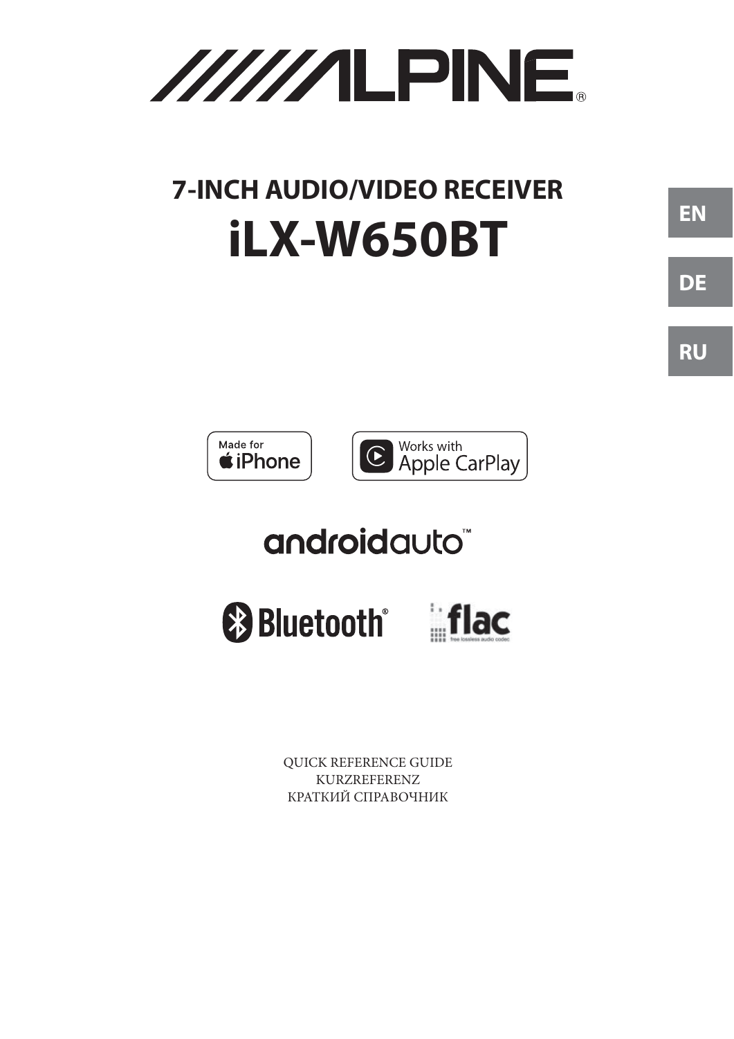# ALPINE®

## 7-INCH AUDIO/VIDEO RECEIVER

# iLX-W650BT

EN

DE

RU

Made for iPhone

Works with Apple CarPlay

androidauto™

Bluetooth®

flac
free lossless audio codec

QUICK REFERENCE GUIDE
KURZREFERENZ
КРАТКИЙ СПРАВОЧНИК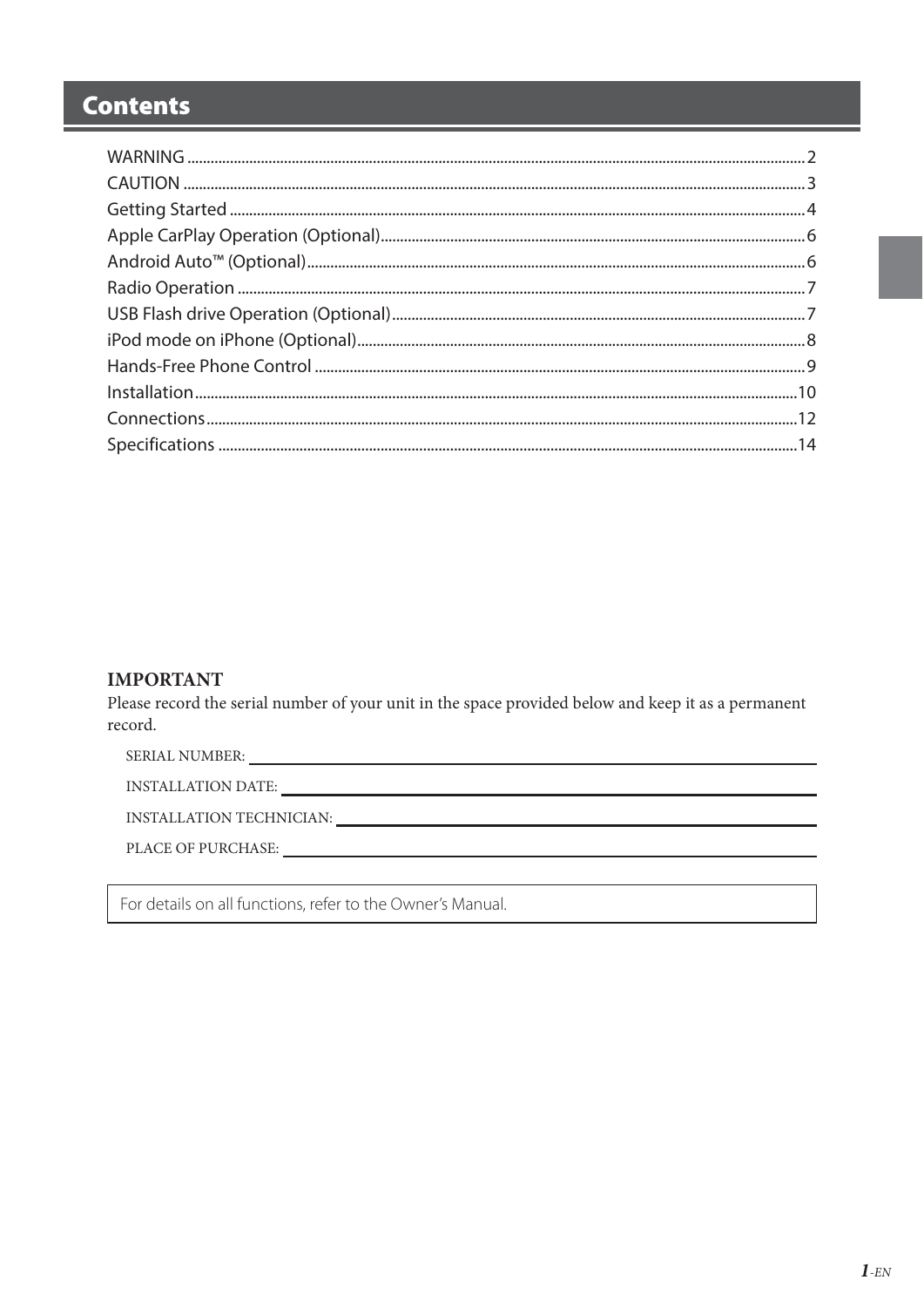# Contents

| | |
|---|---|
| WARNING | 2 |
| CAUTION | 3 |
| Getting Started | 4 |
| Apple CarPlay Operation (Optional) | 6 |
| Android Auto™ (Optional) | 6 |
| Radio Operation | 7 |
| USB Flash drive Operation (Optional) | 7 |
| iPod mode on iPhone (Optional) | 8 |
| Hands-Free Phone Control | 9 |
| Installation | 10 |
| Connections | 12 |
| Specifications | 14 |

**IMPORTANT**

Please record the serial number of your unit in the space provided below and keep it as a permanent record.

SERIAL NUMBER: ______________________

INSTALLATION DATE: ______________________

INSTALLATION TECHNICIAN: ______________________

PLACE OF PURCHASE: ______________________

For details on all functions, refer to the Owner's Manual.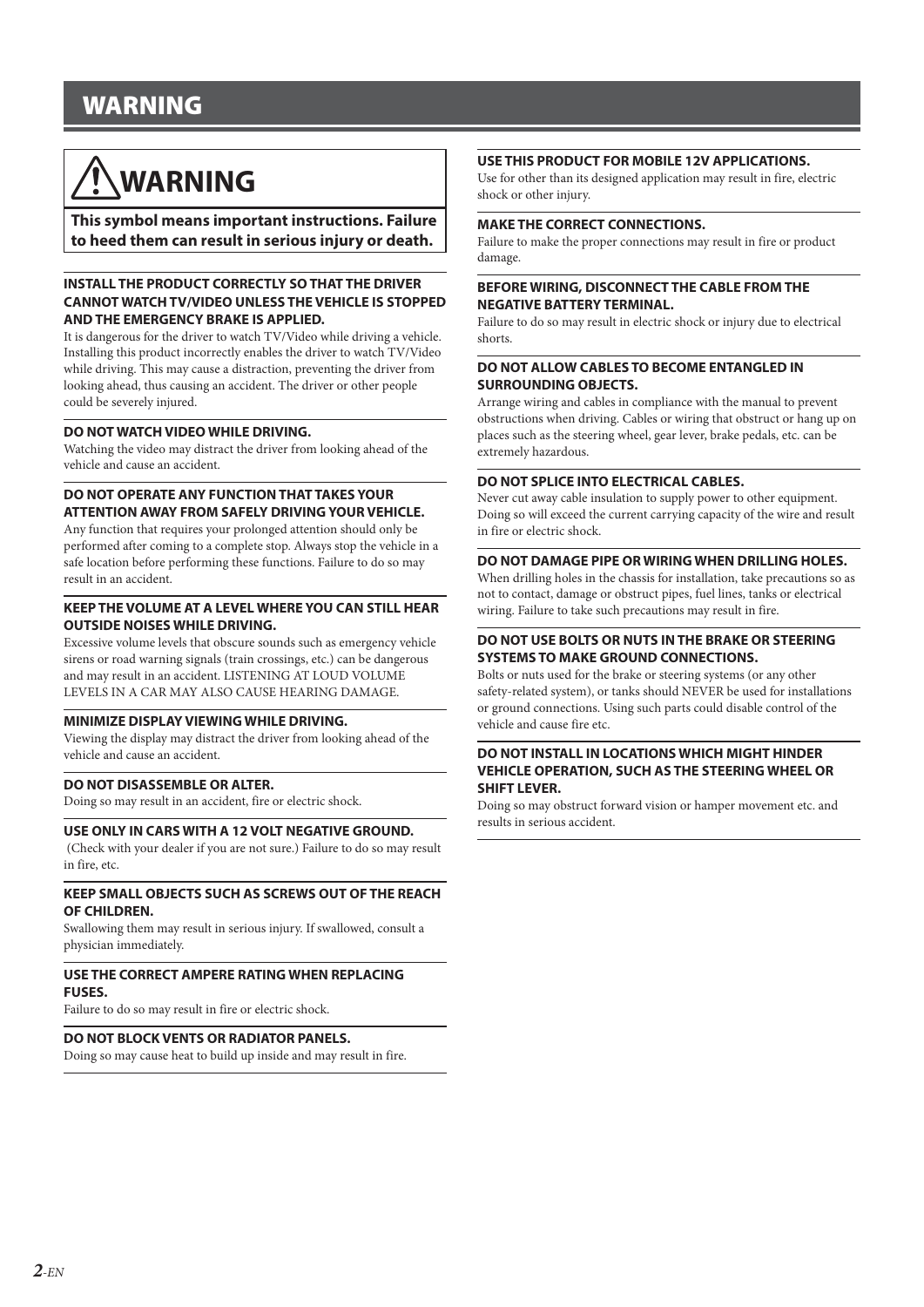# WARNING

## ⚠ WARNING

**This symbol means important instructions. Failure to heed them can result in serious injury or death.**

### INSTALL THE PRODUCT CORRECTLY SO THAT THE DRIVER CANNOT WATCH TV/VIDEO UNLESS THE VEHICLE IS STOPPED AND THE EMERGENCY BRAKE IS APPLIED.

It is dangerous for the driver to watch TV/Video while driving a vehicle. Installing this product incorrectly enables the driver to watch TV/Video while driving. This may cause a distraction, preventing the driver from looking ahead, thus causing an accident. The driver or other people could be severely injured.

### DO NOT WATCH VIDEO WHILE DRIVING.

Watching the video may distract the driver from looking ahead of the vehicle and cause an accident.

### DO NOT OPERATE ANY FUNCTION THAT TAKES YOUR ATTENTION AWAY FROM SAFELY DRIVING YOUR VEHICLE.

Any function that requires your prolonged attention should only be performed after coming to a complete stop. Always stop the vehicle in a safe location before performing these functions. Failure to do so may result in an accident.

### KEEP THE VOLUME AT A LEVEL WHERE YOU CAN STILL HEAR OUTSIDE NOISES WHILE DRIVING.

Excessive volume levels that obscure sounds such as emergency vehicle sirens or road warning signals (train crossings, etc.) can be dangerous and may result in an accident. LISTENING AT LOUD VOLUME LEVELS IN A CAR MAY ALSO CAUSE HEARING DAMAGE.

### MINIMIZE DISPLAY VIEWING WHILE DRIVING.

Viewing the display may distract the driver from looking ahead of the vehicle and cause an accident.

### DO NOT DISASSEMBLE OR ALTER.

Doing so may result in an accident, fire or electric shock.

### USE ONLY IN CARS WITH A 12 VOLT NEGATIVE GROUND.

(Check with your dealer if you are not sure.) Failure to do so may result in fire, etc.

### KEEP SMALL OBJECTS SUCH AS SCREWS OUT OF THE REACH OF CHILDREN.

Swallowing them may result in serious injury. If swallowed, consult a physician immediately.

### USE THE CORRECT AMPERE RATING WHEN REPLACING FUSES.

Failure to do so may result in fire or electric shock.

### DO NOT BLOCK VENTS OR RADIATOR PANELS.

Doing so may cause heat to build up inside and may result in fire.

### USE THIS PRODUCT FOR MOBILE 12V APPLICATIONS.

Use for other than its designed application may result in fire, electric shock or other injury.

### MAKE THE CORRECT CONNECTIONS.

Failure to make the proper connections may result in fire or product damage.

### BEFORE WIRING, DISCONNECT THE CABLE FROM THE NEGATIVE BATTERY TERMINAL.

Failure to do so may result in electric shock or injury due to electrical shorts.

### DO NOT ALLOW CABLES TO BECOME ENTANGLED IN SURROUNDING OBJECTS.

Arrange wiring and cables in compliance with the manual to prevent obstructions when driving. Cables or wiring that obstruct or hang up on places such as the steering wheel, gear lever, brake pedals, etc. can be extremely hazardous.

### DO NOT SPLICE INTO ELECTRICAL CABLES.

Never cut away cable insulation to supply power to other equipment. Doing so will exceed the current carrying capacity of the wire and result in fire or electric shock.

### DO NOT DAMAGE PIPE OR WIRING WHEN DRILLING HOLES.

When drilling holes in the chassis for installation, take precautions so as not to contact, damage or obstruct pipes, fuel lines, tanks or electrical wiring. Failure to take such precautions may result in fire.

### DO NOT USE BOLTS OR NUTS IN THE BRAKE OR STEERING SYSTEMS TO MAKE GROUND CONNECTIONS.

Bolts or nuts used for the brake or steering systems (or any other safety-related system), or tanks should NEVER be used for installations or ground connections. Using such parts could disable control of the vehicle and cause fire etc.

### DO NOT INSTALL IN LOCATIONS WHICH MIGHT HINDER VEHICLE OPERATION, SUCH AS THE STEERING WHEEL OR SHIFT LEVER.

Doing so may obstruct forward vision or hamper movement etc. and results in serious accident.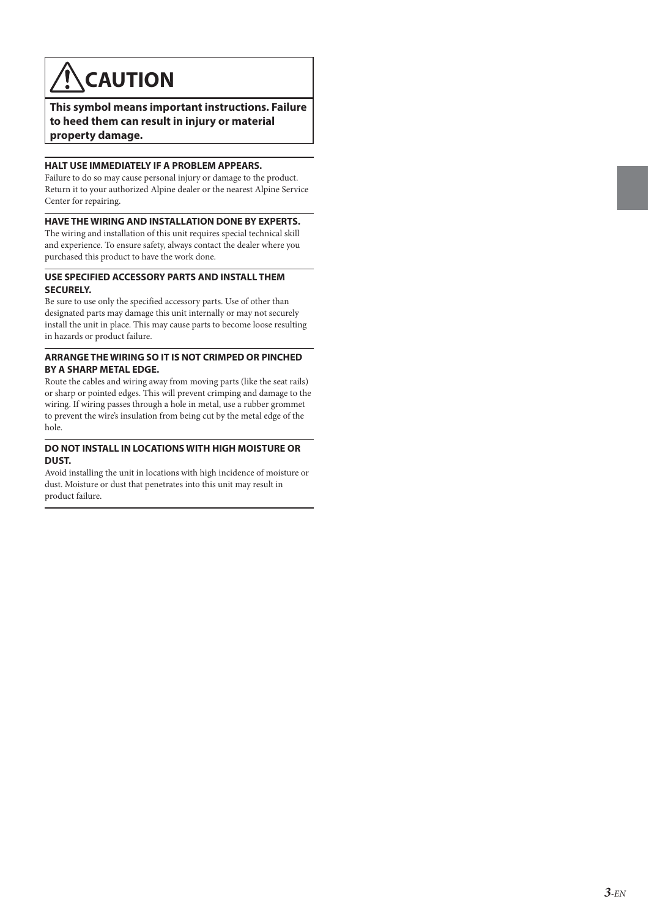# ⚠ CAUTION

**This symbol means important instructions. Failure to heed them can result in injury or material property damage.**

### HALT USE IMMEDIATELY IF A PROBLEM APPEARS.

Failure to do so may cause personal injury or damage to the product. Return it to your authorized Alpine dealer or the nearest Alpine Service Center for repairing.

### HAVE THE WIRING AND INSTALLATION DONE BY EXPERTS.

The wiring and installation of this unit requires special technical skill and experience. To ensure safety, always contact the dealer where you purchased this product to have the work done.

### USE SPECIFIED ACCESSORY PARTS AND INSTALL THEM SECURELY.

Be sure to use only the specified accessory parts. Use of other than designated parts may damage this unit internally or may not securely install the unit in place. This may cause parts to become loose resulting in hazards or product failure.

### ARRANGE THE WIRING SO IT IS NOT CRIMPED OR PINCHED BY A SHARP METAL EDGE.

Route the cables and wiring away from moving parts (like the seat rails) or sharp or pointed edges. This will prevent crimping and damage to the wiring. If wiring passes through a hole in metal, use a rubber grommet to prevent the wire's insulation from being cut by the metal edge of the hole.

### DO NOT INSTALL IN LOCATIONS WITH HIGH MOISTURE OR DUST.

Avoid installing the unit in locations with high incidence of moisture or dust. Moisture or dust that penetrates into this unit may result in product failure.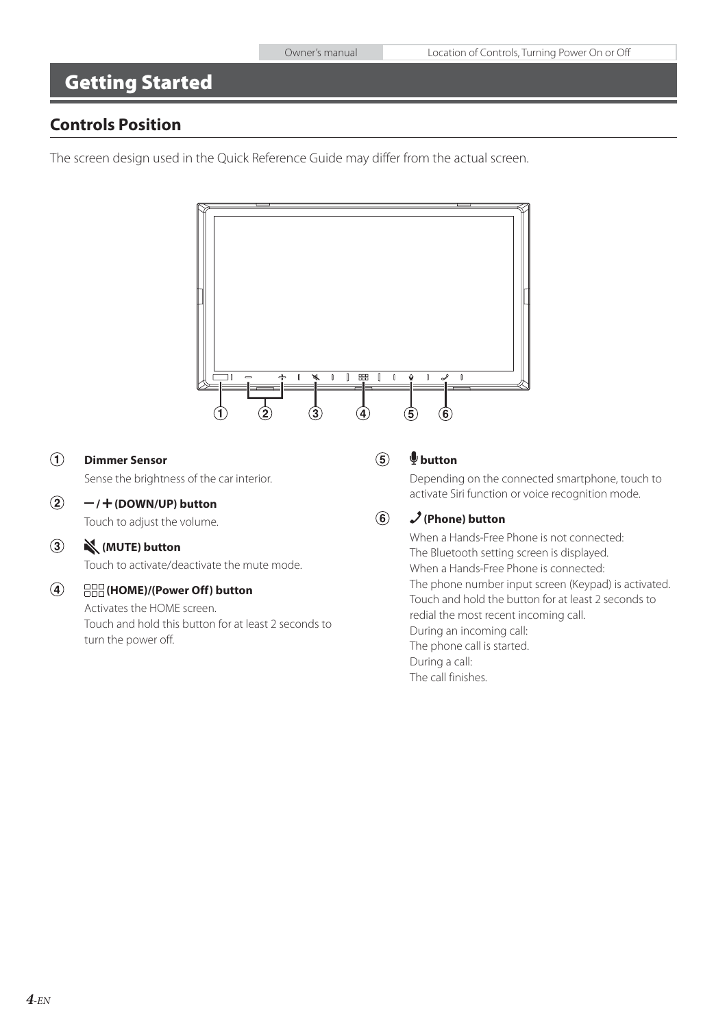# Getting Started

## Controls Position

The screen design used in the Quick Reference Guide may differ from the actual screen.

① **Dimmer Sensor**

Sense the brightness of the car interior.

② **−/+ (DOWN/UP) button**

Touch to adjust the volume.

③ **(MUTE) button**

Touch to activate/deactivate the mute mode.

④ **(HOME)/(Power Off) button**

Activates the HOME screen.
Touch and hold this button for at least 2 seconds to turn the power off.

⑤ **button**

Depending on the connected smartphone, touch to activate Siri function or voice recognition mode.

⑥ **(Phone) button**

When a Hands-Free Phone is not connected:
The Bluetooth setting screen is displayed.
When a Hands-Free Phone is connected:
The phone number input screen (Keypad) is activated.
Touch and hold the button for at least 2 seconds to redial the most recent incoming call.
During an incoming call:
The phone call is started.
During a call:
The call finishes.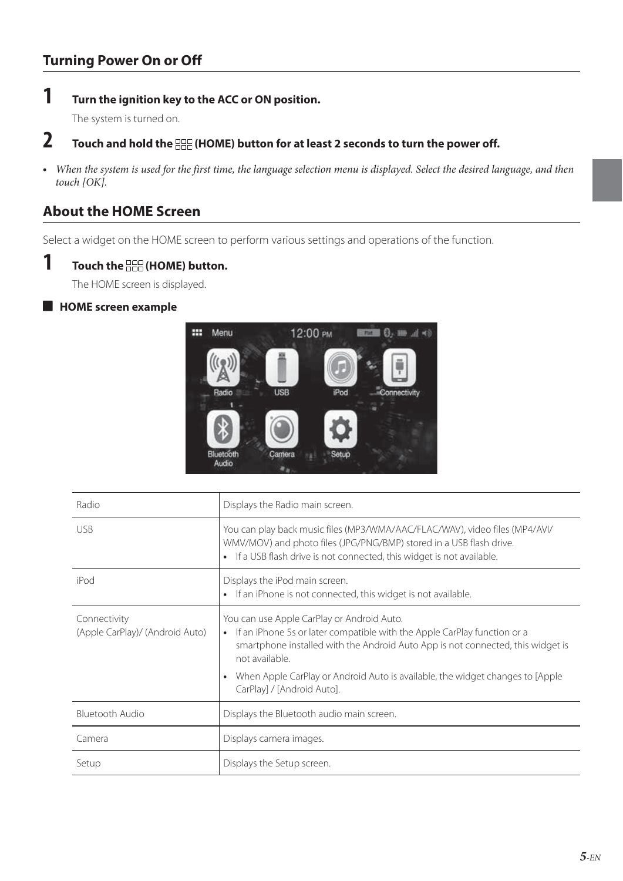## Turning Power On or Off

**1 Turn the ignition key to the ACC or ON position.**

The system is turned on.

**2 Touch and hold the (HOME) button for at least 2 seconds to turn the power off.**

- *When the system is used for the first time, the language selection menu is displayed. Select the desired language, and then touch [OK].*

## About the HOME Screen

Select a widget on the HOME screen to perform various settings and operations of the function.

**1 Touch the (HOME) button.**

The HOME screen is displayed.

### HOME screen example

| | |
|---|---|
| Radio | Displays the Radio main screen. |
| USB | You can play back music files (MP3/WMA/AAC/FLAC/WAV), video files (MP4/AVI/WMV/MOV) and photo files (JPG/PNG/BMP) stored in a USB flash drive.<br>• If a USB flash drive is not connected, this widget is not available. |
| iPod | Displays the iPod main screen.<br>• If an iPhone is not connected, this widget is not available. |
| Connectivity (Apple CarPlay)/ (Android Auto) | You can use Apple CarPlay or Android Auto.<br>• If an iPhone 5s or later compatible with the Apple CarPlay function or a smartphone installed with the Android Auto App is not connected, this widget is not available.<br>• When Apple CarPlay or Android Auto is available, the widget changes to [Apple CarPlay] / [Android Auto]. |
| Bluetooth Audio | Displays the Bluetooth audio main screen. |
| Camera | Displays camera images. |
| Setup | Displays the Setup screen. |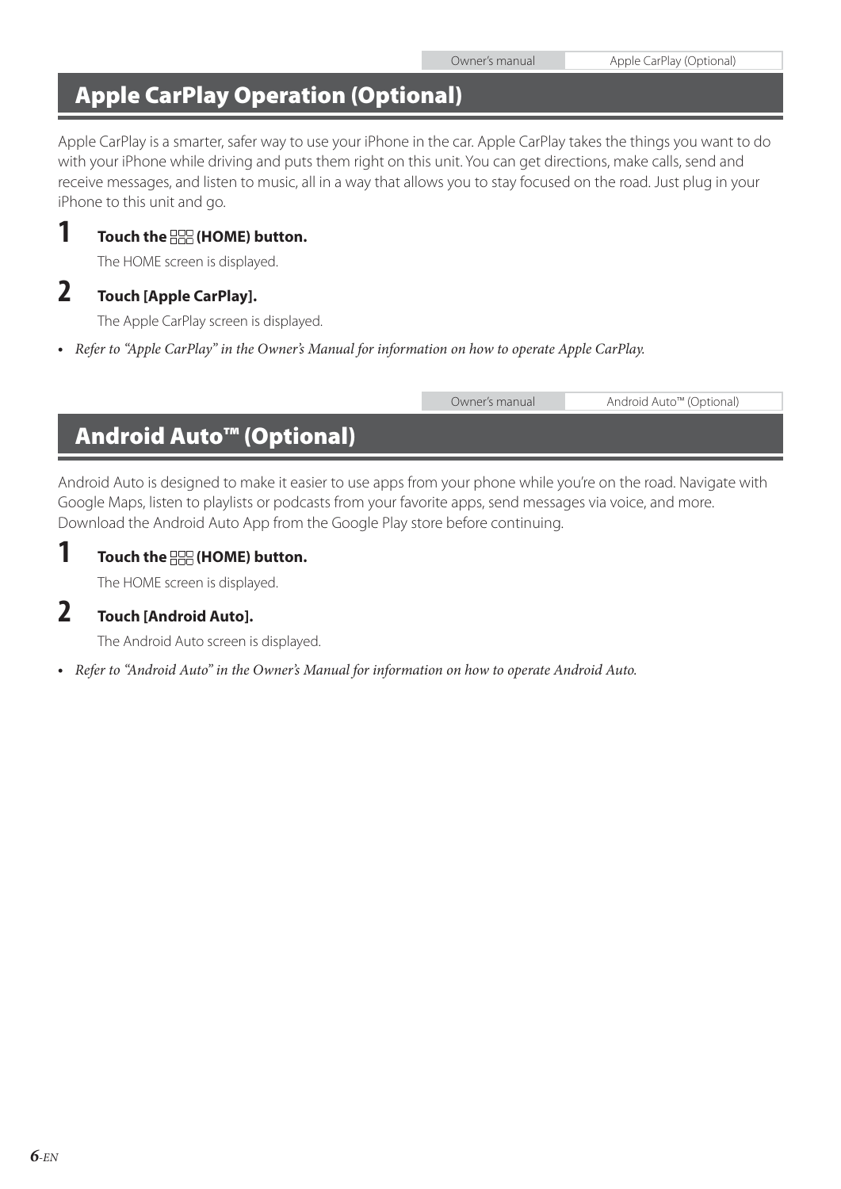Owner's manual | Apple CarPlay (Optional)

## Apple CarPlay Operation (Optional)

Apple CarPlay is a smarter, safer way to use your iPhone in the car. Apple CarPlay takes the things you want to do with your iPhone while driving and puts them right on this unit. You can get directions, make calls, send and receive messages, and listen to music, all in a way that allows you to stay focused on the road. Just plug in your iPhone to this unit and go.

**1** **Touch the (HOME) button.**

The HOME screen is displayed.

**2** **Touch [Apple CarPlay].**

The Apple CarPlay screen is displayed.

- *Refer to "Apple CarPlay" in the Owner's Manual for information on how to operate Apple CarPlay.*

Owner's manual | Android Auto™ (Optional)

## Android Auto™ (Optional)

Android Auto is designed to make it easier to use apps from your phone while you're on the road. Navigate with Google Maps, listen to playlists or podcasts from your favorite apps, send messages via voice, and more. Download the Android Auto App from the Google Play store before continuing.

**1** **Touch the (HOME) button.**

The HOME screen is displayed.

**2** **Touch [Android Auto].**

The Android Auto screen is displayed.

- *Refer to "Android Auto" in the Owner's Manual for information on how to operate Android Auto.*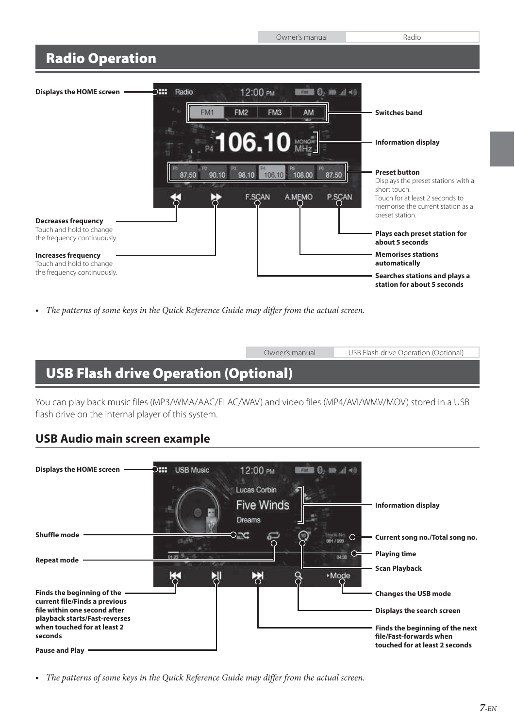# Radio Operation

**Displays the HOME screen**

**Switches band**

**Information display**

**Preset button**
Displays the preset stations with a short touch.
Touch for at least 2 seconds to memorise the current station as a preset station.

**Decreases frequency**
Touch and hold to change the frequency continuously.

**Plays each preset station for about 5 seconds**

**Increases frequency**
Touch and hold to change the frequency continuously.

**Memorises stations automatically**

**Searches stations and plays a station for about 5 seconds**

- *The patterns of some keys in the Quick Reference Guide may differ from the actual screen.*

# USB Flash drive Operation (Optional)

You can play back music files (MP3/WMA/AAC/FLAC/WAV) and video files (MP4/AVI/WMV/MOV) stored in a USB flash drive on the internal player of this system.

## USB Audio main screen example

**Displays the HOME screen**

**Information display**

**Shuffle mode**

**Current song no./Total song no.**

**Repeat mode**

**Playing time**

**Scan Playback**

**Finds the beginning of the current file/Finds a previous file within one second after playback starts/Fast-reverses when touched for at least 2 seconds**

**Changes the USB mode**

**Displays the search screen**

**Finds the beginning of the next file/Fast-forwards when touched for at least 2 seconds**

**Pause and Play**

- *The patterns of some keys in the Quick Reference Guide may differ from the actual screen.*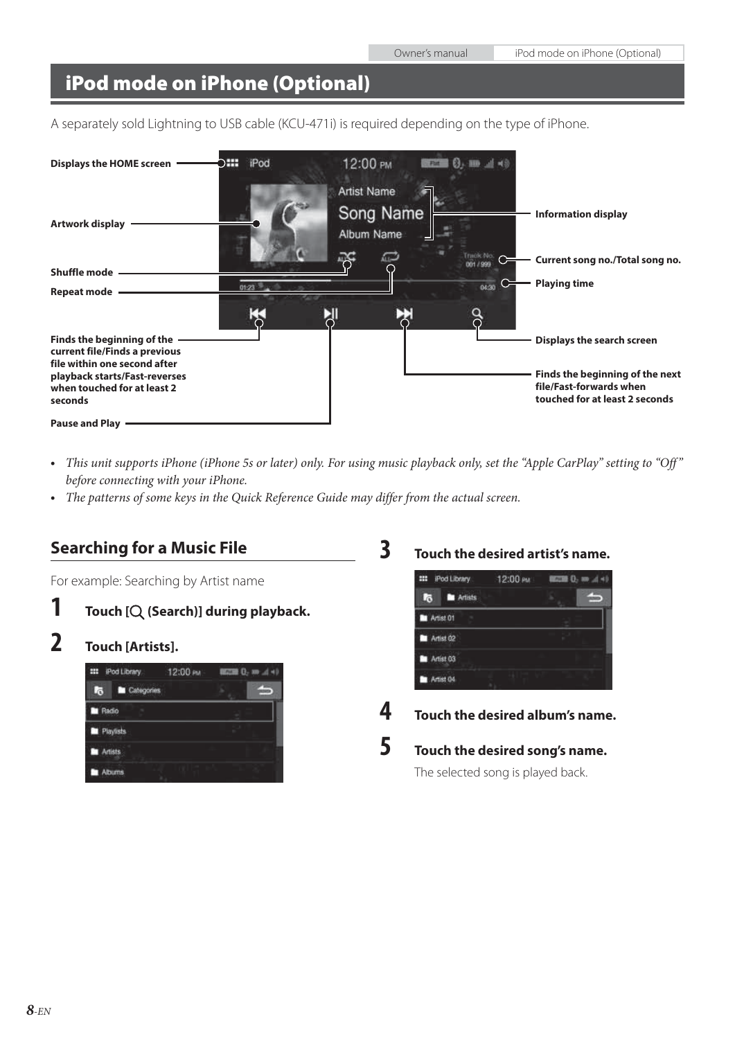# iPod mode on iPhone (Optional)

A separately sold Lightning to USB cable (KCU-471i) is required depending on the type of iPhone.

- **Displays the HOME screen**
- **Artwork display**
- **Shuffle mode**
- **Repeat mode**
- **Finds the beginning of the current file/Finds a previous file within one second after playback starts/Fast-reverses when touched for at least 2 seconds**
- **Pause and Play**
- **Information display**
- **Current song no./Total song no.**
- **Playing time**
- **Displays the search screen**
- **Finds the beginning of the next file/Fast-forwards when touched for at least 2 seconds**

- *This unit supports iPhone (iPhone 5s or later) only. For using music playback only, set the "Apple CarPlay" setting to "Off" before connecting with your iPhone.*
- *The patterns of some keys in the Quick Reference Guide may differ from the actual screen.*

## Searching for a Music File

For example: Searching by Artist name

**1** **Touch [ (Search)] during playback.**

**2** **Touch [Artists].**

**3** **Touch the desired artist's name.**

**4** **Touch the desired album's name.**

**5** **Touch the desired song's name.**

The selected song is played back.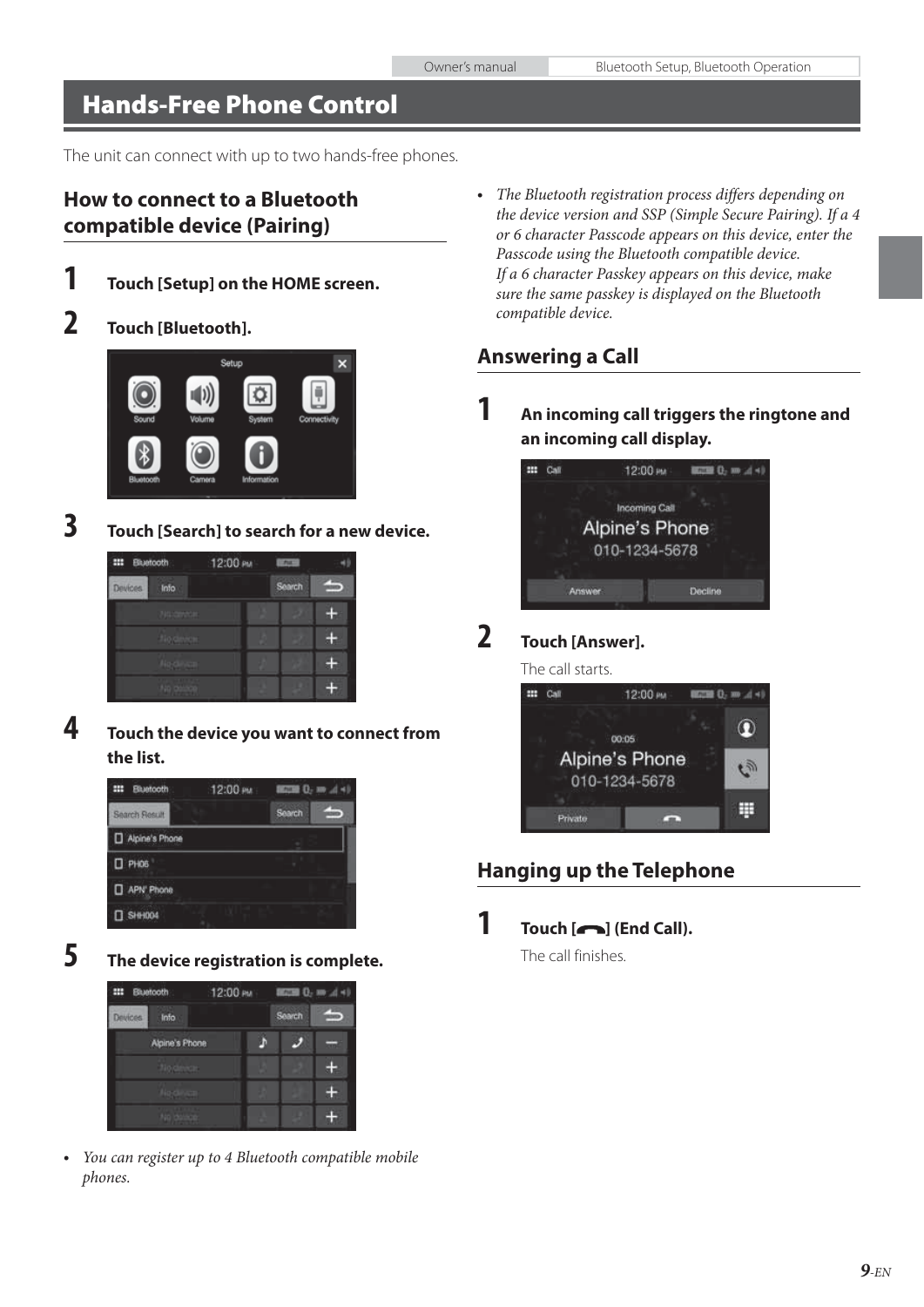# Hands-Free Phone Control

The unit can connect with up to two hands-free phones.

## How to connect to a Bluetooth compatible device (Pairing)

**1** **Touch [Setup] on the HOME screen.**

**2** **Touch [Bluetooth].**

**3** **Touch [Search] to search for a new device.**

**4** **Touch the device you want to connect from the list.**

**5** **The device registration is complete.**

- *You can register up to 4 Bluetooth compatible mobile phones.*
- *The Bluetooth registration process differs depending on the device version and SSP (Simple Secure Pairing). If a 4 or 6 character Passcode appears on this device, enter the Passcode using the Bluetooth compatible device.*
  *If a 6 character Passkey appears on this device, make sure the same passkey is displayed on the Bluetooth compatible device.*

## Answering a Call

**1** **An incoming call triggers the ringtone and an incoming call display.**

**2** **Touch [Answer].**

The call starts.

## Hanging up the Telephone

**1** **Touch [ ] (End Call).**

The call finishes.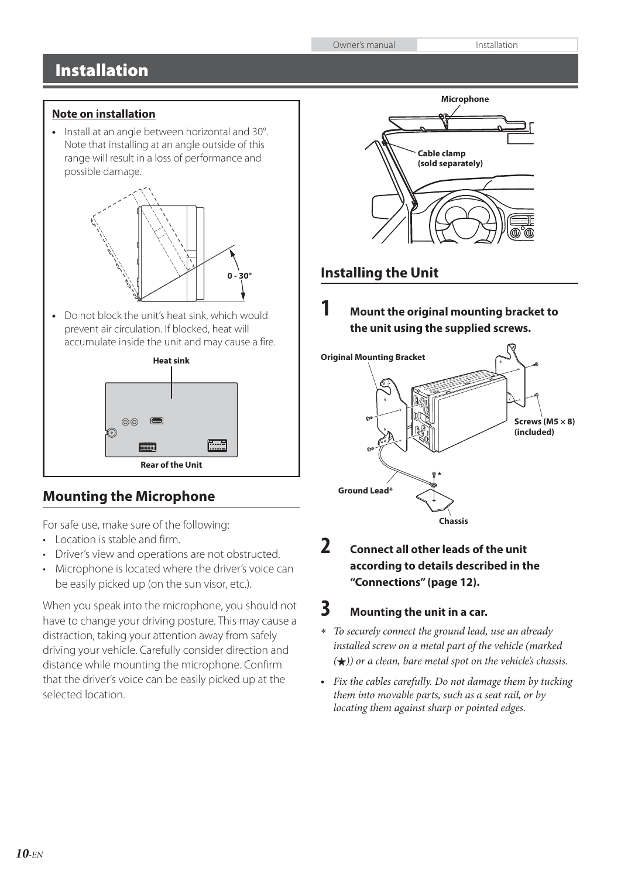# Installation

**Note on installation**

- Install at an angle between horizontal and 30°. Note that installing at an angle outside of this range will result in a loss of performance and possible damage.

0 - 30°

- Do not block the unit's heat sink, which would prevent air circulation. If blocked, heat will accumulate inside the unit and may cause a fire.

Heat sink

Rear of the Unit

## Mounting the Microphone

For safe use, make sure of the following:

- Location is stable and firm.
- Driver's view and operations are not obstructed.
- Microphone is located where the driver's voice can be easily picked up (on the sun visor, etc.).

When you speak into the microphone, you should not have to change your driving posture. This may cause a distraction, taking your attention away from safely driving your vehicle. Carefully consider direction and distance while mounting the microphone. Confirm that the driver's voice can be easily picked up at the selected location.

Microphone

Cable clamp (sold separately)

## Installing the Unit

**1 Mount the original mounting bracket to the unit using the supplied screws.**

Original Mounting Bracket

Screws (M5 × 8) (included)

Ground Lead*

Chassis

**2 Connect all other leads of the unit according to details described in the "Connections" (page 12).**

**3 Mounting the unit in a car.**

* *To securely connect the ground lead, use an already installed screw on a metal part of the vehicle (marked (★)) or a clean, bare metal spot on the vehicle's chassis.*

- *Fix the cables carefully. Do not damage them by tucking them into movable parts, such as a seat rail, or by locating them against sharp or pointed edges.*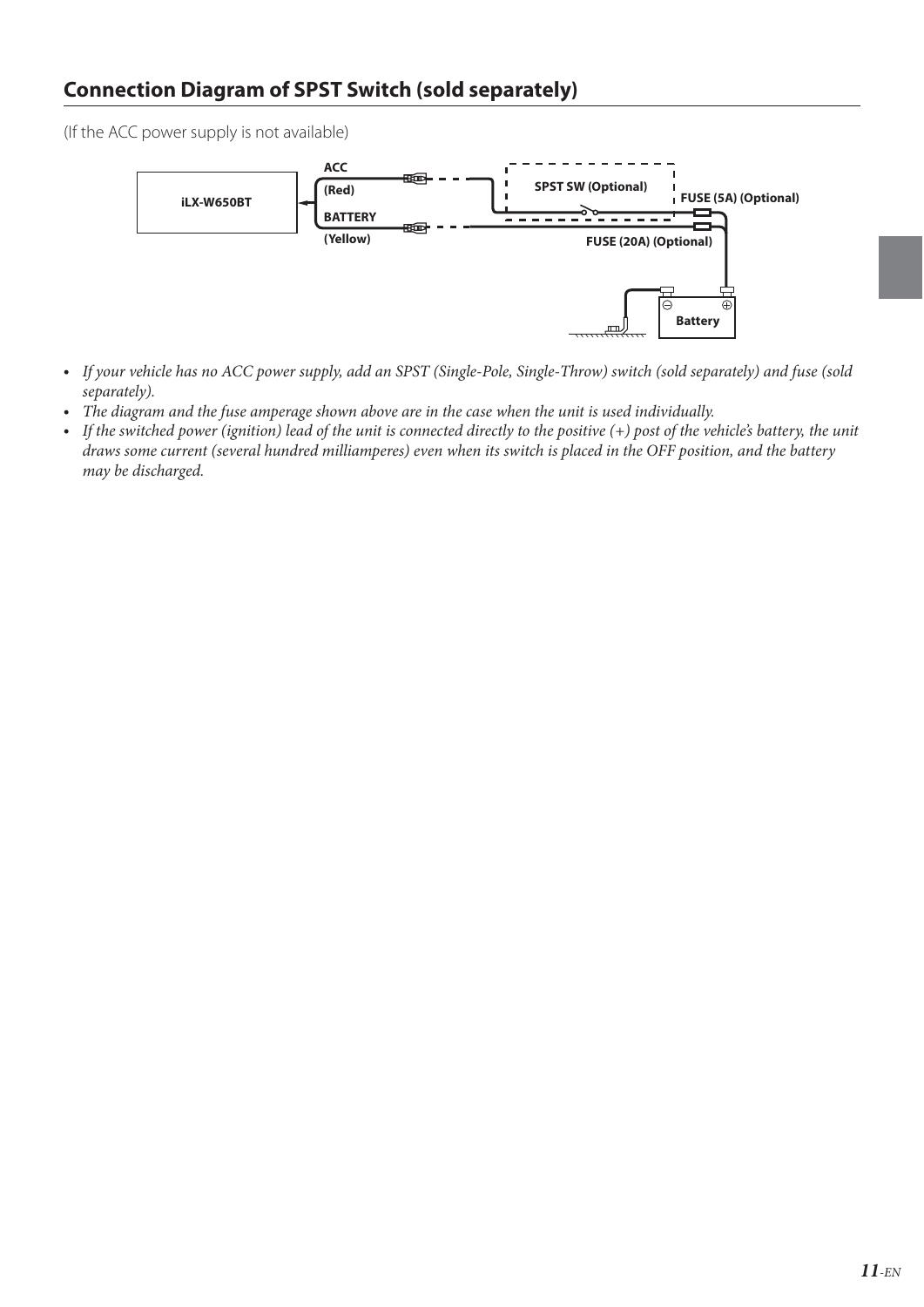## Connection Diagram of SPST Switch (sold separately)

(If the ACC power supply is not available)

iLX-W650BT

ACC

(Red)

BATTERY

(Yellow)

SPST SW (Optional)

FUSE (5A) (Optional)

FUSE (20A) (Optional)

Battery

- *If your vehicle has no ACC power supply, add an SPST (Single-Pole, Single-Throw) switch (sold separately) and fuse (sold separately).*
- *The diagram and the fuse amperage shown above are in the case when the unit is used individually.*
- *If the switched power (ignition) lead of the unit is connected directly to the positive (+) post of the vehicle's battery, the unit draws some current (several hundred milliamperes) even when its switch is placed in the OFF position, and the battery may be discharged.*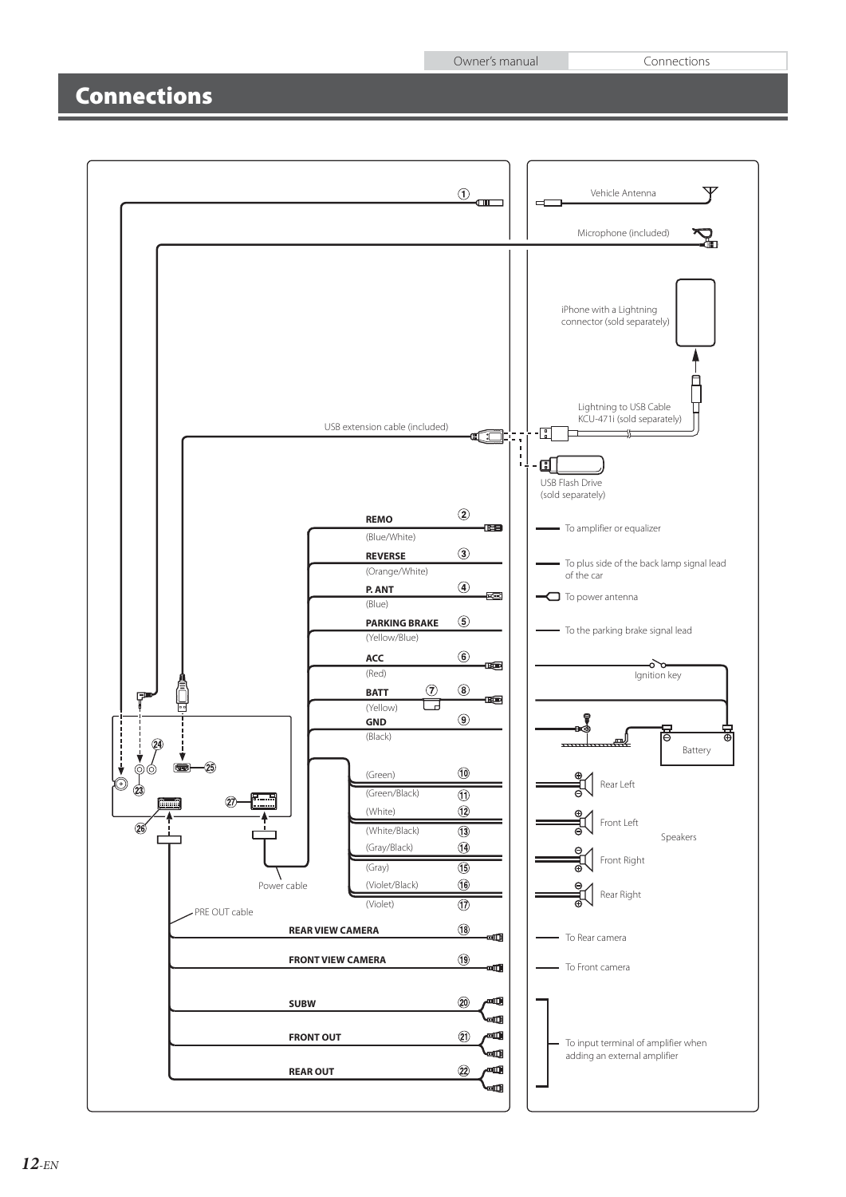# Connections

① — Vehicle Antenna

Microphone (included)

iPhone with a Lightning connector (sold separately)

Lightning to USB Cable KCU-471i (sold separately)

USB extension cable (included)

USB Flash Drive (sold separately)

② **REMO** (Blue/White) — To amplifier or equalizer

③ **REVERSE** (Orange/White) — To plus side of the back lamp signal lead of the car

④ **P. ANT** (Blue) — To power antenna

⑤ **PARKING BRAKE** (Yellow/Blue) — To the parking brake signal lead

⑥ **ACC** (Red) — Ignition key

⑦

⑧ **BATT** (Yellow) — Battery

⑨ **GND** (Black)

⑩ (Green) — Rear Left

⑪ (Green/Black)

⑫ (White) — Front Left

⑬ (White/Black)

⑭ (Gray/Black) — Front Right

⑮ (Gray)

⑯ (Violet/Black) — Rear Right

⑰ (Violet)

Speakers

Power cable

PRE OUT cable

⑱ **REAR VIEW CAMERA** — To Rear camera

⑲ **FRONT VIEW CAMERA** — To Front camera

⑳ **SUBW**

㉑ **FRONT OUT**

㉒ **REAR OUT**

To input terminal of amplifier when adding an external amplifier

㉓ ㉔ ㉕ ㉖ ㉗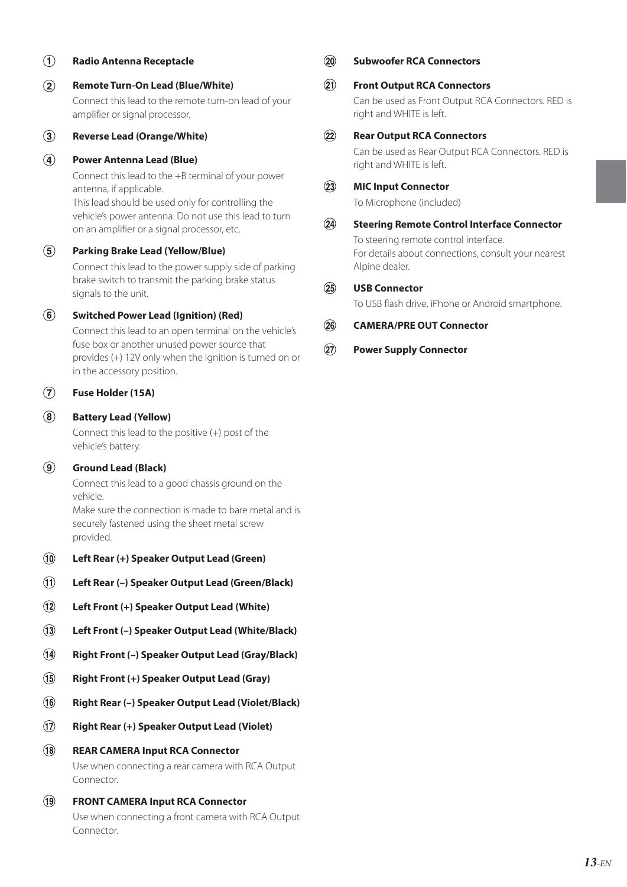① **Radio Antenna Receptacle**

② **Remote Turn-On Lead (Blue/White)**

Connect this lead to the remote turn-on lead of your amplifier or signal processor.

③ **Reverse Lead (Orange/White)**

④ **Power Antenna Lead (Blue)**

Connect this lead to the +B terminal of your power antenna, if applicable.
This lead should be used only for controlling the vehicle's power antenna. Do not use this lead to turn on an amplifier or a signal processor, etc.

⑤ **Parking Brake Lead (Yellow/Blue)**

Connect this lead to the power supply side of parking brake switch to transmit the parking brake status signals to the unit.

⑥ **Switched Power Lead (Ignition) (Red)**

Connect this lead to an open terminal on the vehicle's fuse box or another unused power source that provides (+) 12V only when the ignition is turned on or in the accessory position.

⑦ **Fuse Holder (15A)**

⑧ **Battery Lead (Yellow)**

Connect this lead to the positive (+) post of the vehicle's battery.

⑨ **Ground Lead (Black)**

Connect this lead to a good chassis ground on the vehicle.
Make sure the connection is made to bare metal and is securely fastened using the sheet metal screw provided.

⑩ **Left Rear (+) Speaker Output Lead (Green)**

⑪ **Left Rear (–) Speaker Output Lead (Green/Black)**

⑫ **Left Front (+) Speaker Output Lead (White)**

⑬ **Left Front (–) Speaker Output Lead (White/Black)**

⑭ **Right Front (–) Speaker Output Lead (Gray/Black)**

⑮ **Right Front (+) Speaker Output Lead (Gray)**

⑯ **Right Rear (–) Speaker Output Lead (Violet/Black)**

⑰ **Right Rear (+) Speaker Output Lead (Violet)**

⑱ **REAR CAMERA Input RCA Connector**

Use when connecting a rear camera with RCA Output Connector.

⑲ **FRONT CAMERA Input RCA Connector**

Use when connecting a front camera with RCA Output Connector.

⑳ **Subwoofer RCA Connectors**

㉑ **Front Output RCA Connectors**

Can be used as Front Output RCA Connectors. RED is right and WHITE is left.

㉒ **Rear Output RCA Connectors**

Can be used as Rear Output RCA Connectors. RED is right and WHITE is left.

㉓ **MIC Input Connector**

To Microphone (included)

㉔ **Steering Remote Control Interface Connector**

To steering remote control interface.
For details about connections, consult your nearest Alpine dealer.

㉕ **USB Connector**

To USB flash drive, iPhone or Android smartphone.

㉖ **CAMERA/PRE OUT Connector**

㉗ **Power Supply Connector**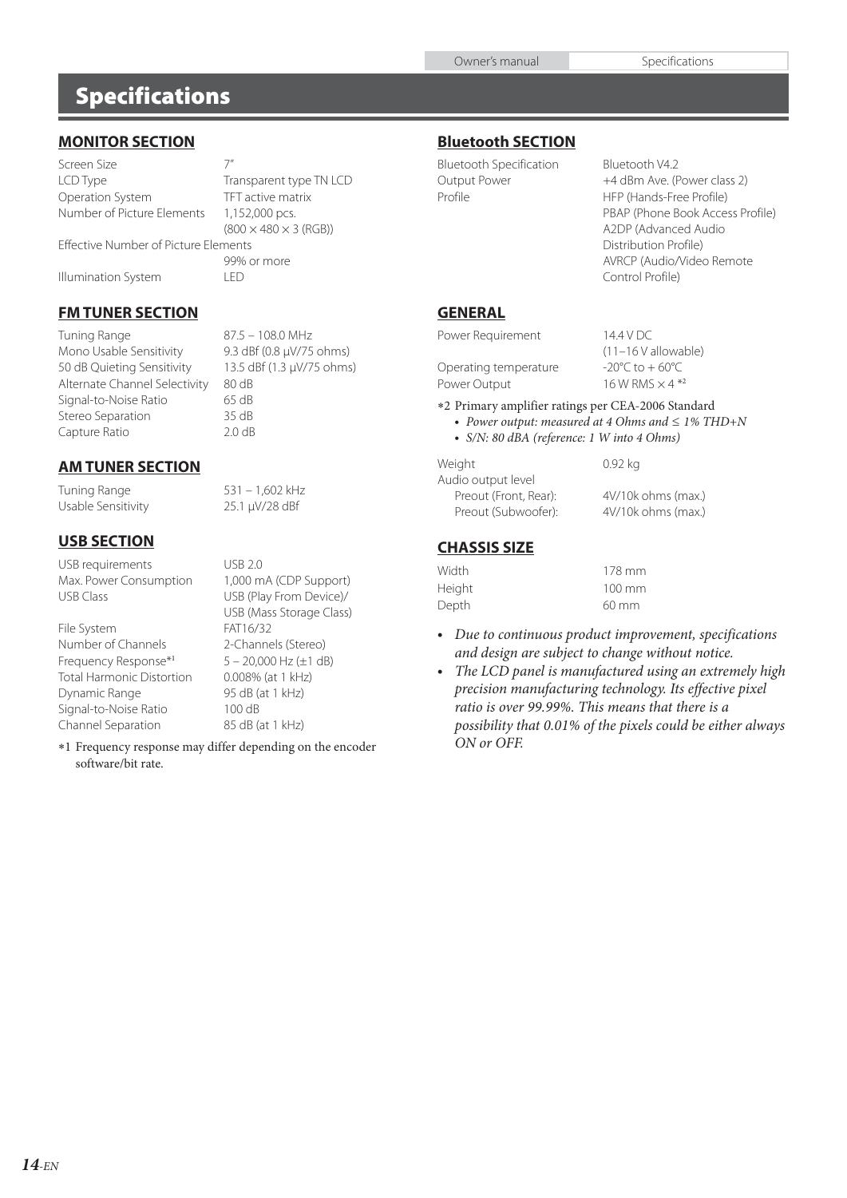# Specifications

## MONITOR SECTION

| | |
|---|---|
| Screen Size | 7″ |
| LCD Type | Transparent type TN LCD |
| Operation System | TFT active matrix |
| Number of Picture Elements | 1,152,000 pcs. (800 × 480 × 3 (RGB)) |
| Effective Number of Picture Elements | 99% or more |
| Illumination System | LED |

## FM TUNER SECTION

| | |
|---|---|
| Tuning Range | 87.5 – 108.0 MHz |
| Mono Usable Sensitivity | 9.3 dBf (0.8 µV/75 ohms) |
| 50 dB Quieting Sensitivity | 13.5 dBf (1.3 µV/75 ohms) |
| Alternate Channel Selectivity | 80 dB |
| Signal-to-Noise Ratio | 65 dB |
| Stereo Separation | 35 dB |
| Capture Ratio | 2.0 dB |

## AM TUNER SECTION

| | |
|---|---|
| Tuning Range | 531 – 1,602 kHz |
| Usable Sensitivity | 25.1 µV/28 dBf |

## USB SECTION

| | |
|---|---|
| USB requirements | USB 2.0 |
| Max. Power Consumption | 1,000 mA (CDP Support) |
| USB Class | USB (Play From Device)/ USB (Mass Storage Class) |
| File System | FAT16/32 |
| Number of Channels | 2-Channels (Stereo) |
| Frequency Response*1 | 5 – 20,000 Hz (±1 dB) |
| Total Harmonic Distortion | 0.008% (at 1 kHz) |
| Dynamic Range | 95 dB (at 1 kHz) |
| Signal-to-Noise Ratio | 100 dB |
| Channel Separation | 85 dB (at 1 kHz) |

*1 Frequency response may differ depending on the encoder software/bit rate.

## Bluetooth SECTION

| | |
|---|---|
| Bluetooth Specification | Bluetooth V4.2 |
| Output Power | +4 dBm Ave. (Power class 2) |
| Profile | HFP (Hands-Free Profile) PBAP (Phone Book Access Profile) A2DP (Advanced Audio Distribution Profile) AVRCP (Audio/Video Remote Control Profile) |

## GENERAL

| | |
|---|---|
| Power Requirement | 14.4 V DC (11–16 V allowable) |
| Operating temperature | -20°C to + 60°C |
| Power Output | 16 W RMS × 4 *2 |

*2 Primary amplifier ratings per CEA-2006 Standard
- *Power output: measured at 4 Ohms and ≤ 1% THD+N*
- *S/N: 80 dBA (reference: 1 W into 4 Ohms)*

| | |
|---|---|
| Weight | 0.92 kg |
| Audio output level | |
| Preout (Front, Rear): | 4V/10k ohms (max.) |
| Preout (Subwoofer): | 4V/10k ohms (max.) |

## CHASSIS SIZE

| | |
|---|---|
| Width | 178 mm |
| Height | 100 mm |
| Depth | 60 mm |

- *Due to continuous product improvement, specifications and design are subject to change without notice.*
- *The LCD panel is manufactured using an extremely high precision manufacturing technology. Its effective pixel ratio is over 99.99%. This means that there is a possibility that 0.01% of the pixels could be either always ON or OFF.*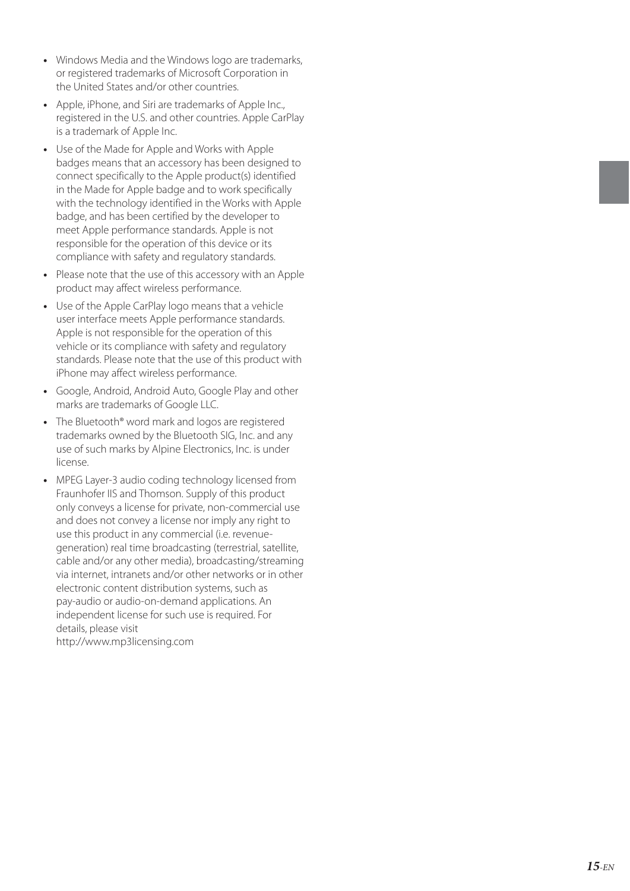- Windows Media and the Windows logo are trademarks, or registered trademarks of Microsoft Corporation in the United States and/or other countries.
- Apple, iPhone, and Siri are trademarks of Apple Inc., registered in the U.S. and other countries. Apple CarPlay is a trademark of Apple Inc.
- Use of the Made for Apple and Works with Apple badges means that an accessory has been designed to connect specifically to the Apple product(s) identified in the Made for Apple badge and to work specifically with the technology identified in the Works with Apple badge, and has been certified by the developer to meet Apple performance standards. Apple is not responsible for the operation of this device or its compliance with safety and regulatory standards.
- Please note that the use of this accessory with an Apple product may affect wireless performance.
- Use of the Apple CarPlay logo means that a vehicle user interface meets Apple performance standards. Apple is not responsible for the operation of this vehicle or its compliance with safety and regulatory standards. Please note that the use of this product with iPhone may affect wireless performance.
- Google, Android, Android Auto, Google Play and other marks are trademarks of Google LLC.
- The Bluetooth® word mark and logos are registered trademarks owned by the Bluetooth SIG, Inc. and any use of such marks by Alpine Electronics, Inc. is under license.
- MPEG Layer-3 audio coding technology licensed from Fraunhofer IIS and Thomson. Supply of this product only conveys a license for private, non-commercial use and does not convey a license nor imply any right to use this product in any commercial (i.e. revenue-generation) real time broadcasting (terrestrial, satellite, cable and/or any other media), broadcasting/streaming via internet, intranets and/or other networks or in other electronic content distribution systems, such as pay-audio or audio-on-demand applications. An independent license for such use is required. For details, please visit http://www.mp3licensing.com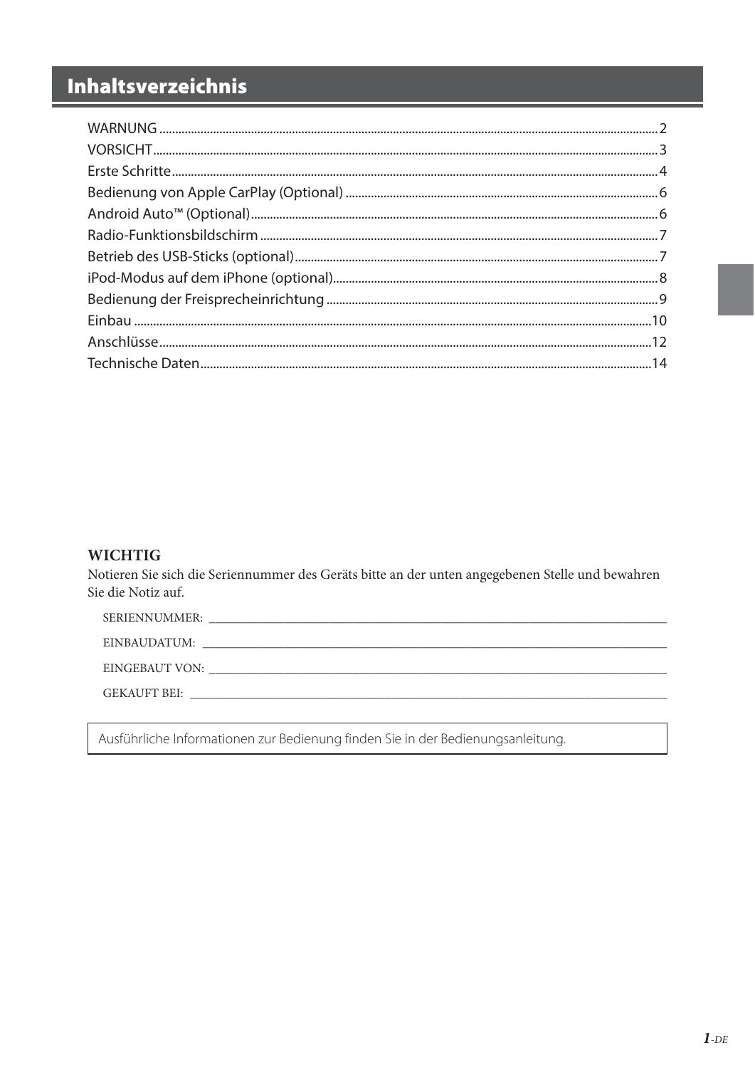# Inhaltsverzeichnis

WARNUNG ........................................................................................................ 2
VORSICHT ........................................................................................................ 3
Erste Schritte ........................................................................................................ 4
Bedienung von Apple CarPlay (Optional) ........................................................................................................ 6
Android Auto™ (Optional) ........................................................................................................ 6
Radio-Funktionsbildschirm ........................................................................................................ 7
Betrieb des USB-Sticks (optional) ........................................................................................................ 7
iPod-Modus auf dem iPhone (optional) ........................................................................................................ 8
Bedienung der Freisprecheinrichtung ........................................................................................................ 9
Einbau ........................................................................................................ 10
Anschlüsse ........................................................................................................ 12
Technische Daten ........................................................................................................ 14

**WICHTIG**

Notieren Sie sich die Seriennummer des Geräts bitte an der unten angegebenen Stelle und bewahren Sie die Notiz auf.

SERIENNUMMER: ____________________

EINBAUDATUM: ____________________

EINGEBAUT VON: ____________________

GEKAUFT BEI: ____________________

Ausführliche Informationen zur Bedienung finden Sie in der Bedienungsanleitung.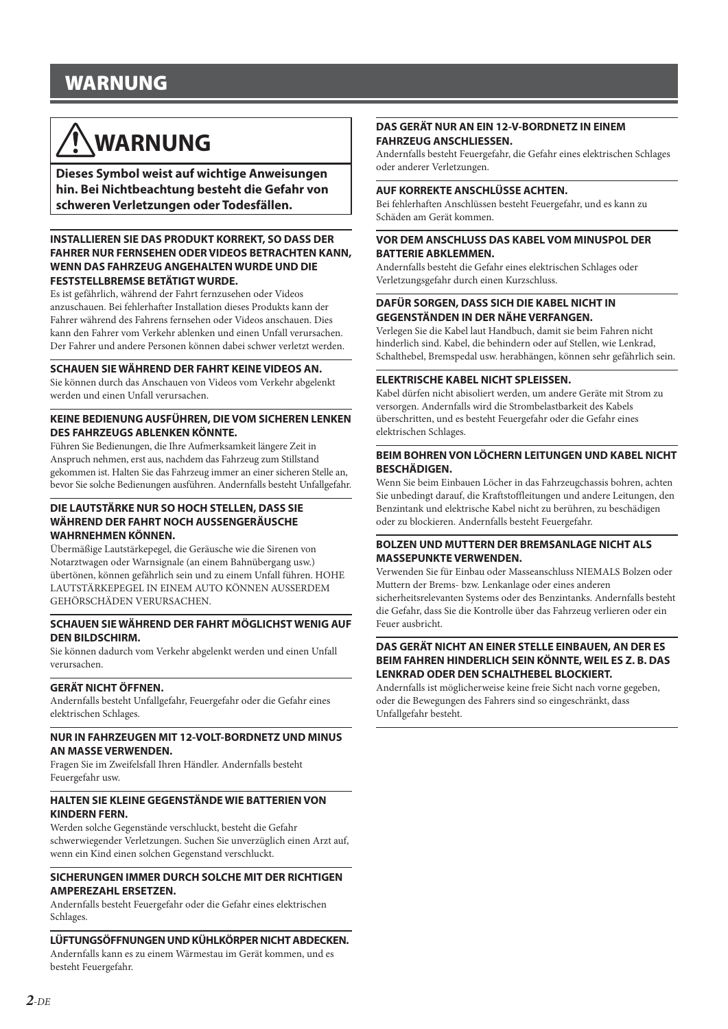# WARNUNG

## ⚠ WARNUNG

**Dieses Symbol weist auf wichtige Anweisungen hin. Bei Nichtbeachtung besteht die Gefahr von schweren Verletzungen oder Todesfällen.**

### INSTALLIEREN SIE DAS PRODUKT KORREKT, SO DASS DER FAHRER NUR FERNSEHEN ODER VIDEOS BETRACHTEN KANN, WENN DAS FAHRZEUG ANGEHALTEN WURDE UND DIE FESTSTELLBREMSE BETÄTIGT WURDE.

Es ist gefährlich, während der Fahrt fernzusehen oder Videos anzuschauen. Bei fehlerhafter Installation dieses Produkts kann der Fahrer während des Fahrens fernsehen oder Videos anschauen. Dies kann den Fahrer vom Verkehr ablenken und einen Unfall verursachen. Der Fahrer und andere Personen können dabei schwer verletzt werden.

### SCHAUEN SIE WÄHREND DER FAHRT KEINE VIDEOS AN.

Sie können durch das Anschauen von Videos vom Verkehr abgelenkt werden und einen Unfall verursachen.

### KEINE BEDIENUNG AUSFÜHREN, DIE VOM SICHEREN LENKEN DES FAHRZEUGS ABLENKEN KÖNNTE.

Führen Sie Bedienungen, die Ihre Aufmerksamkeit längere Zeit in Anspruch nehmen, erst aus, nachdem das Fahrzeug zum Stillstand gekommen ist. Halten Sie das Fahrzeug immer an einer sicheren Stelle an, bevor Sie solche Bedienungen ausführen. Andernfalls besteht Unfallgefahr.

### DIE LAUTSTÄRKE NUR SO HOCH STELLEN, DASS SIE WÄHREND DER FAHRT NOCH AUSSENGERÄUSCHE WAHRNEHMEN KÖNNEN.

Übermäßige Lautstärkepegel, die Geräusche wie die Sirenen von Notarztwagen oder Warnsignale (an einem Bahnübergang usw.) übertönen, können gefährlich sein und zu einem Unfall führen. HOHE LAUTSTÄRKEPEGEL IN EINEM AUTO KÖNNEN AUSSERDEM GEHÖRSCHÄDEN VERURSACHEN.

### SCHAUEN SIE WÄHREND DER FAHRT MÖGLICHST WENIG AUF DEN BILDSCHIRM.

Sie können dadurch vom Verkehr abgelenkt werden und einen Unfall verursachen.

### GERÄT NICHT ÖFFNEN.

Andernfalls besteht Unfallgefahr, Feuergefahr oder die Gefahr eines elektrischen Schlages.

### NUR IN FAHRZEUGEN MIT 12-VOLT-BORDNETZ UND MINUS AN MASSE VERWENDEN.

Fragen Sie im Zweifelsfall Ihren Händler. Andernfalls besteht Feuergefahr usw.

### HALTEN SIE KLEINE GEGENSTÄNDE WIE BATTERIEN VON KINDERN FERN.

Werden solche Gegenstände verschluckt, besteht die Gefahr schwerwiegender Verletzungen. Suchen Sie unverzüglich einen Arzt auf, wenn ein Kind einen solchen Gegenstand verschluckt.

### SICHERUNGEN IMMER DURCH SOLCHE MIT DER RICHTIGEN AMPEREZAHL ERSETZEN.

Andernfalls besteht Feuergefahr oder die Gefahr eines elektrischen Schlages.

### LÜFTUNGSÖFFNUNGEN UND KÜHLKÖRPER NICHT ABDECKEN.

Andernfalls kann es zu einem Wärmestau im Gerät kommen, und es besteht Feuergefahr.

### DAS GERÄT NUR AN EIN 12-V-BORDNETZ IN EINEM FAHRZEUG ANSCHLIESSEN.

Andernfalls besteht Feuergefahr, die Gefahr eines elektrischen Schlages oder anderer Verletzungen.

### AUF KORREKTE ANSCHLÜSSE ACHTEN.

Bei fehlerhaften Anschlüssen besteht Feuergefahr, und es kann zu Schäden am Gerät kommen.

### VOR DEM ANSCHLUSS DAS KABEL VOM MINUSPOL DER BATTERIE ABKLEMMEN.

Andernfalls besteht die Gefahr eines elektrischen Schlages oder Verletzungsgefahr durch einen Kurzschluss.

### DAFÜR SORGEN, DASS SICH DIE KABEL NICHT IN GEGENSTÄNDEN IN DER NÄHE VERFANGEN.

Verlegen Sie die Kabel laut Handbuch, damit sie beim Fahren nicht hinderlich sind. Kabel, die behindern oder auf Stellen, wie Lenkrad, Schalthebel, Bremspedal usw. herabhängen, können sehr gefährlich sein.

### ELEKTRISCHE KABEL NICHT SPLEISSEN.

Kabel dürfen nicht abisoliert werden, um andere Geräte mit Strom zu versorgen. Andernfalls wird die Strombelastbarkeit des Kabels überschritten, und es besteht Feuergefahr oder die Gefahr eines elektrischen Schlages.

### BEIM BOHREN VON LÖCHERN LEITUNGEN UND KABEL NICHT BESCHÄDIGEN.

Wenn Sie beim Einbauen Löcher in das Fahrzeugchassis bohren, achten Sie unbedingt darauf, die Kraftstoffleitungen und andere Leitungen, den Benzintank und elektrische Kabel nicht zu berühren, zu beschädigen oder zu blockieren. Andernfalls besteht Feuergefahr.

### BOLZEN UND MUTTERN DER BREMSANLAGE NICHT ALS MASSEPUNKTE VERWENDEN.

Verwenden Sie für Einbau oder Masseanschluss NIEMALS Bolzen oder Muttern der Brems- bzw. Lenkanlage oder eines anderen sicherheitsrelevanten Systems oder des Benzintanks. Andernfalls besteht die Gefahr, dass Sie die Kontrolle über das Fahrzeug verlieren oder ein Feuer ausbricht.

### DAS GERÄT NICHT AN EINER STELLE EINBAUEN, AN DER ES BEIM FAHREN HINDERLICH SEIN KÖNNTE, WEIL ES Z. B. DAS LENKRAD ODER DEN SCHALTHEBEL BLOCKIERT.

Andernfalls ist möglicherweise keine freie Sicht nach vorne gegeben, oder die Bewegungen des Fahrers sind so eingeschränkt, dass Unfallgefahr besteht.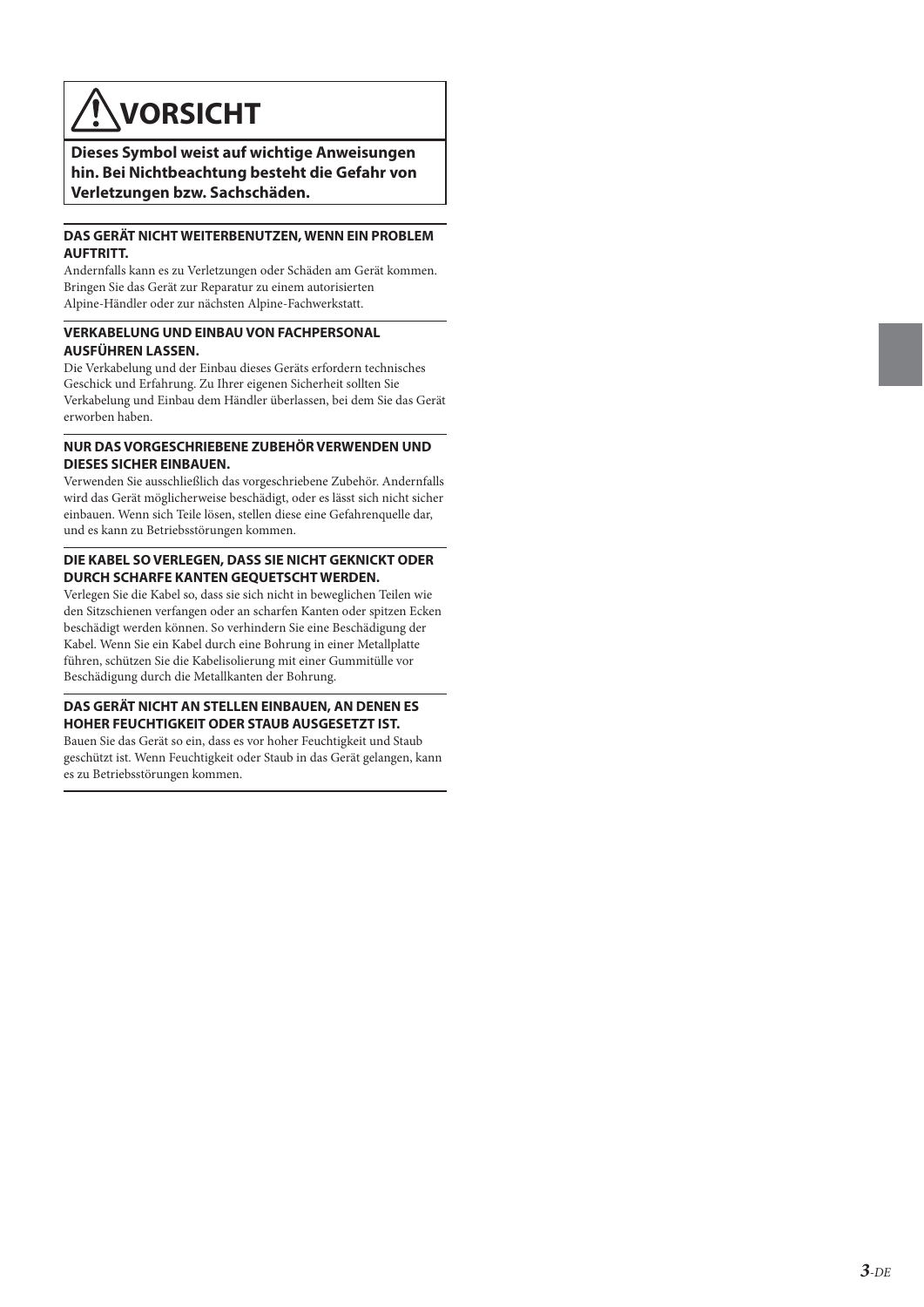# ⚠VORSICHT

**Dieses Symbol weist auf wichtige Anweisungen hin. Bei Nichtbeachtung besteht die Gefahr von Verletzungen bzw. Sachschäden.**

### DAS GERÄT NICHT WEITERBENUTZEN, WENN EIN PROBLEM AUFTRITT.

Andernfalls kann es zu Verletzungen oder Schäden am Gerät kommen. Bringen Sie das Gerät zur Reparatur zu einem autorisierten Alpine-Händler oder zur nächsten Alpine-Fachwerkstatt.

### VERKABELUNG UND EINBAU VON FACHPERSONAL AUSFÜHREN LASSEN.

Die Verkabelung und der Einbau dieses Geräts erfordern technisches Geschick und Erfahrung. Zu Ihrer eigenen Sicherheit sollten Sie Verkabelung und Einbau dem Händler überlassen, bei dem Sie das Gerät erworben haben.

### NUR DAS VORGESCHRIEBENE ZUBEHÖR VERWENDEN UND DIESES SICHER EINBAUEN.

Verwenden Sie ausschließlich das vorgeschriebene Zubehör. Andernfalls wird das Gerät möglicherweise beschädigt, oder es lässt sich nicht sicher einbauen. Wenn sich Teile lösen, stellen diese eine Gefahrenquelle dar, und es kann zu Betriebsstörungen kommen.

### DIE KABEL SO VERLEGEN, DASS SIE NICHT GEKNICKT ODER DURCH SCHARFE KANTEN GEQUETSCHT WERDEN.

Verlegen Sie die Kabel so, dass sie sich nicht in beweglichen Teilen wie den Sitzschienen verfangen oder an scharfen Kanten oder spitzen Ecken beschädigt werden können. So verhindern Sie eine Beschädigung der Kabel. Wenn Sie ein Kabel durch eine Bohrung in einer Metallplatte führen, schützen Sie die Kabelisolierung mit einer Gummitülle vor Beschädigung durch die Metallkanten der Bohrung.

### DAS GERÄT NICHT AN STELLEN EINBAUEN, AN DENEN ES HOHER FEUCHTIGKEIT ODER STAUB AUSGESETZT IST.

Bauen Sie das Gerät so ein, dass es vor hoher Feuchtigkeit und Staub geschützt ist. Wenn Feuchtigkeit oder Staub in das Gerät gelangen, kann es zu Betriebsstörungen kommen.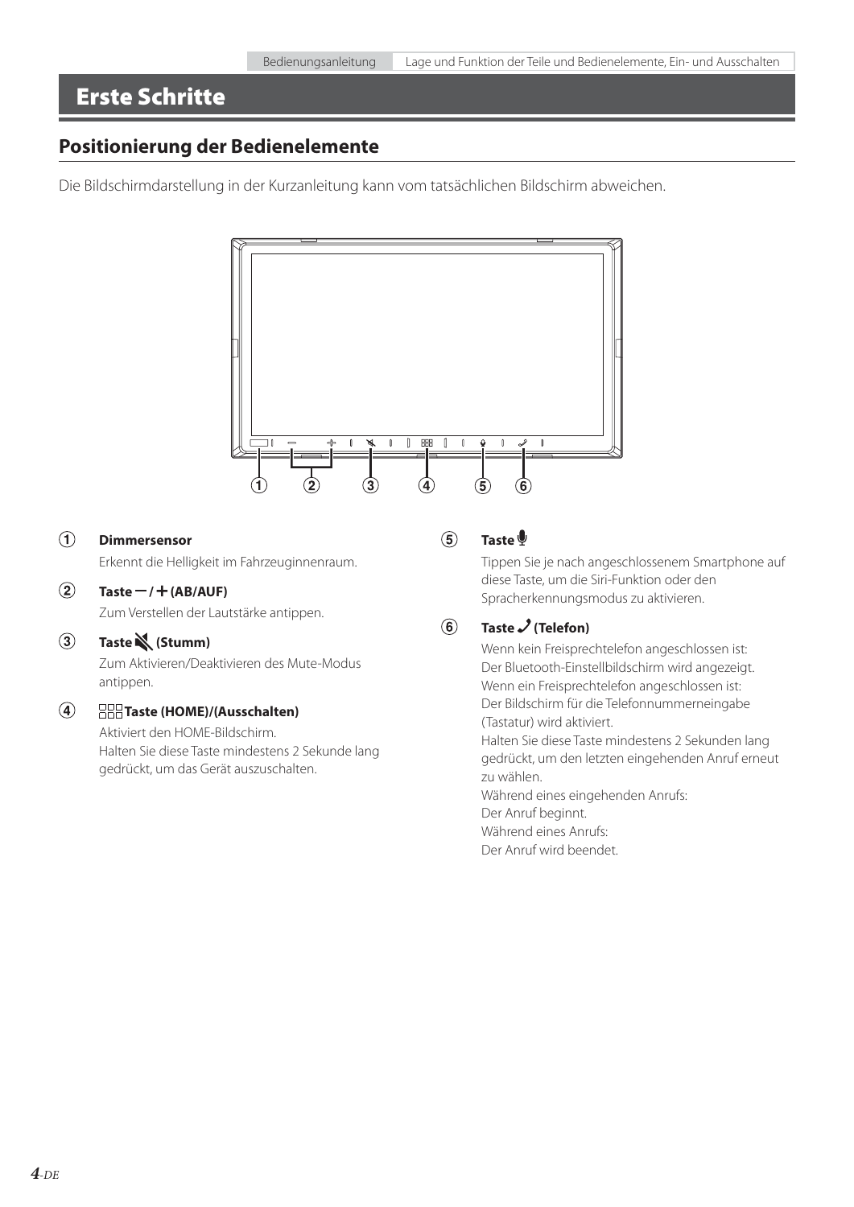# Erste Schritte

## Positionierung der Bedienelemente

Die Bildschirmdarstellung in der Kurzanleitung kann vom tatsächlichen Bildschirm abweichen.

① **Dimmersensor**
Erkennt die Helligkeit im Fahrzeuginnenraum.

② **Taste − / + (AB/AUF)**
Zum Verstellen der Lautstärke antippen.

③ **Taste (Stumm)**
Zum Aktivieren/Deaktivieren des Mute-Modus antippen.

④ **Taste (HOME)/(Ausschalten)**
Aktiviert den HOME-Bildschirm.
Halten Sie diese Taste mindestens 2 Sekunde lang gedrückt, um das Gerät auszuschalten.

⑤ **Taste**
Tippen Sie je nach angeschlossenem Smartphone auf diese Taste, um die Siri-Funktion oder den Spracherkennungsmodus zu aktivieren.

⑥ **Taste (Telefon)**
Wenn kein Freisprechtelefon angeschlossen ist:
Der Bluetooth-Einstellbildschirm wird angezeigt.
Wenn ein Freisprechtelefon angeschlossen ist:
Der Bildschirm für die Telefonnummerneingabe (Tastatur) wird aktiviert.
Halten Sie diese Taste mindestens 2 Sekunden lang gedrückt, um den letzten eingehenden Anruf erneut zu wählen.
Während eines eingehenden Anrufs:
Der Anruf beginnt.
Während eines Anrufs:
Der Anruf wird beendet.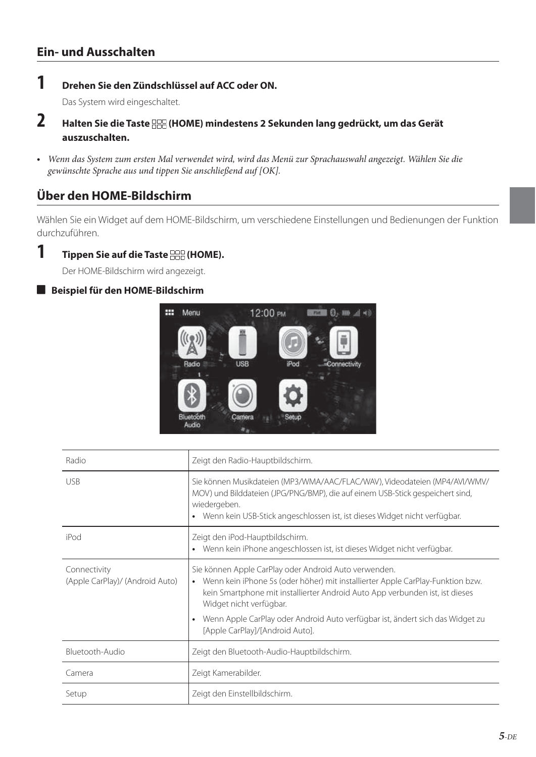## Ein- und Ausschalten

**1** **Drehen Sie den Zündschlüssel auf ACC oder ON.**

Das System wird eingeschaltet.

**2** **Halten Sie die Taste (HOME) mindestens 2 Sekunden lang gedrückt, um das Gerät auszuschalten.**

- *Wenn das System zum ersten Mal verwendet wird, wird das Menü zur Sprachauswahl angezeigt. Wählen Sie die gewünschte Sprache aus und tippen Sie anschließend auf [OK].*

## Über den HOME-Bildschirm

Wählen Sie ein Widget auf dem HOME-Bildschirm, um verschiedene Einstellungen und Bedienungen der Funktion durchzuführen.

**1** **Tippen Sie auf die Taste (HOME).**

Der HOME-Bildschirm wird angezeigt.

### Beispiel für den HOME-Bildschirm

| | |
|---|---|
| Radio | Zeigt den Radio-Hauptbildschirm. |
| USB | Sie können Musikdateien (MP3/WMA/AAC/FLAC/WAV), Videodateien (MP4/AVI/WMV/MOV) und Bilddateien (JPG/PNG/BMP), die auf einem USB-Stick gespeichert sind, wiedergeben.<br>• Wenn kein USB-Stick angeschlossen ist, ist dieses Widget nicht verfügbar. |
| iPod | Zeigt den iPod-Hauptbildschirm.<br>• Wenn kein iPhone angeschlossen ist, ist dieses Widget nicht verfügbar. |
| Connectivity<br>(Apple CarPlay)/ (Android Auto) | Sie können Apple CarPlay oder Android Auto verwenden.<br>• Wenn kein iPhone 5s (oder höher) mit installierter Apple CarPlay-Funktion bzw. kein Smartphone mit installierter Android Auto App verbunden ist, ist dieses Widget nicht verfügbar.<br>• Wenn Apple CarPlay oder Android Auto verfügbar ist, ändert sich das Widget zu [Apple CarPlay]/[Android Auto]. |
| Bluetooth-Audio | Zeigt den Bluetooth-Audio-Hauptbildschirm. |
| Camera | Zeigt Kamerabilder. |
| Setup | Zeigt den Einstellbildschirm. |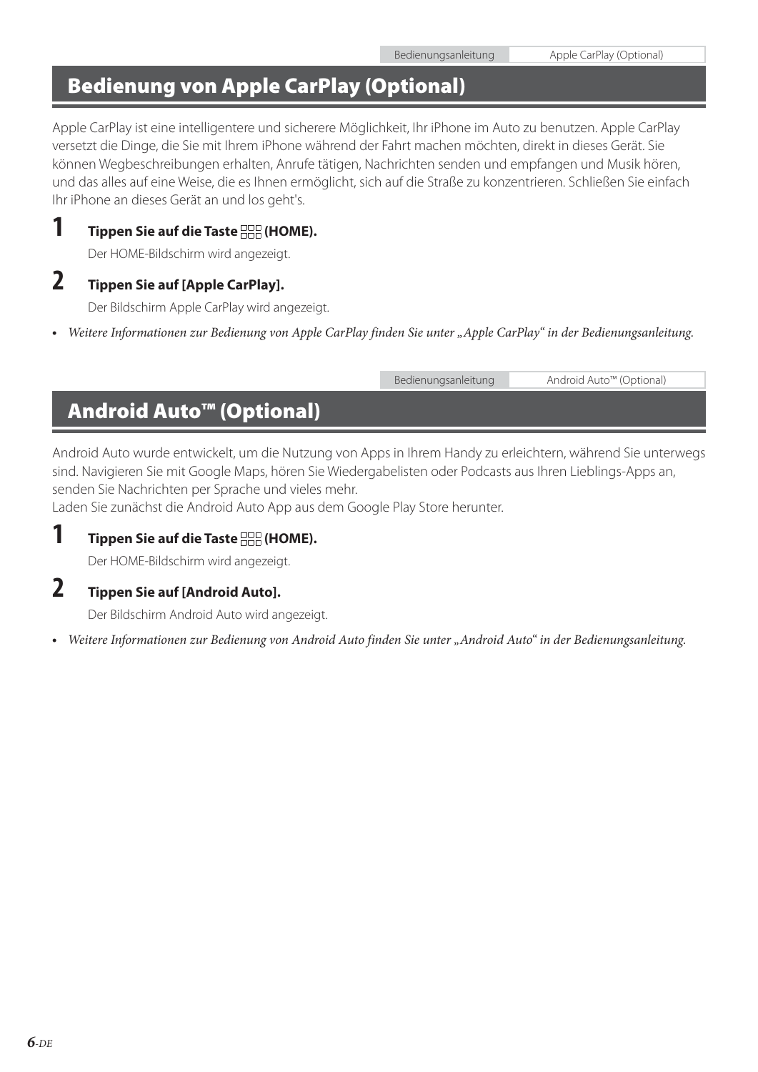# Bedienung von Apple CarPlay (Optional)

Bedienungsanleitung | Apple CarPlay (Optional)

Apple CarPlay ist eine intelligentere und sicherere Möglichkeit, Ihr iPhone im Auto zu benutzen. Apple CarPlay versetzt die Dinge, die Sie mit Ihrem iPhone während der Fahrt machen möchten, direkt in dieses Gerät. Sie können Wegbeschreibungen erhalten, Anrufe tätigen, Nachrichten senden und empfangen und Musik hören, und das alles auf eine Weise, die es Ihnen ermöglicht, sich auf die Straße zu konzentrieren. Schließen Sie einfach Ihr iPhone an dieses Gerät an und los geht's.

**1** **Tippen Sie auf die Taste (HOME).**

Der HOME-Bildschirm wird angezeigt.

**2** **Tippen Sie auf [Apple CarPlay].**

Der Bildschirm Apple CarPlay wird angezeigt.

- *Weitere Informationen zur Bedienung von Apple CarPlay finden Sie unter „Apple CarPlay" in der Bedienungsanleitung.*

# Android Auto™ (Optional)

Bedienungsanleitung | Android Auto™ (Optional)

Android Auto wurde entwickelt, um die Nutzung von Apps in Ihrem Handy zu erleichtern, während Sie unterwegs sind. Navigieren Sie mit Google Maps, hören Sie Wiedergabelisten oder Podcasts aus Ihren Lieblings-Apps an, senden Sie Nachrichten per Sprache und vieles mehr.
Laden Sie zunächst die Android Auto App aus dem Google Play Store herunter.

**1** **Tippen Sie auf die Taste (HOME).**

Der HOME-Bildschirm wird angezeigt.

**2** **Tippen Sie auf [Android Auto].**

Der Bildschirm Android Auto wird angezeigt.

- *Weitere Informationen zur Bedienung von Android Auto finden Sie unter „Android Auto" in der Bedienungsanleitung.*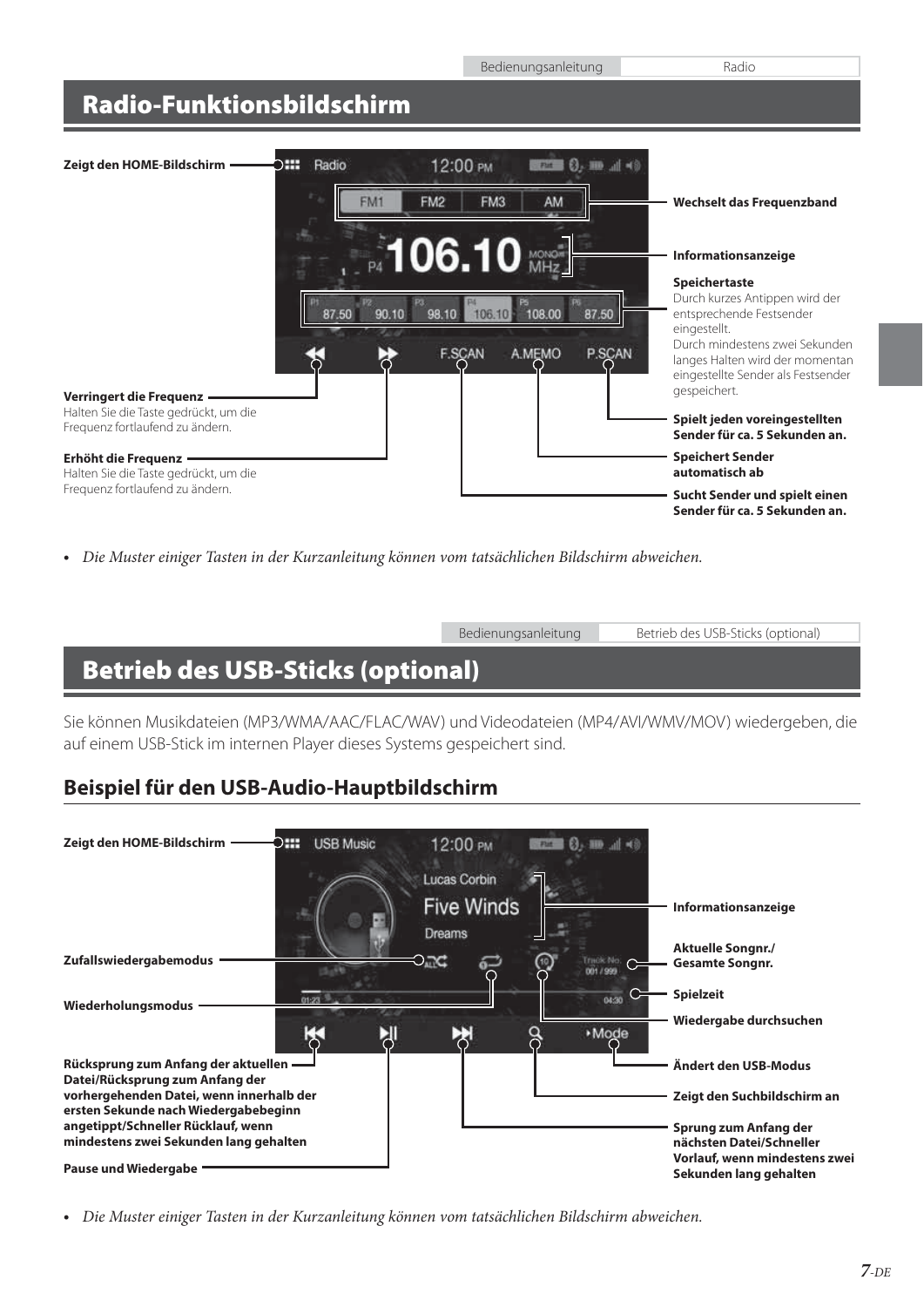# Radio-Funktionsbildschirm

**Zeigt den HOME-Bildschirm**

**Wechselt das Frequenzband**

**Informationsanzeige**

**Speichertaste**
Durch kurzes Antippen wird der entsprechende Festsender eingestellt.
Durch mindestens zwei Sekunden langes Halten wird der momentan eingestellte Sender als Festsender gespeichert.

**Verringert die Frequenz**
Halten Sie die Taste gedrückt, um die Frequenz fortlaufend zu ändern.

**Erhöht die Frequenz**
Halten Sie die Taste gedrückt, um die Frequenz fortlaufend zu ändern.

**Spielt jeden voreingestellten Sender für ca. 5 Sekunden an.**

**Speichert Sender automatisch ab**

**Sucht Sender und spielt einen Sender für ca. 5 Sekunden an.**

- *Die Muster einiger Tasten in der Kurzanleitung können vom tatsächlichen Bildschirm abweichen.*

# Betrieb des USB-Sticks (optional)

Sie können Musikdateien (MP3/WMA/AAC/FLAC/WAV) und Videodateien (MP4/AVI/WMV/MOV) wiedergeben, die auf einem USB-Stick im internen Player dieses Systems gespeichert sind.

## Beispiel für den USB-Audio-Hauptbildschirm

**Zeigt den HOME-Bildschirm**

**Informationsanzeige**

**Zufallswiedergabemodus**

**Aktuelle Songnr./ Gesamte Songnr.**

**Wiederholungsmodus**

**Spielzeit**

**Wiedergabe durchsuchen**

**Rücksprung zum Anfang der aktuellen Datei/Rücksprung zum Anfang der vorhergehenden Datei, wenn innerhalb der ersten Sekunde nach Wiedergabebeginn angetippt/Schneller Rücklauf, wenn mindestens zwei Sekunden lang gehalten**

**Ändert den USB-Modus**

**Zeigt den Suchbildschirm an**

**Pause und Wiedergabe**

**Sprung zum Anfang der nächsten Datei/Schneller Vorlauf, wenn mindestens zwei Sekunden lang gehalten**

- *Die Muster einiger Tasten in der Kurzanleitung können vom tatsächlichen Bildschirm abweichen.*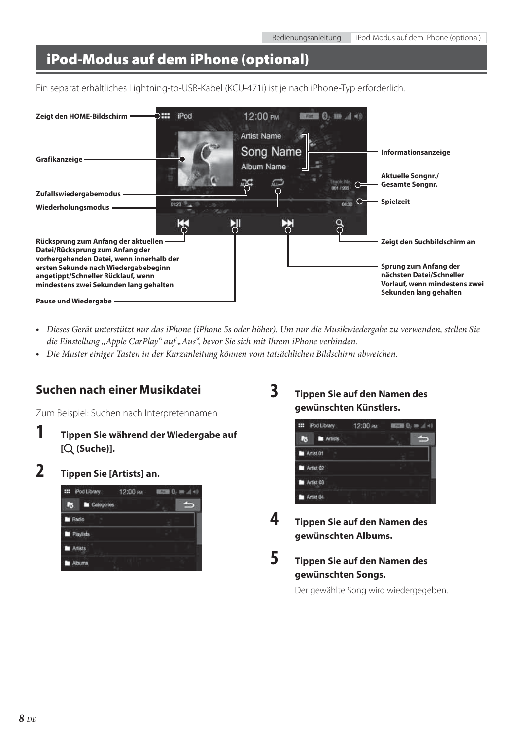# iPod-Modus auf dem iPhone (optional)

Ein separat erhältliches Lightning-to-USB-Kabel (KCU-471i) ist je nach iPhone-Typ erforderlich.

**Zeigt den HOME-Bildschirm**

**Grafikanzeige**

**Zufallswiedergabemodus**

**Wiederholungsmodus**

**Rücksprung zum Anfang der aktuellen Datei/Rücksprung zum Anfang der vorhergehenden Datei, wenn innerhalb der ersten Sekunde nach Wiedergabebeginn angetippt/Schneller Rücklauf, wenn mindestens zwei Sekunden lang gehalten**

**Pause und Wiedergabe**

**Informationsanzeige**

**Aktuelle Songnr./ Gesamte Songnr.**

**Spielzeit**

**Zeigt den Suchbildschirm an**

**Sprung zum Anfang der nächsten Datei/Schneller Vorlauf, wenn mindestens zwei Sekunden lang gehalten**

- *Dieses Gerät unterstützt nur das iPhone (iPhone 5s oder höher). Um nur die Musikwiedergabe zu verwenden, stellen Sie die Einstellung „Apple CarPlay" auf „Aus", bevor Sie sich mit Ihrem iPhone verbinden.*
- *Die Muster einiger Tasten in der Kurzanleitung können vom tatsächlichen Bildschirm abweichen.*

## Suchen nach einer Musikdatei

Zum Beispiel: Suchen nach Interpretennamen

**1** **Tippen Sie während der Wiedergabe auf [ (Suche)].**

**2** **Tippen Sie [Artists] an.**

**3** **Tippen Sie auf den Namen des gewünschten Künstlers.**

**4** **Tippen Sie auf den Namen des gewünschten Albums.**

**5** **Tippen Sie auf den Namen des gewünschten Songs.**

Der gewählte Song wird wiedergegeben.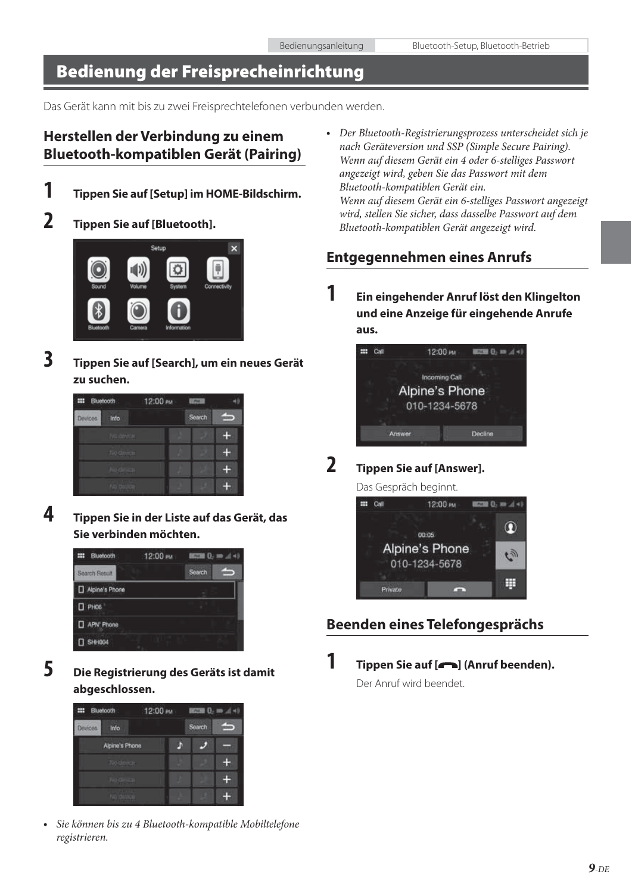# Bedienung der Freisprecheinrichtung

Das Gerät kann mit bis zu zwei Freisprechtelefonen verbunden werden.

## Herstellen der Verbindung zu einem Bluetooth-kompatiblen Gerät (Pairing)

**1** **Tippen Sie auf [Setup] im HOME-Bildschirm.**

**2** **Tippen Sie auf [Bluetooth].**

**3** **Tippen Sie auf [Search], um ein neues Gerät zu suchen.**

**4** **Tippen Sie in der Liste auf das Gerät, das Sie verbinden möchten.**

**5** **Die Registrierung des Geräts ist damit abgeschlossen.**

- *Sie können bis zu 4 Bluetooth-kompatible Mobiltelefone registrieren.*
- *Der Bluetooth-Registrierungsprozess unterscheidet sich je nach Geräteversion und SSP (Simple Secure Pairing). Wenn auf diesem Gerät ein 4 oder 6-stelliges Passwort angezeigt wird, geben Sie das Passwort mit dem Bluetooth-kompatiblen Gerät ein. Wenn auf diesem Gerät ein 6-stelliges Passwort angezeigt wird, stellen Sie sicher, dass dasselbe Passwort auf dem Bluetooth-kompatiblen Gerät angezeigt wird.*

## Entgegennehmen eines Anrufs

**1** **Ein eingehender Anruf löst den Klingelton und eine Anzeige für eingehende Anrufe aus.**

**2** **Tippen Sie auf [Answer].**

Das Gespräch beginnt.

## Beenden eines Telefongesprächs

**1** **Tippen Sie auf [ ] (Anruf beenden).**

Der Anruf wird beendet.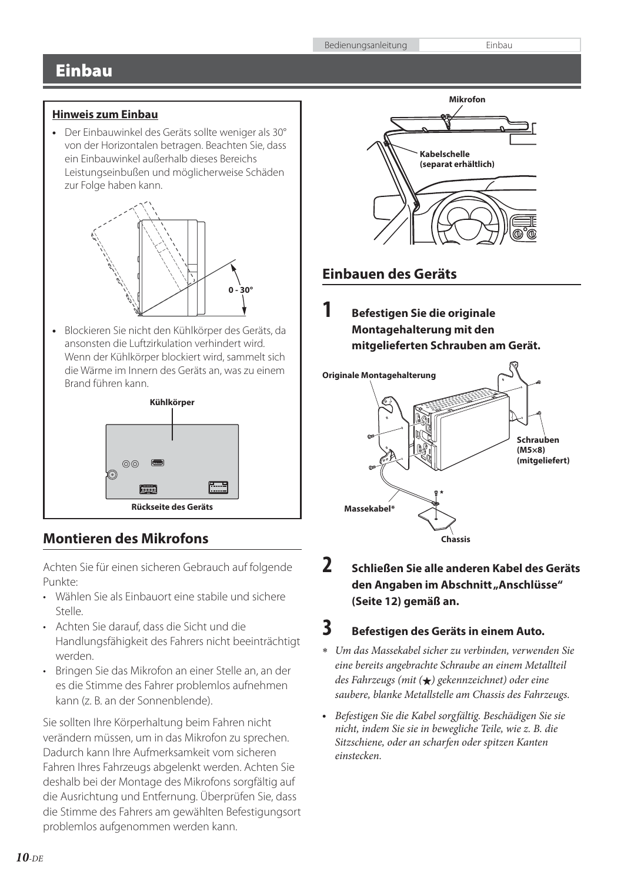# Einbau

**Hinweis zum Einbau**

- Der Einbauwinkel des Geräts sollte weniger als 30° von der Horizontalen betragen. Beachten Sie, dass ein Einbauwinkel außerhalb dieses Bereichs Leistungseinbußen und möglicherweise Schäden zur Folge haben kann.

0 - 30°

- Blockieren Sie nicht den Kühlkörper des Geräts, da ansonsten die Luftzirkulation verhindert wird. Wenn der Kühlkörper blockiert wird, sammelt sich die Wärme im Innern des Geräts an, was zu einem Brand führen kann.

Kühlkörper

Rückseite des Geräts

## Montieren des Mikrofons

Achten Sie für einen sicheren Gebrauch auf folgende Punkte:

- Wählen Sie als Einbauort eine stabile und sichere Stelle.
- Achten Sie darauf, dass die Sicht und die Handlungsfähigkeit des Fahrers nicht beeinträchtigt werden.
- Bringen Sie das Mikrofon an einer Stelle an, an der es die Stimme des Fahrer problemlos aufnehmen kann (z. B. an der Sonnenblende).

Sie sollten Ihre Körperhaltung beim Fahren nicht verändern müssen, um in das Mikrofon zu sprechen. Dadurch kann Ihre Aufmerksamkeit vom sicheren Fahren Ihres Fahrzeugs abgelenkt werden. Achten Sie deshalb bei der Montage des Mikrofons sorgfältig auf die Ausrichtung und Entfernung. Überprüfen Sie, dass die Stimme des Fahrers am gewählten Befestigungsort problemlos aufgenommen werden kann.

Mikrofon

Kabelschelle (separat erhältlich)

## Einbauen des Geräts

**1 Befestigen Sie die originale Montagehalterung mit den mitgelieferten Schrauben am Gerät.**

Originale Montagehalterung

Schrauben (M5×8) (mitgeliefert)

Massekabel*

Chassis

**2 Schließen Sie alle anderen Kabel des Geräts den Angaben im Abschnitt „Anschlüsse" (Seite 12) gemäß an.**

**3 Befestigen des Geräts in einem Auto.**

* *Um das Massekabel sicher zu verbinden, verwenden Sie eine bereits angebrachte Schraube an einem Metallteil des Fahrzeugs (mit (★) gekennzeichnet) oder eine saubere, blanke Metallstelle am Chassis des Fahrzeugs.*

- *Befestigen Sie die Kabel sorgfältig. Beschädigen Sie sie nicht, indem Sie sie in bewegliche Teile, wie z. B. die Sitzschiene, oder an scharfen oder spitzen Kanten einstecken.*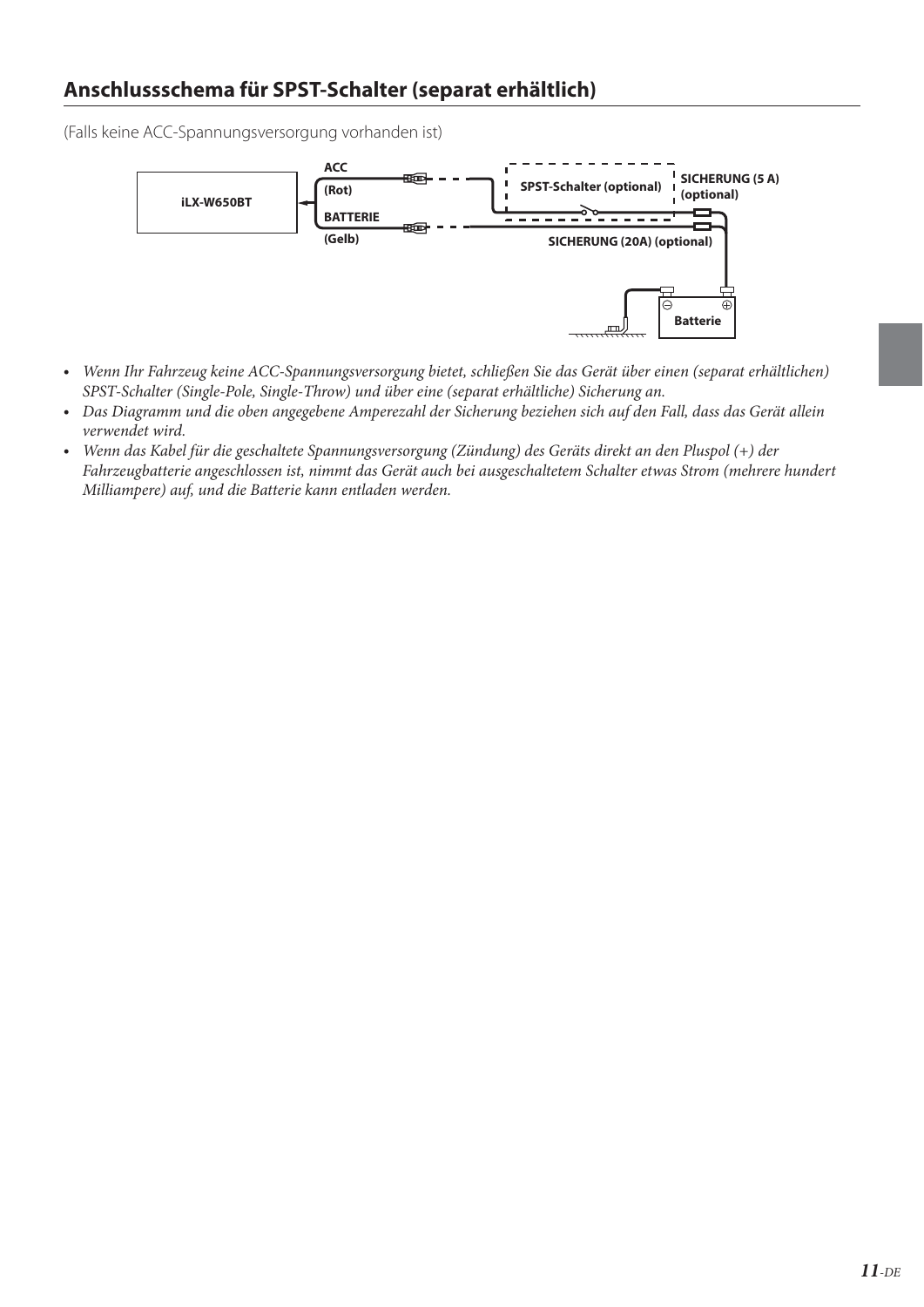## Anschlussschema für SPST-Schalter (separat erhältlich)

(Falls keine ACC-Spannungsversorgung vorhanden ist)

iLX-W650BT

ACC

(Rot)

BATTERIE

(Gelb)

SPST-Schalter (optional)

SICHERUNG (5 A) (optional)

SICHERUNG (20A) (optional)

Batterie

- *Wenn Ihr Fahrzeug keine ACC-Spannungsversorgung bietet, schließen Sie das Gerät über einen (separat erhältlichen) SPST-Schalter (Single-Pole, Single-Throw) und über eine (separat erhältliche) Sicherung an.*
- *Das Diagramm und die oben angegebene Amperezahl der Sicherung beziehen sich auf den Fall, dass das Gerät allein verwendet wird.*
- *Wenn das Kabel für die geschaltete Spannungsversorgung (Zündung) des Geräts direkt an den Pluspol (+) der Fahrzeugbatterie angeschlossen ist, nimmt das Gerät auch bei ausgeschaltetem Schalter etwas Strom (mehrere hundert Milliampere) auf, und die Batterie kann entladen werden.*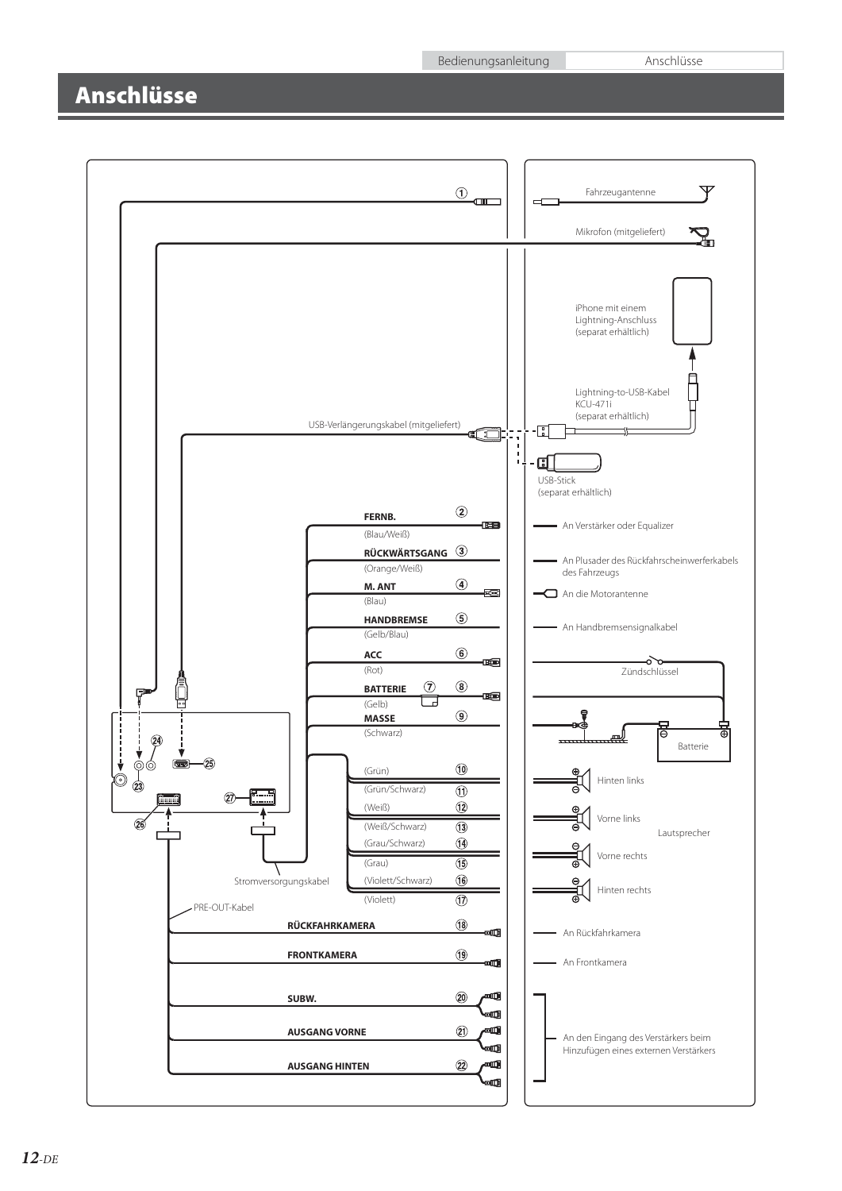# Anschlüsse

①
Fahrzeugantenne

Mikrofon (mitgeliefert)

iPhone mit einem Lightning-Anschluss (separat erhältlich)

Lightning-to-USB-Kabel KCU-471i (separat erhältlich)

USB-Verlängerungskabel (mitgeliefert)

USB-Stick (separat erhältlich)

| Nr. | Bezeichnung | Farbe | Anschluss |
|---|---|---|---|
| ② | **FERNB.** | (Blau/Weiß) | An Verstärker oder Equalizer |
| ③ | **RÜCKWÄRTSGANG** | (Orange/Weiß) | An Plusader des Rückfahrscheinwerferkabels des Fahrzeugs |
| ④ | **M. ANT** | (Blau) | An die Motorantenne |
| ⑤ | **HANDBREMSE** | (Gelb/Blau) | An Handbremsensignalkabel |
| ⑥ | **ACC** | (Rot) | Zündschlüssel |
| ⑧ | **BATTERIE** ⑦ | (Gelb) | Batterie |
| ⑨ | **MASSE** | (Schwarz) | |
| ⑩ | | (Grün) | Hinten links (Lautsprecher) |
| ⑪ | | (Grün/Schwarz) | Hinten links (Lautsprecher) |
| ⑫ | | (Weiß) | Vorne links (Lautsprecher) |
| ⑬ | | (Weiß/Schwarz) | Vorne links (Lautsprecher) |
| ⑭ | | (Grau/Schwarz) | Vorne rechts (Lautsprecher) |
| ⑮ | | (Grau) | Vorne rechts (Lautsprecher) |
| ⑯ | | (Violett/Schwarz) | Hinten rechts (Lautsprecher) |
| ⑰ | | (Violett) | Hinten rechts (Lautsprecher) |
| ⑱ | **RÜCKFAHRKAMERA** | | An Rückfahrkamera |
| ⑲ | **FRONTKAMERA** | | An Frontkamera |
| ⑳ | **SUBW.** | | An den Eingang des Verstärkers beim Hinzufügen eines externen Verstärkers |
| ㉑ | **AUSGANG VORNE** | | An den Eingang des Verstärkers beim Hinzufügen eines externen Verstärkers |
| ㉒ | **AUSGANG HINTEN** | | An den Eingang des Verstärkers beim Hinzufügen eines externen Verstärkers |

Lautsprecher

Stromversorgungskabel

PRE-OUT-Kabel

㉓ ㉔ ㉕ ㉖ ㉗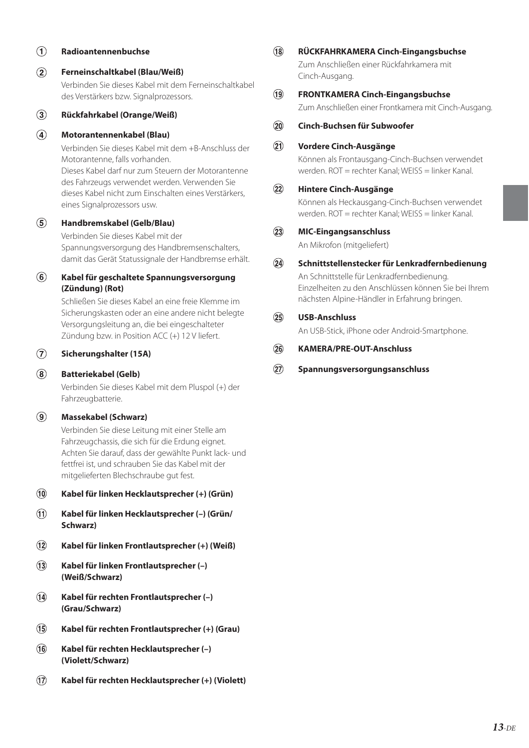① **Radioantennenbuchse**

② **Ferneinschaltkabel (Blau/Weiß)**

Verbinden Sie dieses Kabel mit dem Ferneinschaltkabel des Verstärkers bzw. Signalprozessors.

③ **Rückfahrkabel (Orange/Weiß)**

④ **Motorantennenkabel (Blau)**

Verbinden Sie dieses Kabel mit dem +B-Anschluss der Motorantenne, falls vorhanden.
Dieses Kabel darf nur zum Steuern der Motorantenne des Fahrzeugs verwendet werden. Verwenden Sie dieses Kabel nicht zum Einschalten eines Verstärkers, eines Signalprozessors usw.

⑤ **Handbremskabel (Gelb/Blau)**

Verbinden Sie dieses Kabel mit der Spannungsversorgung des Handbremsenschalters, damit das Gerät Statussignale der Handbremse erhält.

⑥ **Kabel für geschaltete Spannungsversorgung (Zündung) (Rot)**

Schließen Sie dieses Kabel an eine freie Klemme im Sicherungskasten oder an eine andere nicht belegte Versorgungsleitung an, die bei eingeschalteter Zündung bzw. in Position ACC (+) 12 V liefert.

⑦ **Sicherungshalter (15A)**

⑧ **Batteriekabel (Gelb)**

Verbinden Sie dieses Kabel mit dem Pluspol (+) der Fahrzeugbatterie.

⑨ **Massekabel (Schwarz)**

Verbinden Sie diese Leitung mit einer Stelle am Fahrzeugchassis, die sich für die Erdung eignet. Achten Sie darauf, dass der gewählte Punkt lack- und fettfrei ist, und schrauben Sie das Kabel mit der mitgelieferten Blechschraube gut fest.

⑩ **Kabel für linken Hecklautsprecher (+) (Grün)**

⑪ **Kabel für linken Hecklautsprecher (–) (Grün/Schwarz)**

⑫ **Kabel für linken Frontlautsprecher (+) (Weiß)**

⑬ **Kabel für linken Frontlautsprecher (–) (Weiß/Schwarz)**

⑭ **Kabel für rechten Frontlautsprecher (–) (Grau/Schwarz)**

⑮ **Kabel für rechten Frontlautsprecher (+) (Grau)**

⑯ **Kabel für rechten Hecklautsprecher (–) (Violett/Schwarz)**

⑰ **Kabel für rechten Hecklautsprecher (+) (Violett)**

⑱ **RÜCKFAHRKAMERA Cinch-Eingangsbuchse**

Zum Anschließen einer Rückfahrkamera mit Cinch-Ausgang.

⑲ **FRONTKAMERA Cinch-Eingangsbuchse**

Zum Anschließen einer Frontkamera mit Cinch-Ausgang.

⑳ **Cinch-Buchsen für Subwoofer**

㉑ **Vordere Cinch-Ausgänge**

Können als Frontausgang-Cinch-Buchsen verwendet werden. ROT = rechter Kanal; WEISS = linker Kanal.

㉒ **Hintere Cinch-Ausgänge**

Können als Heckausgang-Cinch-Buchsen verwendet werden. ROT = rechter Kanal; WEISS = linker Kanal.

㉓ **MIC-Eingangsanschluss**

An Mikrofon (mitgeliefert)

㉔ **Schnittstellenstecker für Lenkradfernbedienung**

An Schnittstelle für Lenkradfernbedienung.
Einzelheiten zu den Anschlüssen können Sie bei Ihrem nächsten Alpine-Händler in Erfahrung bringen.

㉕ **USB-Anschluss**

An USB-Stick, iPhone oder Android-Smartphone.

㉖ **KAMERA/PRE-OUT-Anschluss**

㉗ **Spannungsversorgungsanschluss**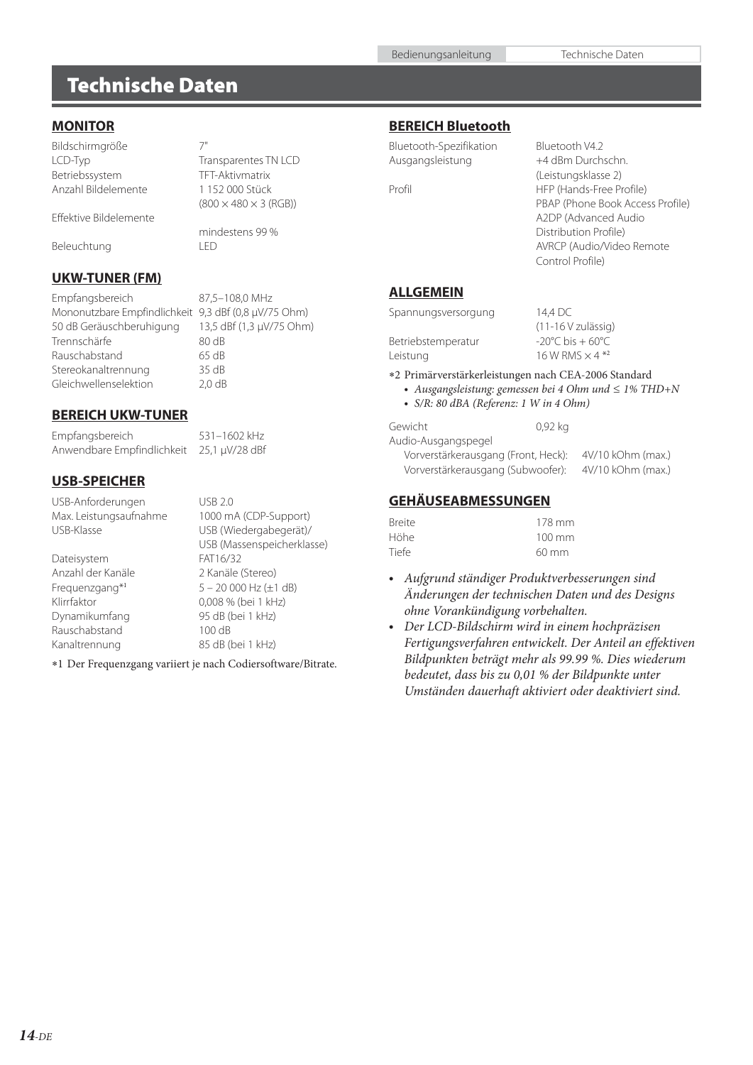# Technische Daten

## MONITOR

| | |
|---|---|
| Bildschirmgröße | 7" |
| LCD-Typ | Transparentes TN LCD |
| Betriebssystem | TFT-Aktivmatrix |
| Anzahl Bildelemente | 1 152 000 Stück (800 × 480 × 3 (RGB)) |
| Effektive Bildelemente | mindestens 99 % |
| Beleuchtung | LED |

## UKW-TUNER (FM)

| | |
|---|---|
| Empfangsbereich | 87,5–108,0 MHz |
| Mononutzbare Empfindlichkeit | 9,3 dBf (0,8 μV/75 Ohm) |
| 50 dB Geräuschberuhigung | 13,5 dBf (1,3 μV/75 Ohm) |
| Trennschärfe | 80 dB |
| Rauschabstand | 65 dB |
| Stereokanaltrennung | 35 dB |
| Gleichwellenselektion | 2,0 dB |

## BEREICH UKW-TUNER

| | |
|---|---|
| Empfangsbereich | 531–1602 kHz |
| Anwendbare Empfindlichkeit | 25,1 μV/28 dBf |

## USB-SPEICHER

| | |
|---|---|
| USB-Anforderungen | USB 2.0 |
| Max. Leistungsaufnahme | 1000 mA (CDP-Support) |
| USB-Klasse | USB (Wiedergabegerät)/ USB (Massenspeicherklasse) |
| Dateisystem | FAT16/32 |
| Anzahl der Kanäle | 2 Kanäle (Stereo) |
| Frequenzgang*1 | 5 – 20 000 Hz (±1 dB) |
| Klirrfaktor | 0,008 % (bei 1 kHz) |
| Dynamikumfang | 95 dB (bei 1 kHz) |
| Rauschabstand | 100 dB |
| Kanaltrennung | 85 dB (bei 1 kHz) |

*1 Der Frequenzgang variiert je nach Codiersoftware/Bitrate.

## BEREICH Bluetooth

| | |
|---|---|
| Bluetooth-Spezifikation | Bluetooth V4.2 |
| Ausgangsleistung | +4 dBm Durchschn. (Leistungsklasse 2) |
| Profil | HFP (Hands-Free Profile)<br>PBAP (Phone Book Access Profile)<br>A2DP (Advanced Audio Distribution Profile)<br>AVRCP (Audio/Video Remote Control Profile) |

## ALLGEMEIN

| | |
|---|---|
| Spannungsversorgung | 14,4 DC (11-16 V zulässig) |
| Betriebstemperatur | -20°C bis + 60°C |
| Leistung | 16 W RMS × 4 *2 |

*2 Primärverstärkerleistungen nach CEA-2006 Standard
- *Ausgangsleistung: gemessen bei 4 Ohm und ≤ 1% THD+N*
- *S/R: 80 dBA (Referenz: 1 W in 4 Ohm)*

| | |
|---|---|
| Gewicht | 0,92 kg |
| Audio-Ausgangspegel | |
| Vorverstärkerausgang (Front, Heck): | 4V/10 kOhm (max.) |
| Vorverstärkerausgang (Subwoofer): | 4V/10 kOhm (max.) |

## GEHÄUSEABMESSUNGEN

| | |
|---|---|
| Breite | 178 mm |
| Höhe | 100 mm |
| Tiefe | 60 mm |

- *Aufgrund ständiger Produktverbesserungen sind Änderungen der technischen Daten und des Designs ohne Vorankündigung vorbehalten.*
- *Der LCD-Bildschirm wird in einem hochpräzisen Fertigungsverfahren entwickelt. Der Anteil an effektiven Bildpunkten beträgt mehr als 99.99 %. Dies wiederum bedeutet, dass bis zu 0,01 % der Bildpunkte unter Umständen dauerhaft aktiviert oder deaktiviert sind.*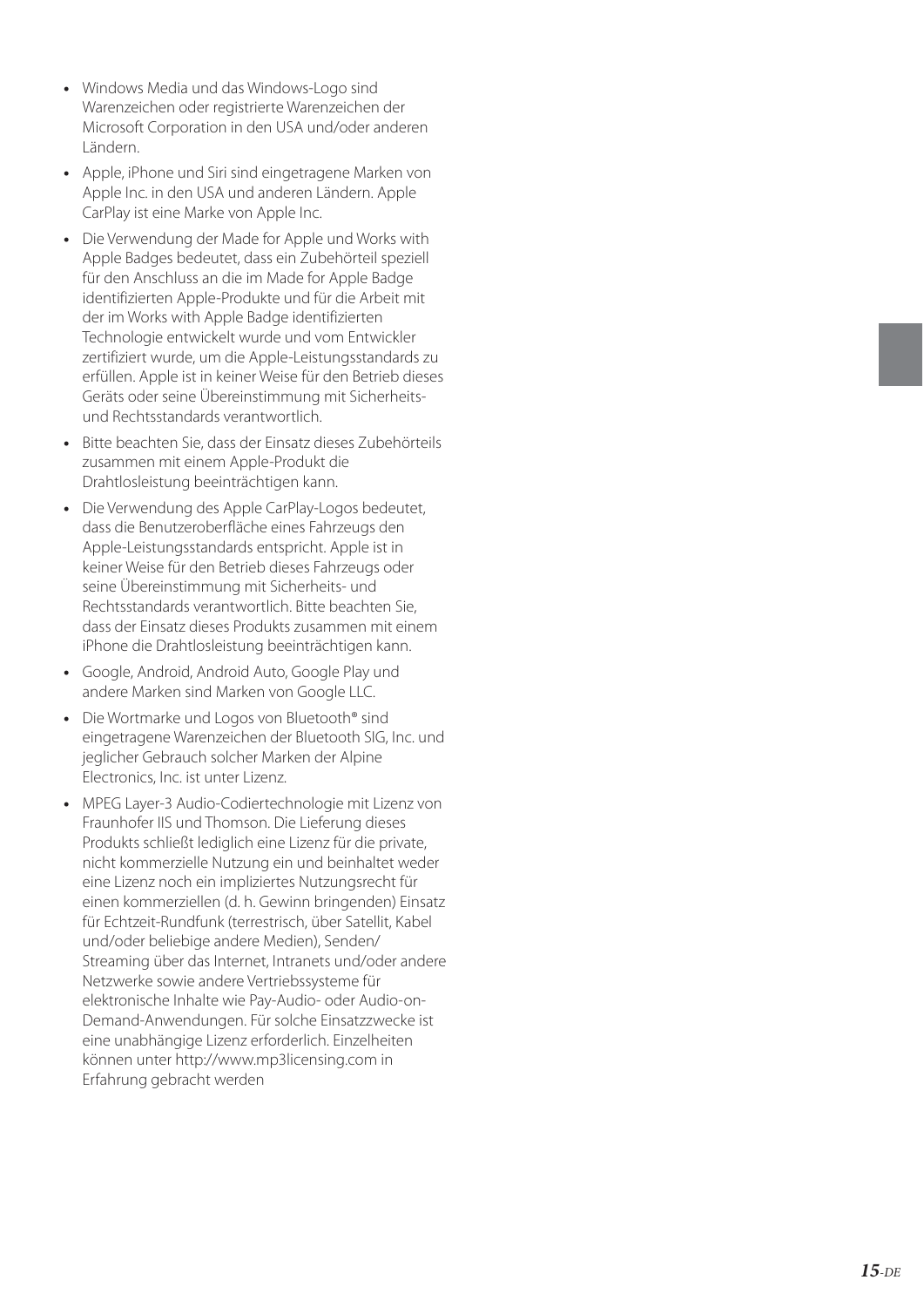- Windows Media und das Windows-Logo sind Warenzeichen oder registrierte Warenzeichen der Microsoft Corporation in den USA und/oder anderen Ländern.
- Apple, iPhone und Siri sind eingetragene Marken von Apple Inc. in den USA und anderen Ländern. Apple CarPlay ist eine Marke von Apple Inc.
- Die Verwendung der Made for Apple und Works with Apple Badges bedeutet, dass ein Zubehörteil speziell für den Anschluss an die im Made for Apple Badge identifizierten Apple-Produkte und für die Arbeit mit der im Works with Apple Badge identifizierten Technologie entwickelt wurde und vom Entwickler zertifiziert wurde, um die Apple-Leistungsstandards zu erfüllen. Apple ist in keiner Weise für den Betrieb dieses Geräts oder seine Übereinstimmung mit Sicherheits- und Rechtsstandards verantwortlich.
- Bitte beachten Sie, dass der Einsatz dieses Zubehörteils zusammen mit einem Apple-Produkt die Drahtlosleistung beeinträchtigen kann.
- Die Verwendung des Apple CarPlay-Logos bedeutet, dass die Benutzeroberfläche eines Fahrzeugs den Apple-Leistungsstandards entspricht. Apple ist in keiner Weise für den Betrieb dieses Fahrzeugs oder seine Übereinstimmung mit Sicherheits- und Rechtsstandards verantwortlich. Bitte beachten Sie, dass der Einsatz dieses Produkts zusammen mit einem iPhone die Drahtlosleistung beeinträchtigen kann.
- Google, Android, Android Auto, Google Play und andere Marken sind Marken von Google LLC.
- Die Wortmarke und Logos von Bluetooth® sind eingetragene Warenzeichen der Bluetooth SIG, Inc. und jeglicher Gebrauch solcher Marken der Alpine Electronics, Inc. ist unter Lizenz.
- MPEG Layer-3 Audio-Codiertechnologie mit Lizenz von Fraunhofer IIS und Thomson. Die Lieferung dieses Produkts schließt lediglich eine Lizenz für die private, nicht kommerzielle Nutzung ein und beinhaltet weder eine Lizenz noch ein impliziertes Nutzungsrecht für einen kommerziellen (d. h. Gewinn bringenden) Einsatz für Echtzeit-Rundfunk (terrestrisch, über Satellit, Kabel und/oder beliebige andere Medien), Senden/ Streaming über das Internet, Intranets und/oder andere Netzwerke sowie andere Vertriebssysteme für elektronische Inhalte wie Pay-Audio- oder Audio-on-Demand-Anwendungen. Für solche Einsatzzwecke ist eine unabhängige Lizenz erforderlich. Einzelheiten können unter http://www.mp3licensing.com in Erfahrung gebracht werden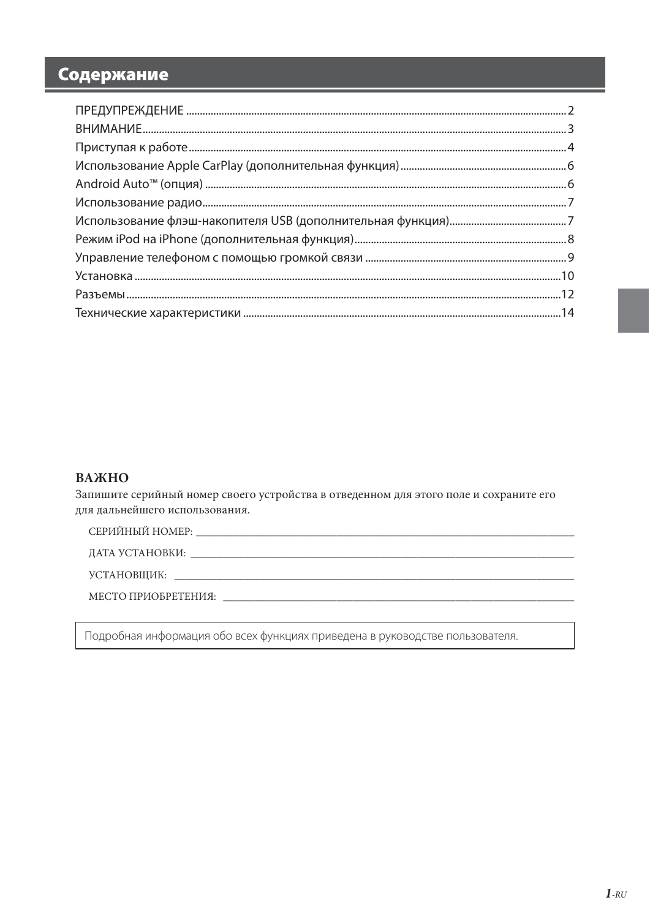# Содержание

ПРЕДУПРЕЖДЕНИЕ ........................................................................ 2
ВНИМАНИЕ ........................................................................ 3
Приступая к работе ........................................................................ 4
Использование Apple CarPlay (дополнительная функция) ........................................................................ 6
Android Auto™ (опция) ........................................................................ 6
Использование радио ........................................................................ 7
Использование флэш-накопителя USB (дополнительная функция) ........................................................................ 7
Режим iPod на iPhone (дополнительная функция) ........................................................................ 8
Управление телефоном с помощью громкой связи ........................................................................ 9
Установка ........................................................................ 10
Разъемы ........................................................................ 12
Технические характеристики ........................................................................ 14

**ВАЖНО**

Запишите серийный номер своего устройства в отведенном для этого поле и сохраните его для дальнейшего использования.

СЕРИЙНЫЙ НОМЕР: ______________________________

ДАТА УСТАНОВКИ: ______________________________

УСТАНОВЩИК: ______________________________

МЕСТО ПРИОБРЕТЕНИЯ: ______________________________

Подробная информация обо всех функциях приведена в руководстве пользователя.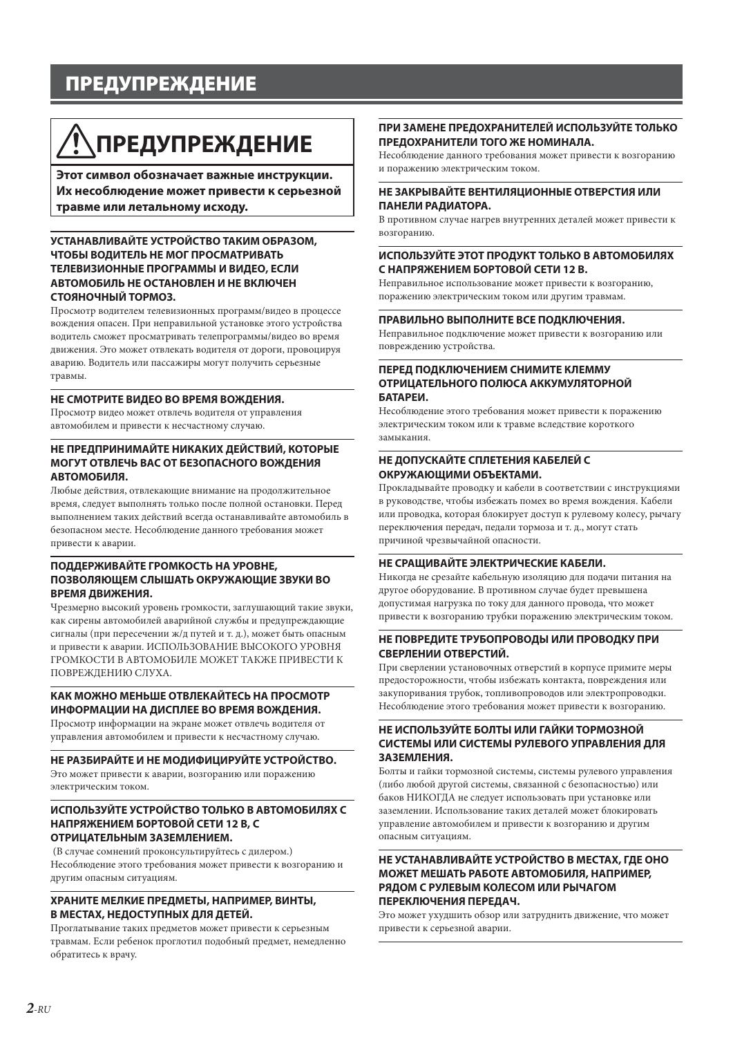# ПРЕДУПРЕЖДЕНИЕ

## ⚠ПРЕДУПРЕЖДЕНИЕ

**Этот символ обозначает важные инструкции. Их несоблюдение может привести к серьезной травме или летальному исходу.**

### УСТАНАВЛИВАЙТЕ УСТРОЙСТВО ТАКИМ ОБРАЗОМ, ЧТОБЫ ВОДИТЕЛЬ НЕ МОГ ПРОСМАТРИВАТЬ ТЕЛЕВИЗИОННЫЕ ПРОГРАММЫ И ВИДЕО, ЕСЛИ АВТОМОБИЛЬ НЕ ОСТАНОВЛЕН И НЕ ВКЛЮЧЕН СТОЯНОЧНЫЙ ТОРМОЗ.

Просмотр водителем телевизионных программ/видео в процессе вождения опасен. При неправильной установке этого устройства водитель сможет просматривать телепрограммы/видео во время движения. Это может отвлекать водителя от дороги, провоцируя аварию. Водитель или пассажиры могут получить серьезные травмы.

### НЕ СМОТРИТЕ ВИДЕО ВО ВРЕМЯ ВОЖДЕНИЯ.

Просмотр видео может отвлечь водителя от управления автомобилем и привести к несчастному случаю.

### НЕ ПРЕДПРИНИМАЙТЕ НИКАКИХ ДЕЙСТВИЙ, КОТОРЫЕ МОГУТ ОТВЛЕЧЬ ВАС ОТ БЕЗОПАСНОГО ВОЖДЕНИЯ АВТОМОБИЛЯ.

Любые действия, отвлекающие внимание на продолжительное время, следует выполнять только после полной остановки. Перед выполнением таких действий всегда останавливайте автомобиль в безопасном месте. Несоблюдение данного требования может привести к аварии.

### ПОДДЕРЖИВАЙТЕ ГРОМКОСТЬ НА УРОВНЕ, ПОЗВОЛЯЮЩЕМ СЛЫШАТЬ ОКРУЖАЮЩИЕ ЗВУКИ ВО ВРЕМЯ ДВИЖЕНИЯ.

Чрезмерно высокий уровень громкости, заглушающий такие звуки, как сирены автомобилей аварийной службы и предупреждающие сигналы (при пересечении ж/д путей и т. д.), может быть опасным и привести к аварии. ИСПОЛЬЗОВАНИЕ ВЫСОКОГО УРОВНЯ ГРОМКОСТИ В АВТОМОБИЛЕ МОЖЕТ ТАКЖЕ ПРИВЕСТИ К ПОВРЕЖДЕНИЮ СЛУХА.

### КАК МОЖНО МЕНЬШЕ ОТВЛЕКАЙТЕСЬ НА ПРОСМОТР ИНФОРМАЦИИ НА ДИСПЛЕЕ ВО ВРЕМЯ ВОЖДЕНИЯ.

Просмотр информации на экране может отвлечь водителя от управления автомобилем и привести к несчастному случаю.

### НЕ РАЗБИРАЙТЕ И НЕ МОДИФИЦИРУЙТЕ УСТРОЙСТВО.

Это может привести к аварии, возгоранию или поражению электрическим током.

### ИСПОЛЬЗУЙТЕ УСТРОЙСТВО ТОЛЬКО В АВТОМОБИЛЯХ С НАПРЯЖЕНИЕМ БОРТОВОЙ СЕТИ 12 В, С ОТРИЦАТЕЛЬНЫМ ЗАЗЕМЛЕНИЕМ.

(В случае сомнений проконсультируйтесь с дилером.) Несоблюдение этого требования может привести к возгоранию и другим опасным ситуациям.

### ХРАНИТЕ МЕЛКИЕ ПРЕДМЕТЫ, НАПРИМЕР, ВИНТЫ, В МЕСТАХ, НЕДОСТУПНЫХ ДЛЯ ДЕТЕЙ.

Проглатывание таких предметов может привести к серьезным травмам. Если ребенок проглотил подобный предмет, немедленно обратитесь к врачу.

### ПРИ ЗАМЕНЕ ПРЕДОХРАНИТЕЛЕЙ ИСПОЛЬЗУЙТЕ ТОЛЬКО ПРЕДОХРАНИТЕЛИ ТОГО ЖЕ НОМИНАЛА.

Несоблюдение данного требования может привести к возгоранию и поражению электрическим током.

### НЕ ЗАКРЫВАЙТЕ ВЕНТИЛЯЦИОННЫЕ ОТВЕРСТИЯ ИЛИ ПАНЕЛИ РАДИАТОРА.

В противном случае нагрев внутренних деталей может привести к возгоранию.

### ИСПОЛЬЗУЙТЕ ЭТОТ ПРОДУКТ ТОЛЬКО В АВТОМОБИЛЯХ С НАПРЯЖЕНИЕМ БОРТОВОЙ СЕТИ 12 В.

Неправильное использование может привести к возгоранию, поражению электрическим током или другим травмам.

### ПРАВИЛЬНО ВЫПОЛНИТЕ ВСЕ ПОДКЛЮЧЕНИЯ.

Неправильное подключение может привести к возгоранию или повреждению устройства.

### ПЕРЕД ПОДКЛЮЧЕНИЕМ СНИМИТЕ КЛЕММУ ОТРИЦАТЕЛЬНОГО ПОЛЮСА АККУМУЛЯТОРНОЙ БАТАРЕИ.

Несоблюдение этого требования может привести к поражению электрическим током или к травме вследствие короткого замыкания.

### НЕ ДОПУСКАЙТЕ СПЛЕТЕНИЯ КАБЕЛЕЙ С ОКРУЖАЮЩИМИ ОБЪЕКТАМИ.

Прокладывайте проводку и кабели в соответствии с инструкциями в руководстве, чтобы избежать помех во время вождения. Кабели или проводка, которая блокирует доступ к рулевому колесу, рычагу переключения передач, педали тормоза и т. д., могут стать причиной чрезвычайной опасности.

### НЕ СРАЩИВАЙТЕ ЭЛЕКТРИЧЕСКИЕ КАБЕЛИ.

Никогда не срезайте кабельную изоляцию для подачи питания на другое оборудование. В противном случае будет превышена допустимая нагрузка по току для данного провода, что может привести к возгоранию трубки поражению электрическим током.

### НЕ ПОВРЕДИТЕ ТРУБОПРОВОДЫ ИЛИ ПРОВОДКУ ПРИ СВЕРЛЕНИИ ОТВЕРСТИЙ.

При сверлении установочных отверстий в корпусе примите меры предосторожности, чтобы избежать контакта, повреждения или закупоривания трубок, топливопроводов или электропроводки. Несоблюдение этого требования может привести к возгоранию.

### НЕ ИСПОЛЬЗУЙТЕ БОЛТЫ ИЛИ ГАЙКИ ТОРМОЗНОЙ СИСТЕМЫ ИЛИ СИСТЕМЫ РУЛЕВОГО УПРАВЛЕНИЯ ДЛЯ ЗАЗЕМЛЕНИЯ.

Болты и гайки тормозной системы, системы рулевого управления (либо любой другой системы, связанной с безопасностью) или баков НИКОГДА не следует использовать при установке или заземлении. Использование таких деталей может блокировать управление автомобилем и привести к возгоранию и другим опасным ситуациям.

### НЕ УСТАНАВЛИВАЙТЕ УСТРОЙСТВО В МЕСТАХ, ГДЕ ОНО МОЖЕТ МЕШАТЬ РАБОТЕ АВТОМОБИЛЯ, НАПРИМЕР, РЯДОМ С РУЛЕВЫМ КОЛЕСОМ ИЛИ РЫЧАГОМ ПЕРЕКЛЮЧЕНИЯ ПЕРЕДАЧ.

Это может ухудшить обзор или затруднить движение, что может привести к серьезной аварии.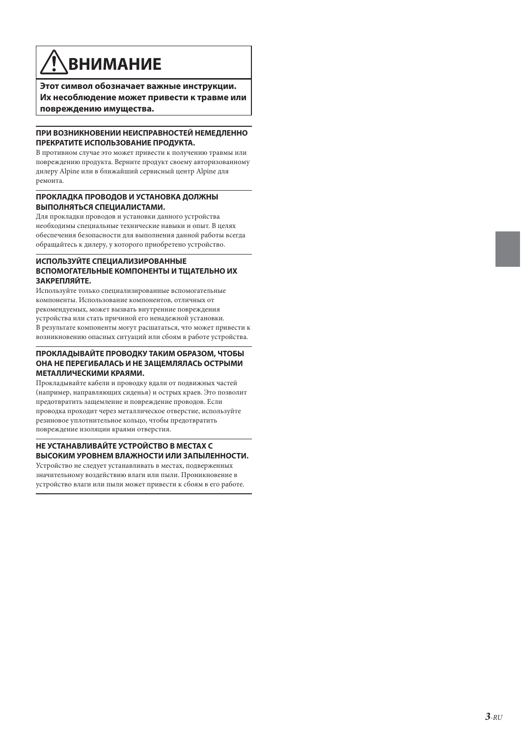# ⚠ ВНИМАНИЕ

**Этот символ обозначает важные инструкции. Их несоблюдение может привести к травме или повреждению имущества.**

### ПРИ ВОЗНИКНОВЕНИИ НЕИСПРАВНОСТЕЙ НЕМЕДЛЕННО ПРЕКРАТИТЕ ИСПОЛЬЗОВАНИЕ ПРОДУКТА.

В противном случае это может привести к получению травмы или повреждению продукта. Верните продукт своему авторизованному дилеру Alpine или в ближайший сервисный центр Alpine для ремонта.

### ПРОКЛАДКА ПРОВОДОВ И УСТАНОВКА ДОЛЖНЫ ВЫПОЛНЯТЬСЯ СПЕЦИАЛИСТАМИ.

Для прокладки проводов и установки данного устройства необходимы специальные технические навыки и опыт. В целях обеспечения безопасности для выполнения данной работы всегда обращайтесь к дилеру, у которого приобретено устройство.

### ИСПОЛЬЗУЙТЕ СПЕЦИАЛИЗИРОВАННЫЕ ВСПОМОГАТЕЛЬНЫЕ КОМПОНЕНТЫ И ТЩАТЕЛЬНО ИХ ЗАКРЕПЛЯЙТЕ.

Используйте только специализированные вспомогательные компоненты. Использование компонентов, отличных от рекомендуемых, может вызвать внутренние повреждения устройства или стать причиной его ненадежной установки. В результате компоненты могут расшататься, что может привести к возникновению опасных ситуаций или сбоям в работе устройства.

### ПРОКЛАДЫВАЙТЕ ПРОВОДКУ ТАКИМ ОБРАЗОМ, ЧТОБЫ ОНА НЕ ПЕРЕГИБАЛАСЬ И НЕ ЗАЩЕМЛЯЛАСЬ ОСТРЫМИ МЕТАЛЛИЧЕСКИМИ КРАЯМИ.

Прокладывайте кабели и проводку вдали от подвижных частей (например, направляющих сиденья) и острых краев. Это позволит предотвратить защемление и повреждение проводов. Если проводка проходит через металлическое отверстие, используйте резиновое уплотнительное кольцо, чтобы предотвратить повреждение изоляции краями отверстия.

### НЕ УСТАНАВЛИВАЙТЕ УСТРОЙСТВО В МЕСТАХ С ВЫСОКИМ УРОВНЕМ ВЛАЖНОСТИ ИЛИ ЗАПЫЛЕННОСТИ.

Устройство не следует устанавливать в местах, подверженных значительному воздействию влаги или пыли. Проникновение в устройство влаги или пыли может привести к сбоям в его работе.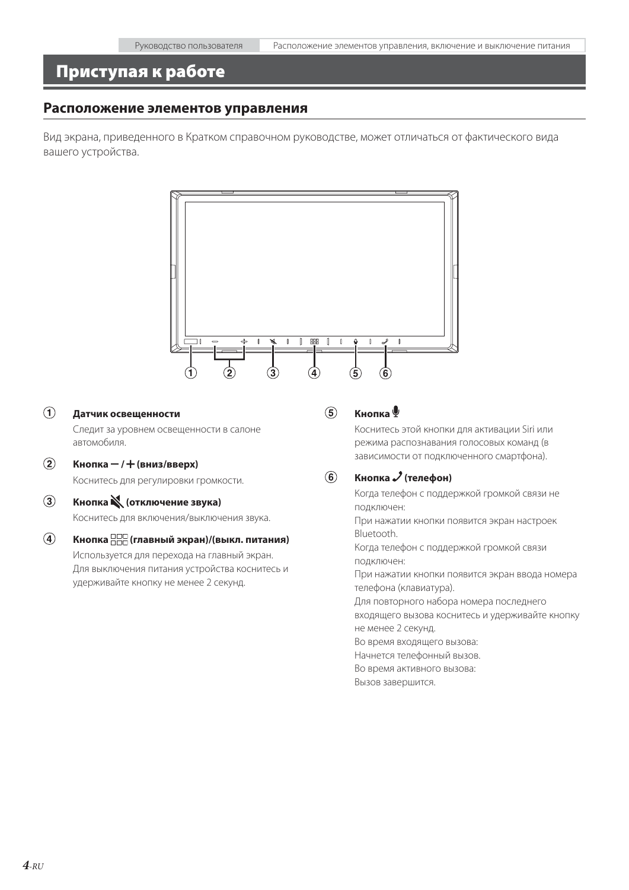# Приступая к работе

## Расположение элементов управления

Вид экрана, приведенного в Кратком справочном руководстве, может отличаться от фактического вида вашего устройства.

① **Датчик освещенности**

Следит за уровнем освещенности в салоне автомобиля.

② **Кнопка − / + (вниз/вверх)**

Коснитесь для регулировки громкости.

③ **Кнопка (отключение звука)**

Коснитесь для включения/выключения звука.

④ **Кнопка (главный экран)/(выкл. питания)**

Используется для перехода на главный экран. Для выключения питания устройства коснитесь и удерживайте кнопку не менее 2 секунд.

⑤ **Кнопка**

Коснитесь этой кнопки для активации Siri или режима распознавания голосовых команд (в зависимости от подключенного смартфона).

⑥ **Кнопка (телефон)**

Когда телефон с поддержкой громкой связи не подключен:
При нажатии кнопки появится экран настроек Bluetooth.
Когда телефон с поддержкой громкой связи подключен:
При нажатии кнопки появится экран ввода номера телефона (клавиатура).
Для повторного набора номера последнего входящего вызова коснитесь и удерживайте кнопку не менее 2 секунд.
Во время входящего вызова:
Начнется телефонный вызов.
Во время активного вызова:
Вызов завершится.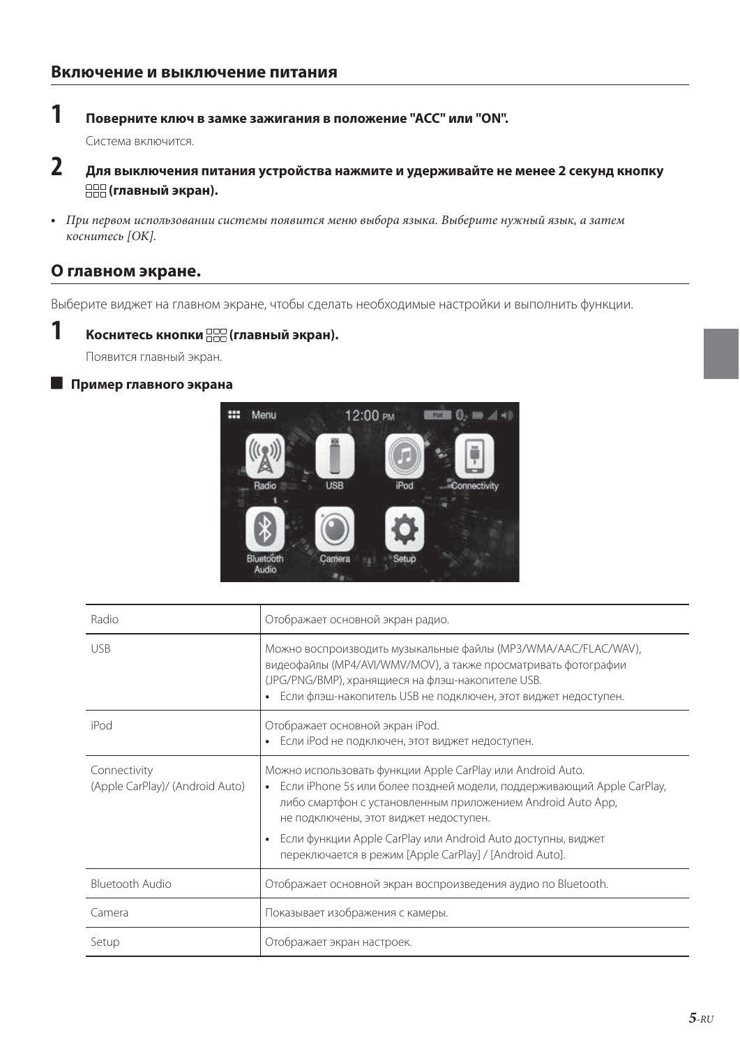## Включение и выключение питания

**1** **Поверните ключ в замке зажигания в положение "ACC" или "ON".**

Система включится.

**2** **Для выключения питания устройства нажмите и удерживайте не менее 2 секунд кнопку (главный экран).**

- *При первом использовании системы появится меню выбора языка. Выберите нужный язык, а затем коснитесь [OK].*

## О главном экране.

Выберите виджет на главном экране, чтобы сделать необходимые настройки и выполнить функции.

**1** **Коснитесь кнопки (главный экран).**

Появится главный экран.

### Пример главного экрана

| | |
|---|---|
| Radio | Отображает основной экран радио. |
| USB | Можно воспроизводить музыкальные файлы (MP3/WMA/AAC/FLAC/WAV), видеофайлы (MP4/AVI/WMV/MOV), а также просматривать фотографии (JPG/PNG/BMP), хранящиеся на флэш-накопителе USB.<br>• Если флэш-накопитель USB не подключен, этот виджет недоступен. |
| iPod | Отображает основной экран iPod.<br>• Если iPod не подключен, этот виджет недоступен. |
| Connectivity (Apple CarPlay)/ (Android Auto) | Можно использовать функции Apple CarPlay или Android Auto.<br>• Если iPhone 5s или более поздней модели, поддерживающий Apple CarPlay, либо смартфон с установленным приложением Android Auto App, не подключены, этот виджет недоступен.<br>• Если функции Apple CarPlay или Android Auto доступны, виджет переключается в режим [Apple CarPlay] / [Android Auto]. |
| Bluetooth Audio | Отображает основной экран воспроизведения аудио по Bluetooth. |
| Camera | Показывает изображения с камеры. |
| Setup | Отображает экран настроек. |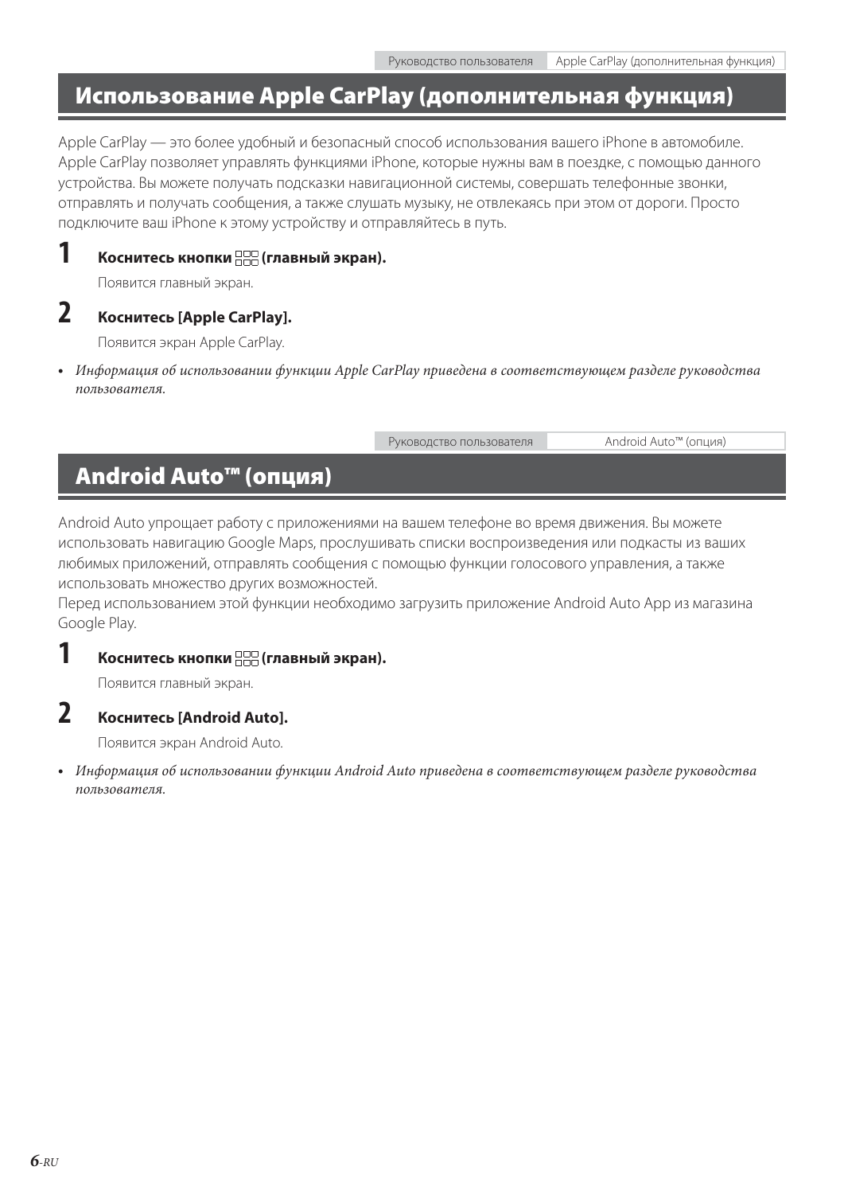## Использование Apple CarPlay (дополнительная функция)

Apple CarPlay — это более удобный и безопасный способ использования вашего iPhone в автомобиле. Apple CarPlay позволяет управлять функциями iPhone, которые нужны вам в поездке, с помощью данного устройства. Вы можете получать подсказки навигационной системы, совершать телефонные звонки, отправлять и получать сообщения, а также слушать музыку, не отвлекаясь при этом от дороги. Просто подключите ваш iPhone к этому устройству и отправляйтесь в путь.

**1 Коснитесь кнопки (главный экран).**

Появится главный экран.

**2 Коснитесь [Apple CarPlay].**

Появится экран Apple CarPlay.

- *Информация об использовании функции Apple CarPlay приведена в соответствующем разделе руководства пользователя.*

## Android Auto™ (опция)

Android Auto упрощает работу с приложениями на вашем телефоне во время движения. Вы можете использовать навигацию Google Maps, прослушивать списки воспроизведения или подкасты из ваших любимых приложений, отправлять сообщения с помощью функции голосового управления, а также использовать множество других возможностей.

Перед использованием этой функции необходимо загрузить приложение Android Auto App из магазина Google Play.

**1 Коснитесь кнопки (главный экран).**

Появится главный экран.

**2 Коснитесь [Android Auto].**

Появится экран Android Auto.

- *Информация об использовании функции Android Auto приведена в соответствующем разделе руководства пользователя.*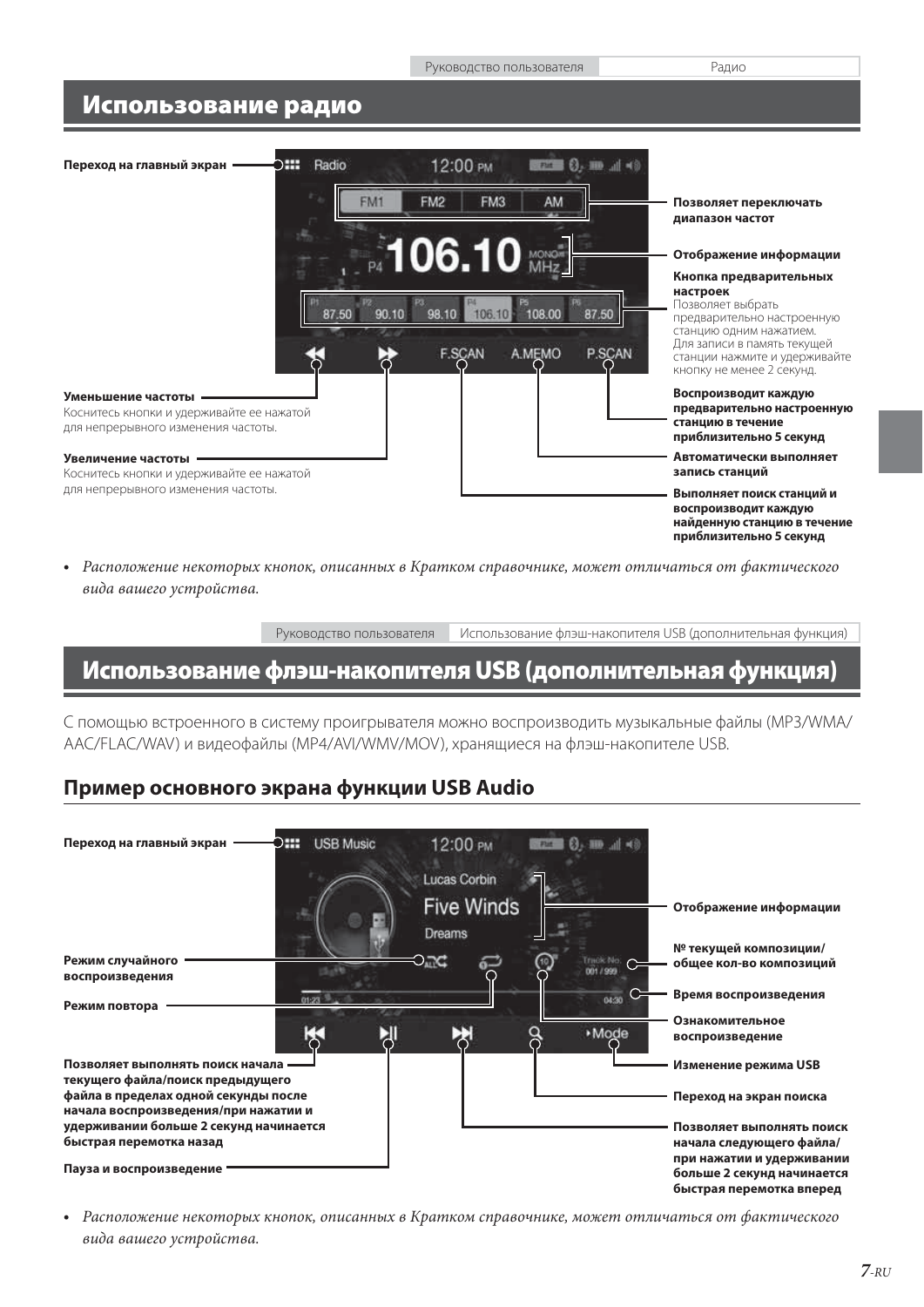# Использование радио

**Переход на главный экран**

**Позволяет переключать диапазон частот**

**Отображение информации**

**Кнопка предварительных настроек**
Позволяет выбрать предварительно настроенную станцию одним нажатием.
Для записи в память текущей станции нажмите и удерживайте кнопку не менее 2 секунд.

**Уменьшение частоты**
Коснитесь кнопки и удерживайте ее нажатой для непрерывного изменения частоты.

**Увеличение частоты**
Коснитесь кнопки и удерживайте ее нажатой для непрерывного изменения частоты.

**Воспроизводит каждую предварительно настроенную станцию в течение приблизительно 5 секунд**

**Автоматически выполняет запись станций**

**Выполняет поиск станций и воспроизводит каждую найденную станцию в течение приблизительно 5 секунд**

- *Расположение некоторых кнопок, описанных в Кратком справочнике, может отличаться от фактического вида вашего устройства.*

# Использование флэш-накопителя USB (дополнительная функция)

С помощью встроенного в систему проигрывателя можно воспроизводить музыкальные файлы (MP3/WMA/AAC/FLAC/WAV) и видеофайлы (MP4/AVI/WMV/MOV), хранящиеся на флэш-накопителе USB.

## Пример основного экрана функции USB Audio

**Переход на главный экран**

**Отображение информации**

**Режим случайного воспроизведения**

**№ текущей композиции/общее кол-во композиций**

**Режим повтора**

**Время воспроизведения**

**Ознакомительное воспроизведение**

**Изменение режима USB**

**Позволяет выполнять поиск начала текущего файла/поиск предыдущего файла в пределах одной секунды после начала воспроизведения/при нажатии и удерживании больше 2 секунд начинается быстрая перемотка назад**

**Переход на экран поиска**

**Позволяет выполнять поиск начала следующего файла/при нажатии и удерживании больше 2 секунд начинается быстрая перемотка вперед**

**Пауза и воспроизведение**

- *Расположение некоторых кнопок, описанных в Кратком справочнике, может отличаться от фактического вида вашего устройства.*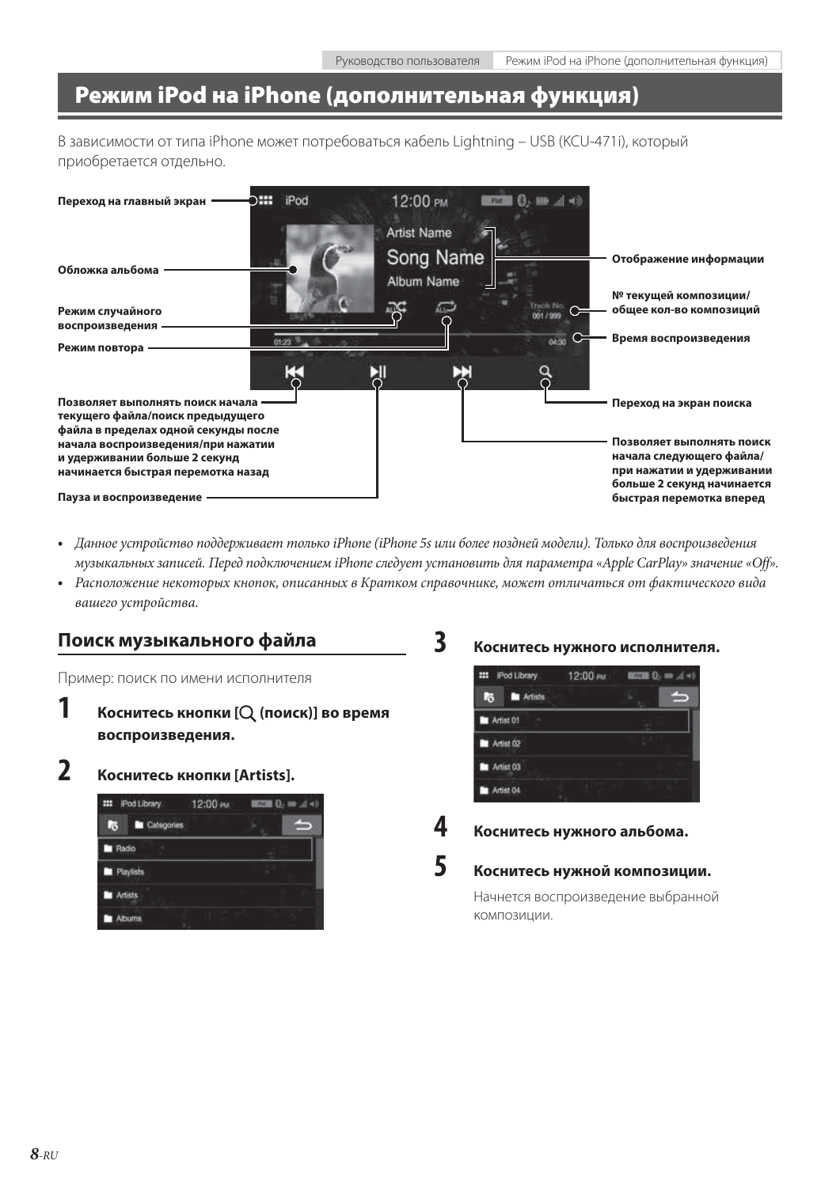# Режим iPod на iPhone (дополнительная функция)

В зависимости от типа iPhone может потребоваться кабель Lightning – USB (KCU-471i), который приобретается отдельно.

**Переход на главный экран**

**Обложка альбома**

**Режим случайного воспроизведения**

**Режим повтора**

**Позволяет выполнять поиск начала текущего файла/поиск предыдущего файла в пределах одной секунды после начала воспроизведения/при нажатии и удерживании больше 2 секунд начинается быстрая перемотка назад**

**Пауза и воспроизведение**

**Отображение информации**

**№ текущей композиции/ общее кол-во композиций**

**Время воспроизведения**

**Переход на экран поиска**

**Позволяет выполнять поиск начала следующего файла/ при нажатии и удерживании больше 2 секунд начинается быстрая перемотка вперед**

- *Данное устройство поддерживает только iPhone (iPhone 5s или более поздней модели). Только для воспроизведения музыкальных записей. Перед подключением iPhone следует установить для параметра «Apple CarPlay» значение «Off».*
- *Расположение некоторых кнопок, описанных в Кратком справочнике, может отличаться от фактического вида вашего устройства.*

## Поиск музыкального файла

Пример: поиск по имени исполнителя

**1** **Коснитесь кнопки [Q (поиск)] во время воспроизведения.**

**2** **Коснитесь кнопки [Artists].**

**3** **Коснитесь нужного исполнителя.**

**4** **Коснитесь нужного альбома.**

**5** **Коснитесь нужной композиции.**

Начнется воспроизведение выбранной композиции.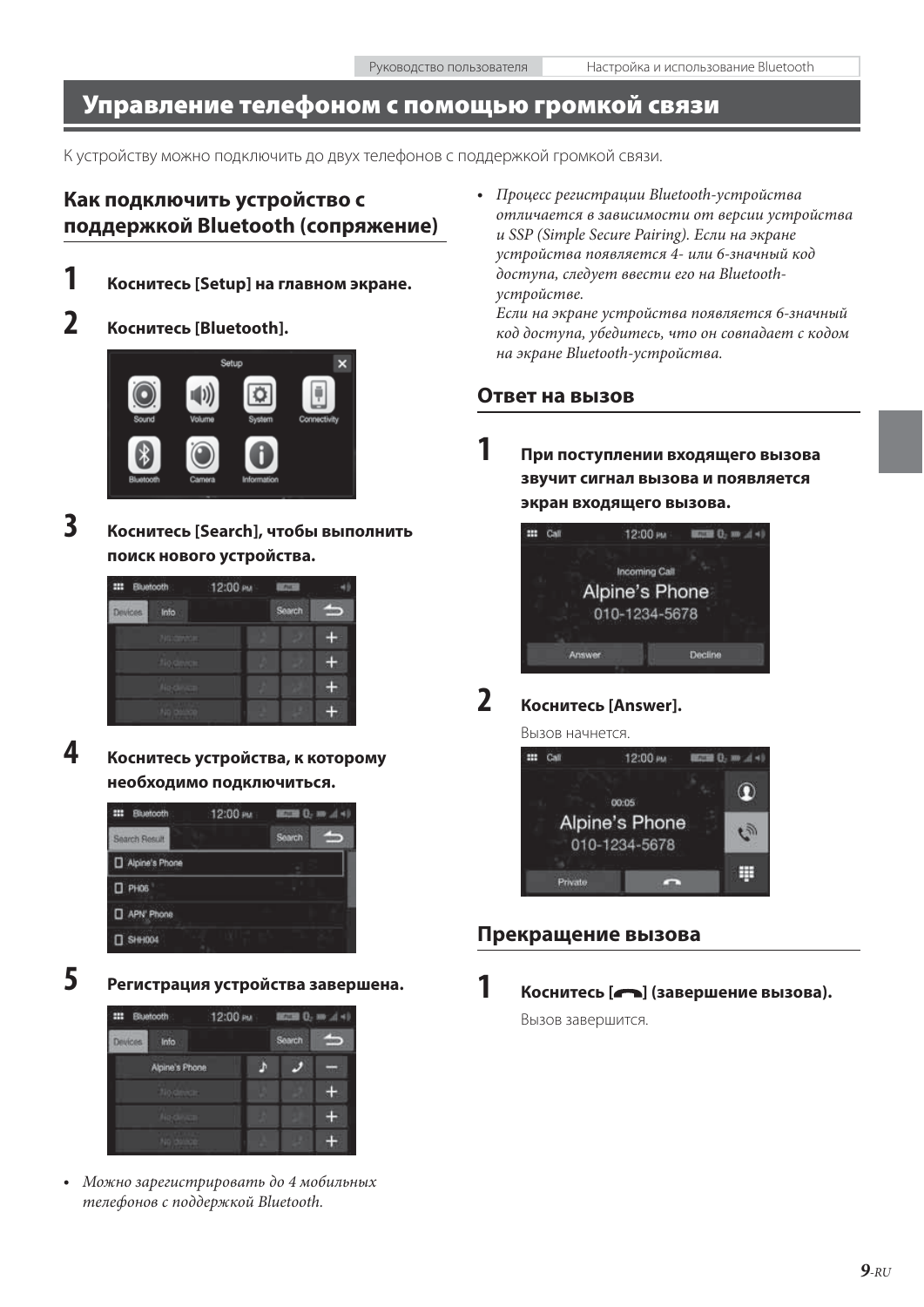# Управление телефоном с помощью громкой связи

К устройству можно подключить до двух телефонов с поддержкой громкой связи.

## Как подключить устройство с поддержкой Bluetooth (сопряжение)

**1** **Коснитесь [Setup] на главном экране.**

**2** **Коснитесь [Bluetooth].**

**3** **Коснитесь [Search], чтобы выполнить поиск нового устройства.**

**4** **Коснитесь устройства, к которому необходимо подключиться.**

**5** **Регистрация устройства завершена.**

- *Можно зарегистрировать до 4 мобильных телефонов с поддержкой Bluetooth.*
- *Процесс регистрации Bluetooth-устройства отличается в зависимости от версии устройства и SSP (Simple Secure Pairing). Если на экране устройства появляется 4- или 6-значный код доступа, следует ввести его на Bluetooth-устройстве.*
  *Если на экране устройства появляется 6-значный код доступа, убедитесь, что он совпадает с кодом на экране Bluetooth-устройства.*

## Ответ на вызов

**1** **При поступлении входящего вызова звучит сигнал вызова и появляется экран входящего вызова.**

**2** **Коснитесь [Answer].**

Вызов начнется.

## Прекращение вызова

**1** **Коснитесь [ ] (завершение вызова).**

Вызов завершится.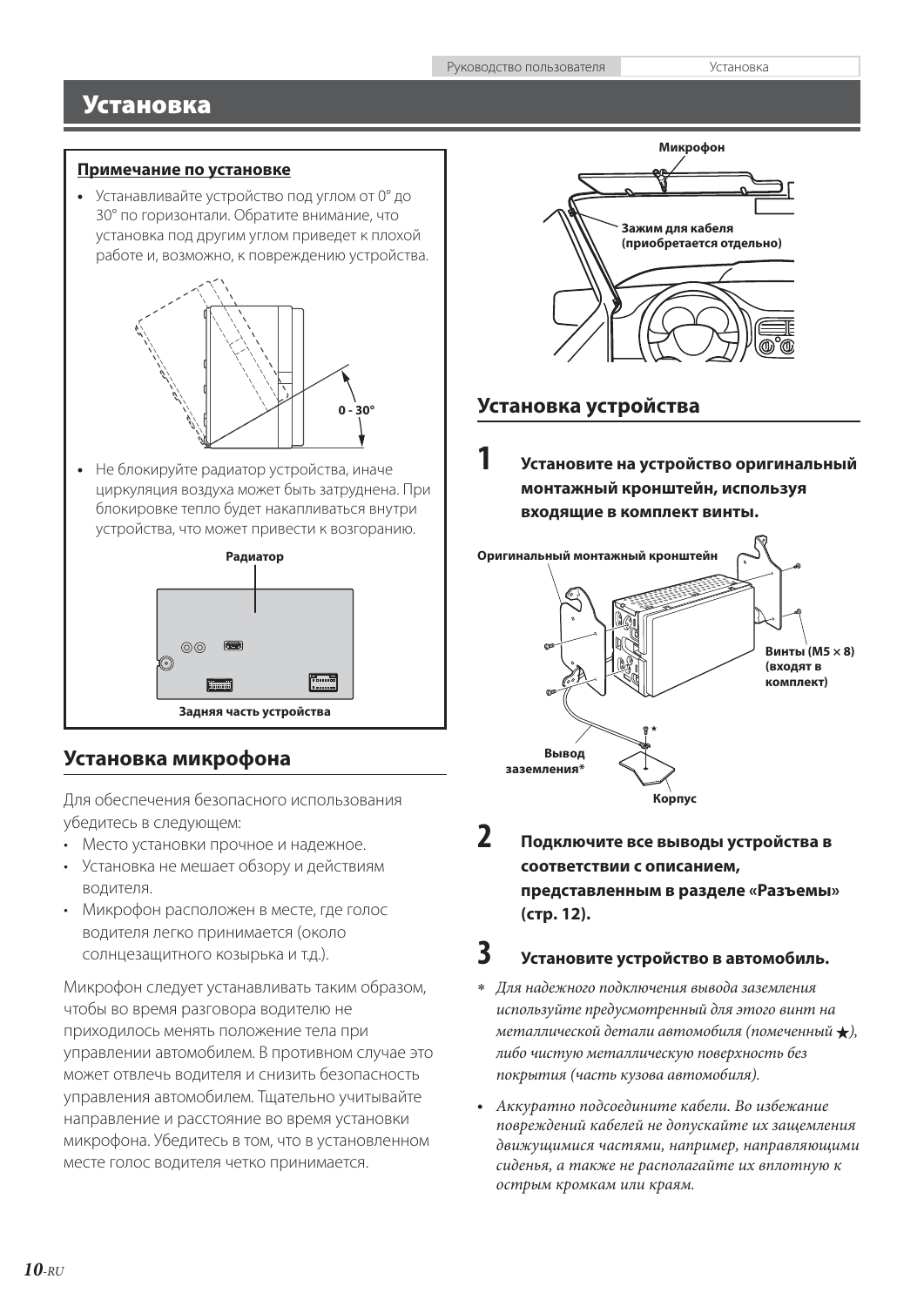# Установка

**Примечание по установке**

- Устанавливайте устройство под углом от 0° до 30° по горизонтали. Обратите внимание, что установка под другим углом приведет к плохой работе и, возможно, к повреждению устройства.

0 - 30°

- Не блокируйте радиатор устройства, иначе циркуляция воздуха может быть затруднена. При блокировке тепло будет накапливаться внутри устройства, что может привести к возгоранию.

Радиатор

Задняя часть устройства

## Установка микрофона

Для обеспечения безопасного использования убедитесь в следующем:

- Место установки прочное и надежное.
- Установка не мешает обзору и действиям водителя.
- Микрофон расположен в месте, где голос водителя легко принимается (около солнцезащитного козырька и т.д.).

Микрофон следует устанавливать таким образом, чтобы во время разговора водителю не приходилось менять положение тела при управлении автомобилем. В противном случае это может отвлечь водителя и снизить безопасность управления автомобилем. Тщательно учитывайте направление и расстояние во время установки микрофона. Убедитесь в том, что в установленном месте голос водителя четко принимается.

Микрофон

Зажим для кабеля (приобретается отдельно)

## Установка устройства

**1 Установите на устройство оригинальный монтажный кронштейн, используя входящие в комплект винты.**

Оригинальный монтажный кронштейн

Винты (M5 × 8) (входят в комплект)

Вывод заземления*

Корпус

**2 Подключите все выводы устройства в соответствии с описанием, представленным в разделе «Разъемы» (стр. 12).**

**3 Установите устройство в автомобиль.**

*\* Для надежного подключения вывода заземления используйте предусмотренный для этого винт на металлической детали автомобиля (помеченный ★), либо чистую металлическую поверхность без покрытия (часть кузова автомобиля).*

- *Аккуратно подсоедините кабели. Во избежание повреждений кабелей не допускайте их защемления движущимися частями, например, направляющими сиденья, а также не располагайте их вплотную к острым кромкам или краям.*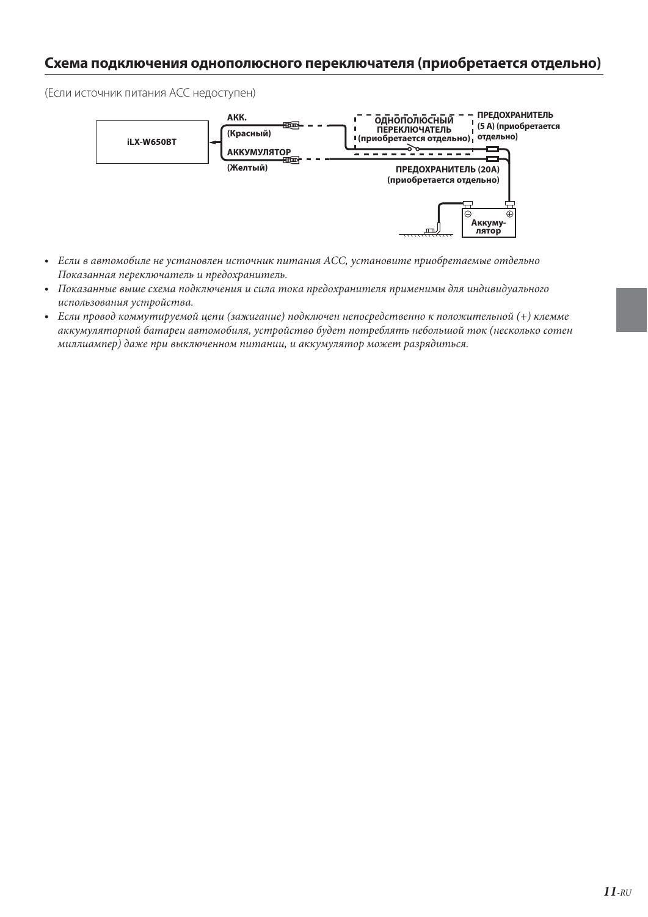## Схема подключения однополюсного переключателя (приобретается отдельно)

(Если источник питания ACC недоступен)

iLX-W650BT

АКК.

(Красный)

АККУМУЛЯТОР

(Желтый)

ОДНОПОЛЮСНЫЙ ПЕРЕКЛЮЧАТЕЛЬ (приобретается отдельно)

ПРЕДОХРАНИТЕЛЬ (5 А) (приобретается отдельно)

ПРЕДОХРАНИТЕЛЬ (20А) (приобретается отдельно)

Аккуму-лятор

- *Если в автомобиле не установлен источник питания ACC, установите приобретаемые отдельно Показанная переключатель и предохранитель.*
- *Показанные выше схема подключения и сила тока предохранителя применимы для индивидуального использования устройства.*
- *Если провод коммутируемой цепи (зажигание) подключен непосредственно к положительной (+) клемме аккумуляторной батареи автомобиля, устройство будет потреблять небольшой ток (несколько сотен миллиампер) даже при выключенном питании, и аккумулятор может разрядиться.*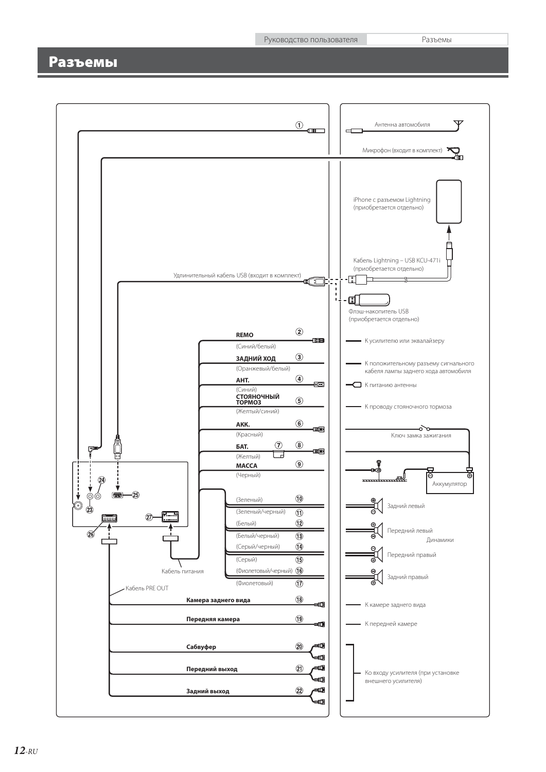# Разъемы

① Антенна автомобиля

Микрофон (входит в комплект)

iPhone с разъемом Lightning (приобретается отдельно)

Кабель Lightning – USB KCU-471i (приобретается отдельно)

Удлинительный кабель USB (входит в комплект)

Флэш-накопитель USB (приобретается отдельно)

② **REMO** (Синий/белый) — К усилителю или эквалайзеру

③ **ЗАДНИЙ ХОД** (Оранжевый/белый) — К положительному разъему сигнального кабеля лампы заднего хода автомобиля

④ **АНТ.** (Синий) — К питанию антенны

⑤ **СТОЯНОЧНЫЙ ТОРМОЗ** (Желтый/синий) — К проводу стояночного тормоза

⑥ **АКК.** (Красный) — Ключ замка зажигания

⑦

⑧ **БАТ.** (Желтый)

⑨ **МАССА** (Черный)

Аккумулятор

Динамики:

⑩ (Зеленый)

⑪ (Зеленый/черный) — Задний левый

⑫ (Белый)

⑬ (Белый/черный) — Передний левый

⑭ (Серый/черный)

⑮ (Серый) — Передний правый

⑯ (Фиолетовый/черный)

⑰ (Фиолетовый) — Задний правый

Кабель питания

Кабель PRE OUT

⑱ **Камера заднего вида** — К камере заднего вида

⑲ **Передняя камера** — К передней камере

⑳ **Сабвуфер**

㉑ **Передний выход**

㉒ **Задний выход**

Ко входу усилителя (при установке внешнего усилителя)

㉓ ㉔ ㉕ ㉖ ㉗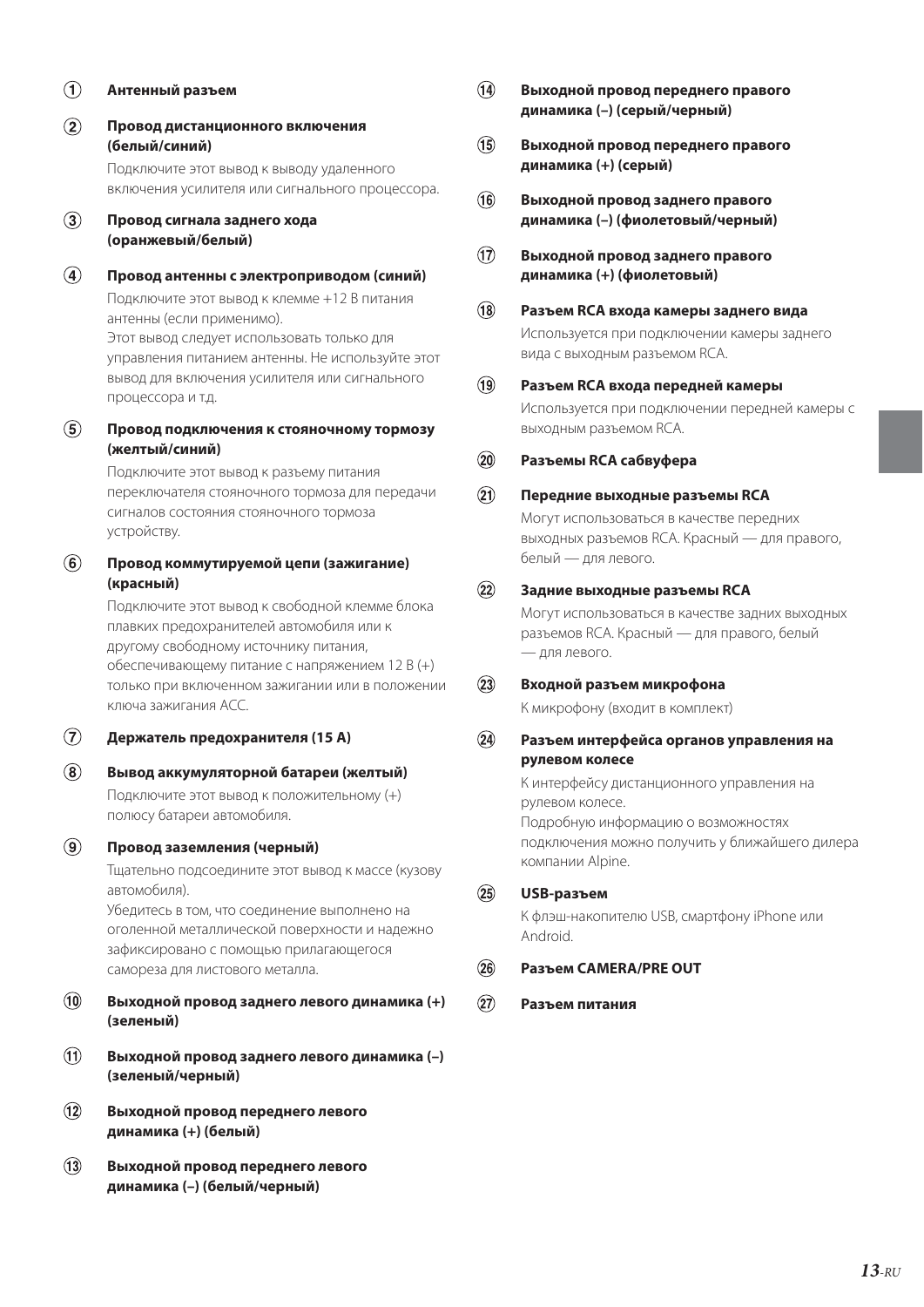① **Антенный разъем**

② **Провод дистанционного включения (белый/синий)**

Подключите этот вывод к выводу удаленного включения усилителя или сигнального процессора.

③ **Провод сигнала заднего хода (оранжевый/белый)**

④ **Провод антенны с электроприводом (синий)**

Подключите этот вывод к клемме +12 В питания антенны (если применимо).
Этот вывод следует использовать только для управления питанием антенны. Не используйте этот вывод для включения усилителя или сигнального процессора и т.д.

⑤ **Провод подключения к стояночному тормозу (желтый/синий)**

Подключите этот вывод к разъему питания переключателя стояночного тормоза для передачи сигналов состояния стояночного тормоза устройству.

⑥ **Провод коммутируемой цепи (зажигание) (красный)**

Подключите этот вывод к свободной клемме блока плавких предохранителей автомобиля или к другому свободному источнику питания, обеспечивающему питание с напряжением 12 В (+) только при включенном зажигании или в положении ключа зажигания ACC.

⑦ **Держатель предохранителя (15 A)**

⑧ **Вывод аккумуляторной батареи (желтый)**

Подключите этот вывод к положительному (+) полюсу батареи автомобиля.

⑨ **Провод заземления (черный)**

Тщательно подсоедините этот вывод к массе (кузову автомобиля).
Убедитесь в том, что соединение выполнено на оголенной металлической поверхности и надежно зафиксировано с помощью прилагающегося самореза для листового металла.

⑩ **Выходной провод заднего левого динамика (+) (зеленый)**

⑪ **Выходной провод заднего левого динамика (–) (зеленый/черный)**

⑫ **Выходной провод переднего левого динамика (+) (белый)**

⑬ **Выходной провод переднего левого динамика (–) (белый/черный)**

⑭ **Выходной провод переднего правого динамика (–) (серый/черный)**

⑮ **Выходной провод переднего правого динамика (+) (серый)**

⑯ **Выходной провод заднего правого динамика (–) (фиолетовый/черный)**

⑰ **Выходной провод заднего правого динамика (+) (фиолетовый)**

⑱ **Разъем RCA входа камеры заднего вида**

Используется при подключении камеры заднего вида с выходным разъемом RCA.

⑲ **Разъем RCA входа передней камеры**

Используется при подключении передней камеры с выходным разъемом RCA.

⑳ **Разъемы RCA сабвуфера**

㉑ **Передние выходные разъемы RCA**

Могут использоваться в качестве передних выходных разъемов RCA. Красный — для правого, белый — для левого.

㉒ **Задние выходные разъемы RCA**

Могут использоваться в качестве задних выходных разъемов RCA. Красный — для правого, белый — для левого.

㉓ **Входной разъем микрофона**

К микрофону (входит в комплект)

㉔ **Разъем интерфейса органов управления на рулевом колесе**

К интерфейсу дистанционного управления на рулевом колесе.
Подробную информацию о возможностях подключения можно получить у ближайшего дилера компании Alpine.

㉕ **USB-разъем**

К флэш-накопителю USB, смартфону iPhone или Android.

㉖ **Разъем CAMERA/PRE OUT**

㉗ **Разъем питания**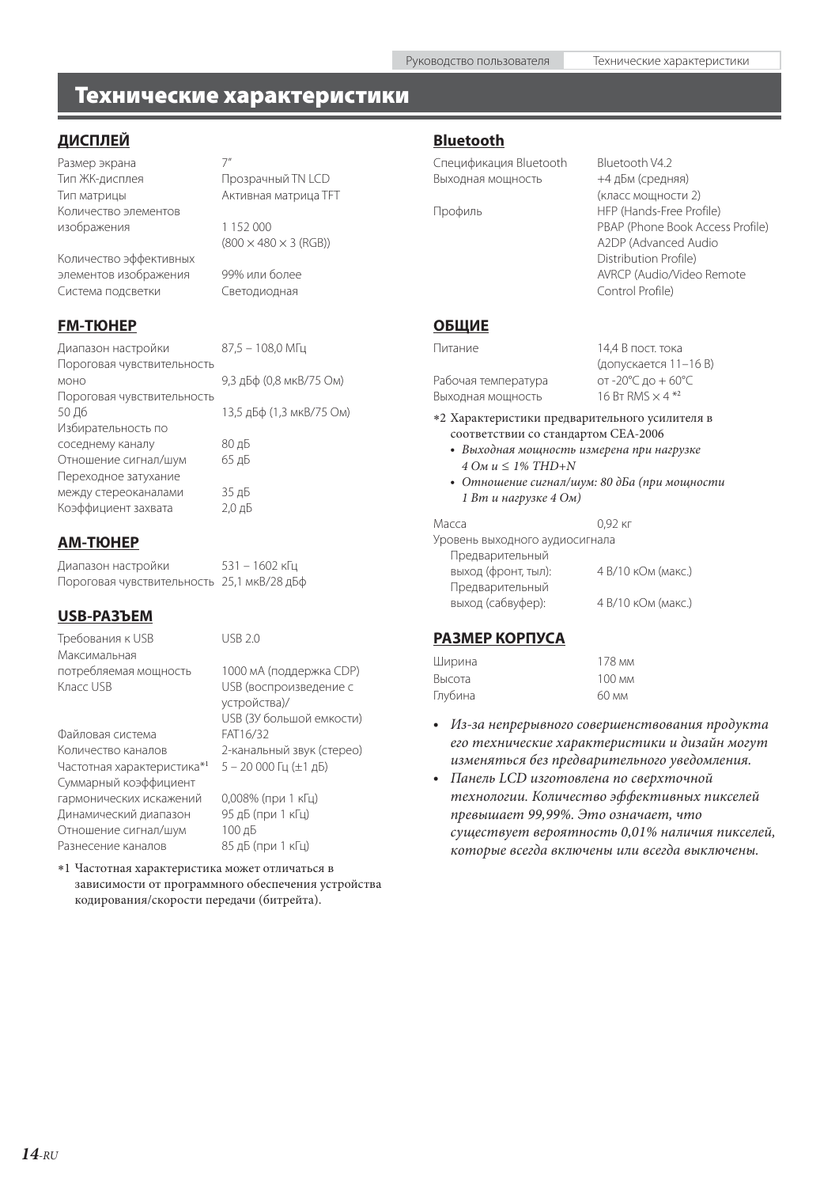# Технические характеристики

## ДИСПЛЕЙ

| | |
|---|---|
| Размер экрана | 7" |
| Тип ЖК-дисплея | Прозрачный TN LCD |
| Тип матрицы | Активная матрица TFT |
| Количество элементов изображения | 1 152 000 (800 × 480 × 3 (RGB)) |
| Количество эффективных элементов изображения | 99% или более |
| Система подсветки | Светодиодная |

## FM-ТЮНЕР

| | |
|---|---|
| Диапазон настройки | 87,5 – 108,0 МГц |
| Пороговая чувствительность моно | 9,3 дБф (0,8 мкВ/75 Ом) |
| Пороговая чувствительность 50 Дб | 13,5 дБф (1,3 мкВ/75 Ом) |
| Избирательность по соседнему каналу | 80 дБ |
| Отношение сигнал/шум | 65 дБ |
| Переходное затухание между стереоканалами | 35 дБ |
| Коэффициент захвата | 2,0 дБ |

## AM-ТЮНЕР

| | |
|---|---|
| Диапазон настройки | 531 – 1602 кГц |
| Пороговая чувствительность | 25,1 мкВ/28 дБф |

## USB-РАЗЪЕМ

| | |
|---|---|
| Требования к USB | USB 2.0 |
| Максимальная потребляемая мощность | 1000 мА (поддержка CDP) |
| Класс USB | USB (воспроизведение с устройства)/ USB (ЗУ большой емкости) |
| Файловая система | FAT16/32 |
| Количество каналов | 2-канальный звук (стерео) |
| Частотная характеристика*1 | 5 – 20 000 Гц (±1 дБ) |
| Суммарный коэффициент гармонических искажений | 0,008% (при 1 кГц) |
| Динамический диапазон | 95 дБ (при 1 кГц) |
| Отношение сигнал/шум | 100 дБ |
| Разнесение каналов | 85 дБ (при 1 кГц) |

*1 Частотная характеристика может отличаться в зависимости от программного обеспечения устройства кодирования/скорости передачи (битрейта).

## Bluetooth

| | |
|---|---|
| Спецификация Bluetooth | Bluetooth V4.2 |
| Выходная мощность | +4 дБм (средняя) (класс мощности 2) |
| Профиль | HFP (Hands-Free Profile) PBAP (Phone Book Access Profile) A2DP (Advanced Audio Distribution Profile) AVRCP (Audio/Video Remote Control Profile) |

## ОБЩИЕ

| | |
|---|---|
| Питание | 14,4 В пост. тока (допускается 11–16 В) |
| Рабочая температура | от -20°C до + 60°C |
| Выходная мощность | 16 Вт RMS × 4 *2 |

*2 Характеристики предварительного усилителя в соответствии со стандартом CEA-2006
- *Выходная мощность измерена при нагрузке 4 Ом и ≤ 1% THD+N*
- *Отношение сигнал/шум: 80 дБа (при мощности 1 Вт и нагрузке 4 Ом)*

| | |
|---|---|
| Масса | 0,92 кг |
| Уровень выходного аудиосигнала | |
| Предварительный выход (фронт, тыл): | 4 В/10 кОм (макс.) |
| Предварительный выход (сабвуфер): | 4 В/10 кОм (макс.) |

## РАЗМЕР КОРПУСА

| | |
|---|---|
| Ширина | 178 мм |
| Высота | 100 мм |
| Глубина | 60 мм |

- *Из-за непрерывного совершенствования продукта его технические характеристики и дизайн могут изменяться без предварительного уведомления.*
- *Панель LCD изготовлена по сверхточной технологии. Количество эффективных пикселей превышает 99,99%. Это означает, что существует вероятность 0,01% наличия пикселей, которые всегда включены или всегда выключены.*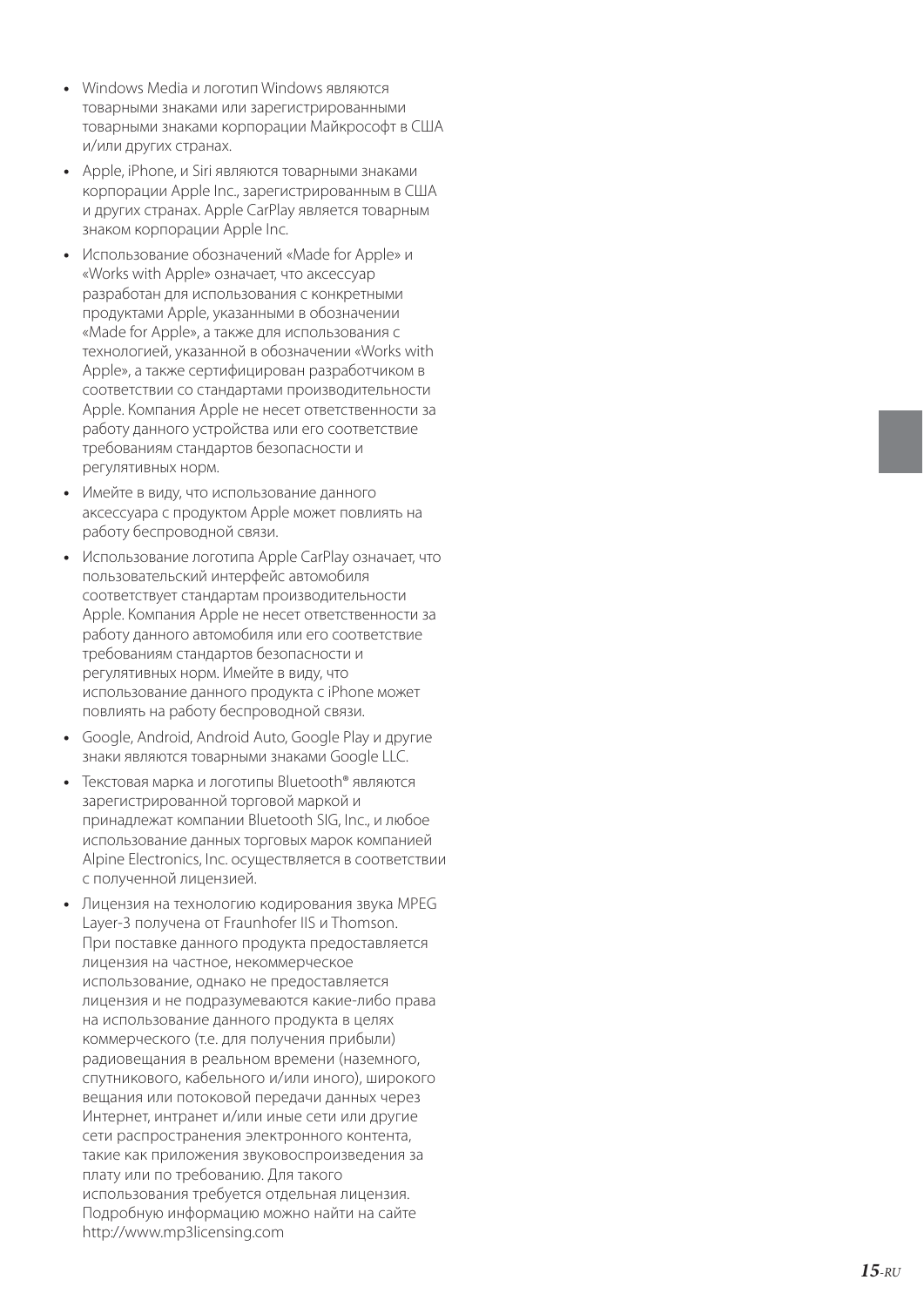- Windows Media и логотип Windows являются товарными знаками или зарегистрированными товарными знаками корпорации Майкрософт в США и/или других странах.
- Apple, iPhone, и Siri являются товарными знаками корпорации Apple Inc., зарегистрированным в США и других странах. Apple CarPlay является товарным знаком корпорации Apple Inc.
- Использование обозначений «Made for Apple» и «Works with Apple» означает, что аксессуар разработан для использования с конкретными продуктами Apple, указанными в обозначении «Made for Apple», а также для использования с технологией, указанной в обозначении «Works with Apple», а также сертифицирован разработчиком в соответствии со стандартами производительности Apple. Компания Apple не несет ответственности за работу данного устройства или его соответствие требованиям стандартов безопасности и регулятивных норм.
- Имейте в виду, что использование данного аксессуара с продуктом Apple может повлиять на работу беспроводной связи.
- Использование логотипа Apple CarPlay означает, что пользовательский интерфейс автомобиля соответствует стандартам производительности Apple. Компания Apple не несет ответственности за работу данного автомобиля или его соответствие требованиям стандартов безопасности и регулятивных норм. Имейте в виду, что использование данного продукта с iPhone может повлиять на работу беспроводной связи.
- Google, Android, Android Auto, Google Play и другие знаки являются товарными знаками Google LLC.
- Текстовая марка и логотипы Bluetooth® являются зарегистрированной торговой маркой и принадлежат компании Bluetooth SIG, Inc., и любое использование данных торговых марок компанией Alpine Electronics, Inc. осуществляется в соответствии с полученной лицензией.
- Лицензия на технологию кодирования звука MPEG Layer-3 получена от Fraunhofer IIS и Thomson. При поставке данного продукта предоставляется лицензия на частное, некоммерческое использование, однако не предоставляется лицензия и не подразумеваются какие-либо права на использование данного продукта в целях коммерческого (т.е. для получения прибыли) радиовещания в реальном времени (наземного, спутникового, кабельного и/или иного), широкого вещания или потоковой передачи данных через Интернет, интранет и/или иные сети или другие сети распространения электронного контента, такие как приложения звуковоспроизведения за плату или по требованию. Для такого использования требуется отдельная лицензия. Подробную информацию можно найти на сайте http://www.mp3licensing.com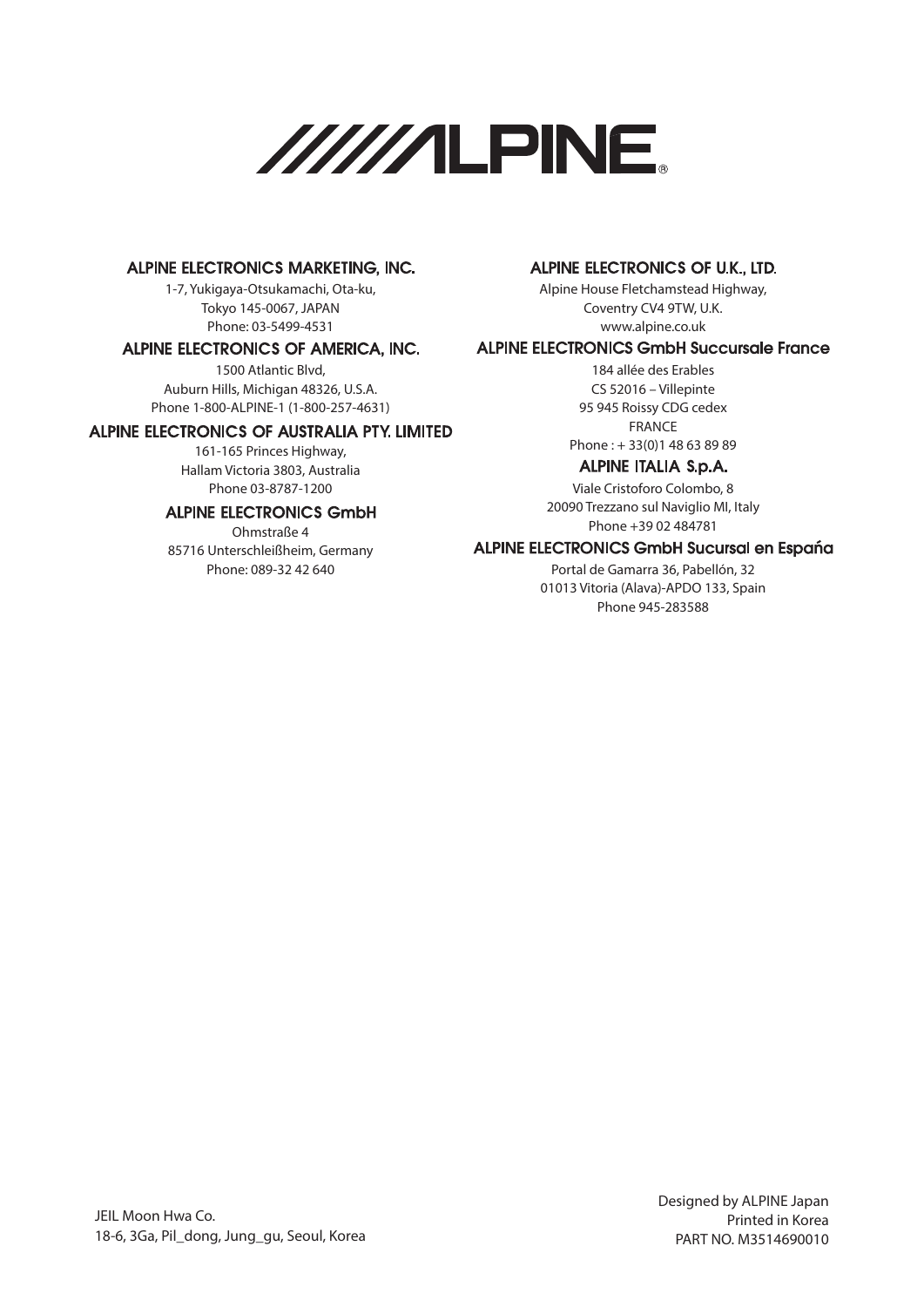# ALPINE®

**ALPINE ELECTRONICS MARKETING, INC.**
1-7, Yukigaya-Otsukamachi, Ota-ku,
Tokyo 145-0067, JAPAN
Phone: 03-5499-4531

**ALPINE ELECTRONICS OF AMERICA, INC.**
1500 Atlantic Blvd,
Auburn Hills, Michigan 48326, U.S.A.
Phone 1-800-ALPINE-1 (1-800-257-4631)

**ALPINE ELECTRONICS OF AUSTRALIA PTY. LIMITED**
161-165 Princes Highway,
Hallam Victoria 3803, Australia
Phone 03-8787-1200

**ALPINE ELECTRONICS GmbH**
Ohmstraße 4
85716 Unterschleißheim, Germany
Phone: 089-32 42 640

**ALPINE ELECTRONICS OF U.K., LTD.**
Alpine House Fletchamstead Highway,
Coventry CV4 9TW, U.K.
www.alpine.co.uk

**ALPINE ELECTRONICS GmbH Succursale France**
184 allée des Erables
CS 52016 – Villepinte
95 945 Roissy CDG cedex
FRANCE
Phone : + 33(0)1 48 63 89 89

**ALPINE ITALIA S.p.A.**
Viale Cristoforo Colombo, 8
20090 Trezzano sul Naviglio MI, Italy
Phone +39 02 484781

**ALPINE ELECTRONICS GmbH Sucursal en España**
Portal de Gamarra 36, Pabellón, 32
01013 Vitoria (Alava)-APDO 133, Spain
Phone 945-283588

JEIL Moon Hwa Co.
18-6, 3Ga, Pil_dong, Jung_gu, Seoul, Korea

Designed by ALPINE Japan
Printed in Korea
PART NO. M3514690010